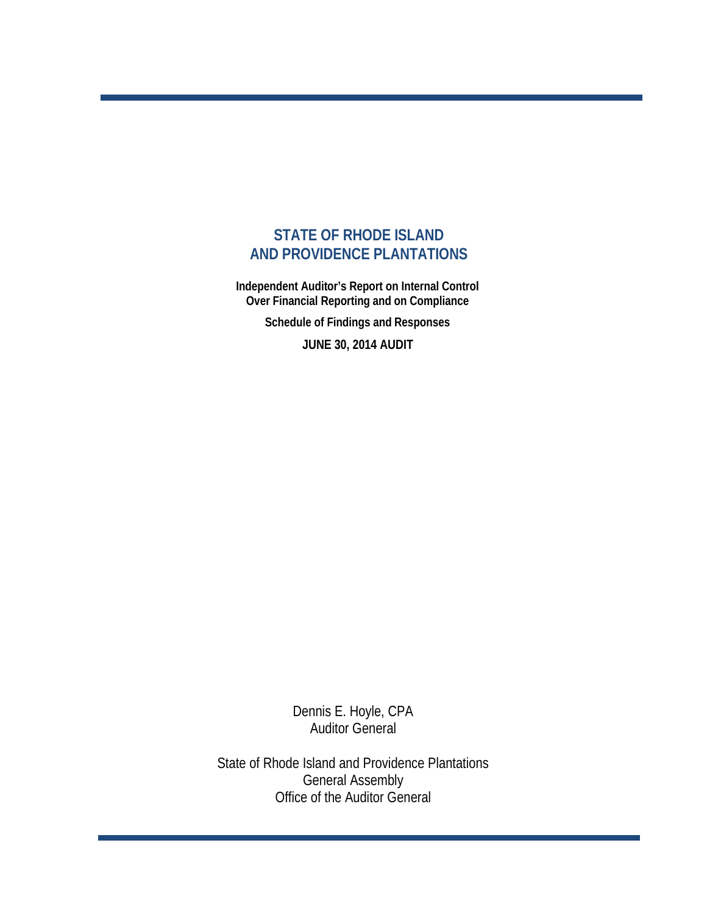# STATE OF RHODE ISLAND AND PROVIDENCE PLANTATIONS

**Independent Auditor's Report on Internal Control Over Financial Reporting and on Compliance**

**Schedule of Findings and Responses**

**JUNE 30, 2014 AUDIT**

Dennis E. Hoyle, CPA
Auditor General

State of Rhode Island and Providence Plantations
General Assembly
Office of the Auditor General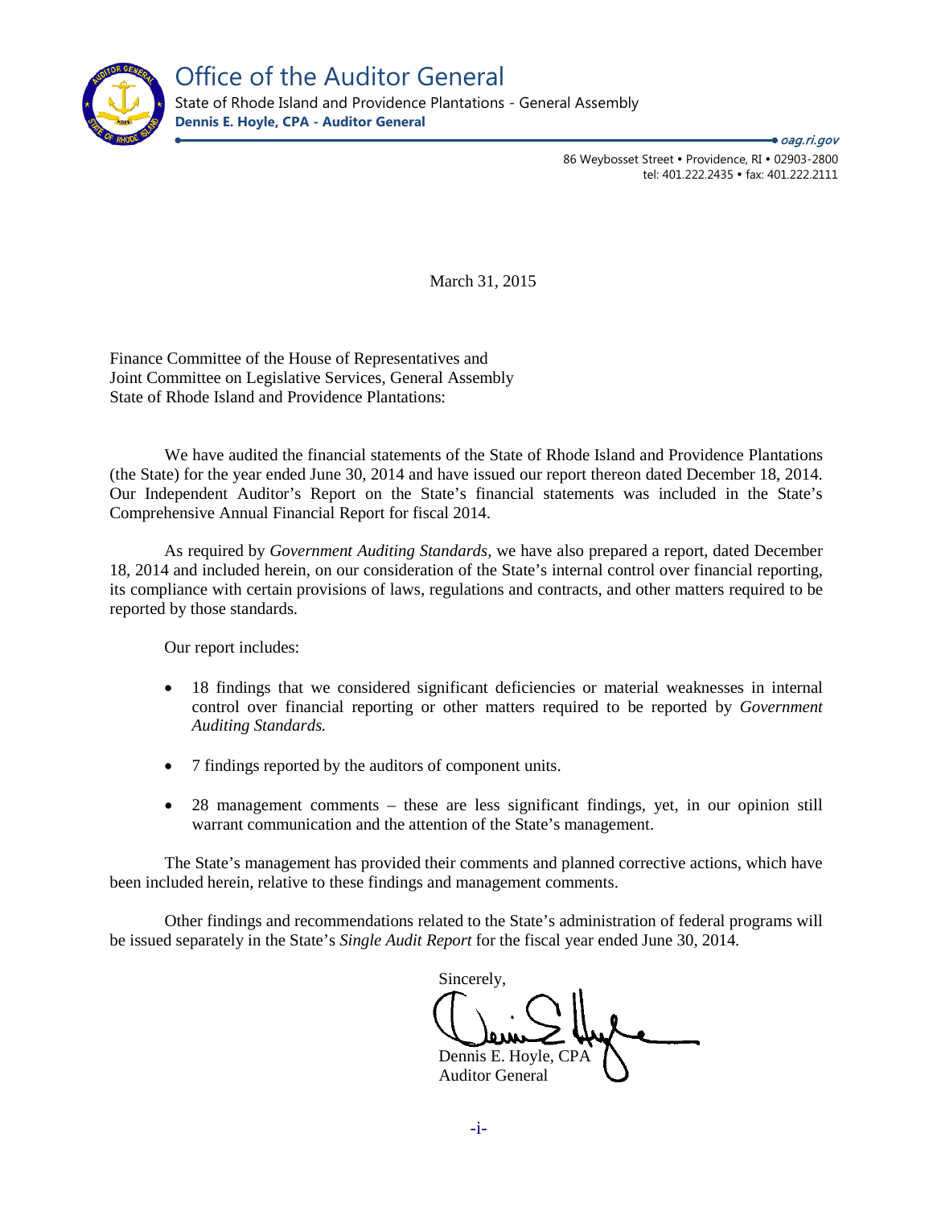# Office of the Auditor General

State of Rhode Island and Providence Plantations - General Assembly

**Dennis E. Hoyle, CPA - Auditor General**

*oag.ri.gov*

86 Weybosset Street • Providence, RI • 02903-2800
tel: 401.222.2435 • fax: 401.222.2111

March 31, 2015

Finance Committee of the House of Representatives and
Joint Committee on Legislative Services, General Assembly
State of Rhode Island and Providence Plantations:

We have audited the financial statements of the State of Rhode Island and Providence Plantations (the State) for the year ended June 30, 2014 and have issued our report thereon dated December 18, 2014. Our Independent Auditor's Report on the State's financial statements was included in the State's Comprehensive Annual Financial Report for fiscal 2014.

As required by *Government Auditing Standards,* we have also prepared a report, dated December 18, 2014 and included herein, on our consideration of the State's internal control over financial reporting, its compliance with certain provisions of laws, regulations and contracts, and other matters required to be reported by those standards.

Our report includes:

- 18 findings that we considered significant deficiencies or material weaknesses in internal control over financial reporting or other matters required to be reported by *Government Auditing Standards.*

- 7 findings reported by the auditors of component units.

- 28 management comments – these are less significant findings, yet, in our opinion still warrant communication and the attention of the State's management.

The State's management has provided their comments and planned corrective actions, which have been included herein, relative to these findings and management comments.

Other findings and recommendations related to the State's administration of federal programs will be issued separately in the State's *Single Audit Report* for the fiscal year ended June 30, 2014.

Sincerely,

Dennis E. Hoyle, CPA
Auditor General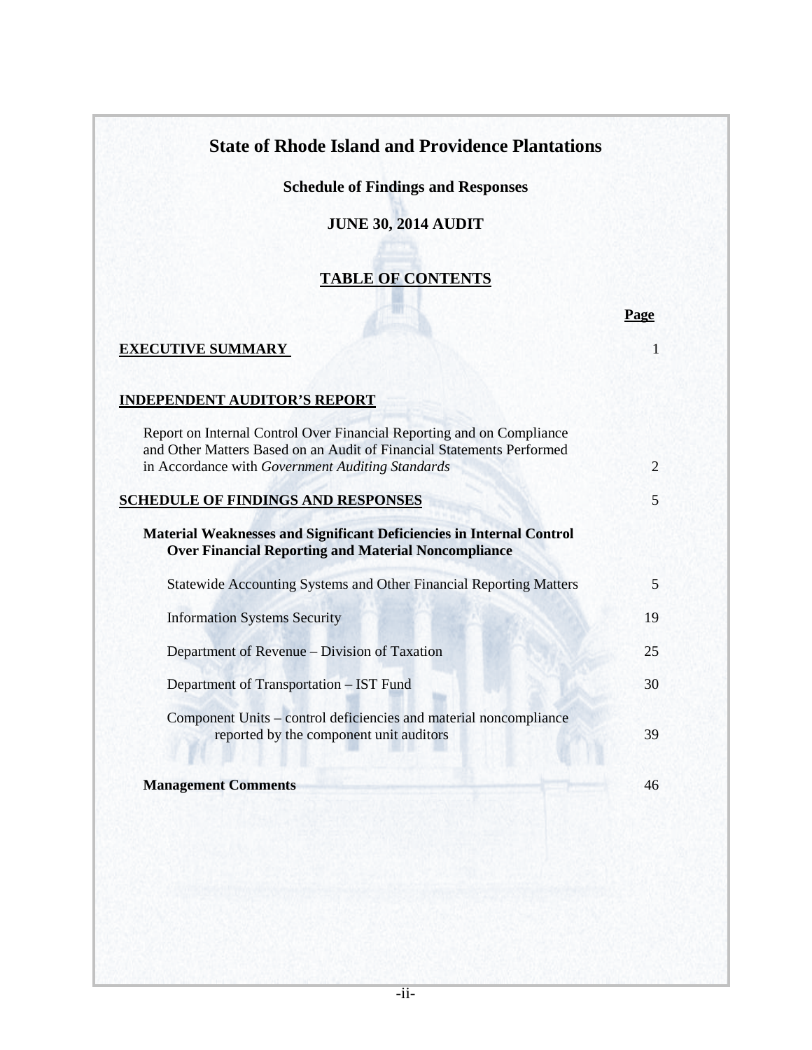# State of Rhode Island and Providence Plantations

## Schedule of Findings and Responses

## JUNE 30, 2014 AUDIT

## TABLE OF CONTENTS

| | Page |
|---|---|
| **EXECUTIVE SUMMARY** | 1 |
| **INDEPENDENT AUDITOR'S REPORT** | |
| Report on Internal Control Over Financial Reporting and on Compliance and Other Matters Based on an Audit of Financial Statements Performed in Accordance with *Government Auditing Standards* | 2 |
| **SCHEDULE OF FINDINGS AND RESPONSES** | 5 |
| **Material Weaknesses and Significant Deficiencies in Internal Control Over Financial Reporting and Material Noncompliance** | |
| Statewide Accounting Systems and Other Financial Reporting Matters | 5 |
| Information Systems Security | 19 |
| Department of Revenue – Division of Taxation | 25 |
| Department of Transportation – IST Fund | 30 |
| Component Units – control deficiencies and material noncompliance reported by the component unit auditors | 39 |
| **Management Comments** | 46 |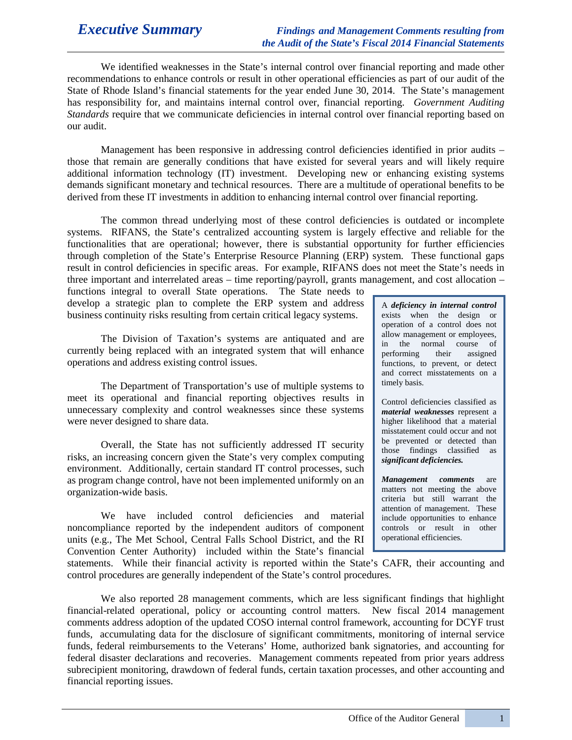# Executive Summary

***Findings and Management Comments resulting from the Audit of the State's Fiscal 2014 Financial Statements***

We identified weaknesses in the State's internal control over financial reporting and made other recommendations to enhance controls or result in other operational efficiencies as part of our audit of the State of Rhode Island's financial statements for the year ended June 30, 2014. The State's management has responsibility for, and maintains internal control over, financial reporting. *Government Auditing Standards* require that we communicate deficiencies in internal control over financial reporting based on our audit.

Management has been responsive in addressing control deficiencies identified in prior audits – those that remain are generally conditions that have existed for several years and will likely require additional information technology (IT) investment. Developing new or enhancing existing systems demands significant monetary and technical resources. There are a multitude of operational benefits to be derived from these IT investments in addition to enhancing internal control over financial reporting.

The common thread underlying most of these control deficiencies is outdated or incomplete systems. RIFANS, the State's centralized accounting system is largely effective and reliable for the functionalities that are operational; however, there is substantial opportunity for further efficiencies through completion of the State's Enterprise Resource Planning (ERP) system. These functional gaps result in control deficiencies in specific areas. For example, RIFANS does not meet the State's needs in three important and interrelated areas – time reporting/payroll, grants management, and cost allocation – functions integral to overall State operations. The State needs to develop a strategic plan to complete the ERP system and address business continuity risks resulting from certain critical legacy systems.

The Division of Taxation's systems are antiquated and are currently being replaced with an integrated system that will enhance operations and address existing control issues.

The Department of Transportation's use of multiple systems to meet its operational and financial reporting objectives results in unnecessary complexity and control weaknesses since these systems were never designed to share data.

Overall, the State has not sufficiently addressed IT security risks, an increasing concern given the State's very complex computing environment. Additionally, certain standard IT control processes, such as program change control, have not been implemented uniformly on an organization-wide basis.

We have included control deficiencies and material noncompliance reported by the independent auditors of component units (e.g., The Met School, Central Falls School District, and the RI Convention Center Authority) included within the State's financial statements. While their financial activity is reported within the State's CAFR, their accounting and control procedures are generally independent of the State's control procedures.

> A ***deficiency in internal control*** exists when the design or operation of a control does not allow management or employees, in the normal course of performing their assigned functions, to prevent, or detect and correct misstatements on a timely basis.
>
> Control deficiencies classified as ***material weaknesses*** represent a higher likelihood that a material misstatement could occur and not be prevented or detected than those findings classified as ***significant deficiencies.***
>
> ***Management comments*** are matters not meeting the above criteria but still warrant the attention of management. These include opportunities to enhance controls or result in other operational efficiencies.

We also reported 28 management comments, which are less significant findings that highlight financial-related operational, policy or accounting control matters. New fiscal 2014 management comments address adoption of the updated COSO internal control framework, accounting for DCYF trust funds, accumulating data for the disclosure of significant commitments, monitoring of internal service funds, federal reimbursements to the Veterans' Home, authorized bank signatories, and accounting for federal disaster declarations and recoveries. Management comments repeated from prior years address subrecipient monitoring, drawdown of federal funds, certain taxation processes, and other accounting and financial reporting issues.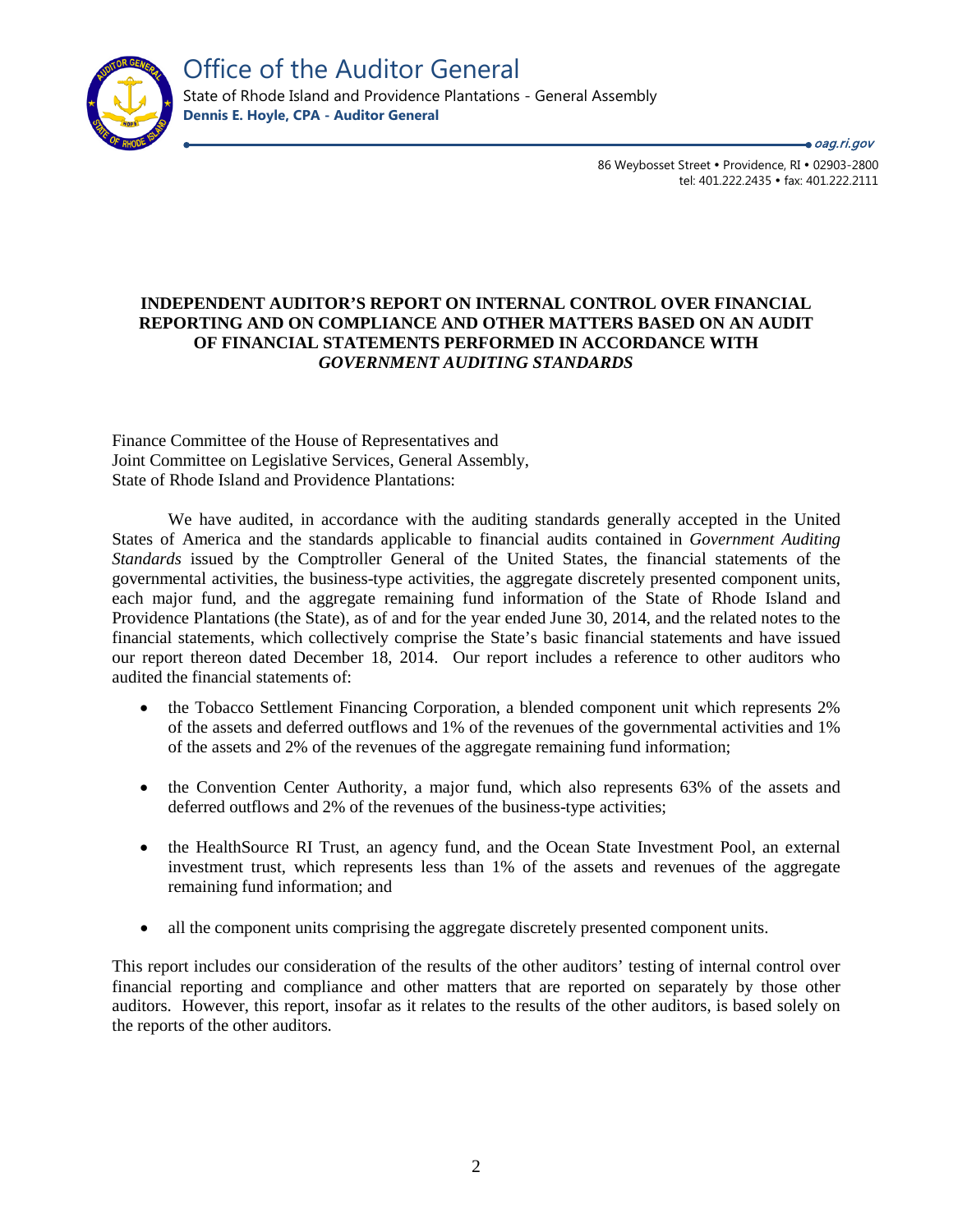# Office of the Auditor General

State of Rhode Island and Providence Plantations - General Assembly
**Dennis E. Hoyle, CPA - Auditor General**

*oag.ri.gov*

86 Weybosset Street • Providence, RI • 02903-2800
tel: 401.222.2435 • fax: 401.222.2111

## INDEPENDENT AUDITOR'S REPORT ON INTERNAL CONTROL OVER FINANCIAL REPORTING AND ON COMPLIANCE AND OTHER MATTERS BASED ON AN AUDIT OF FINANCIAL STATEMENTS PERFORMED IN ACCORDANCE WITH *GOVERNMENT AUDITING STANDARDS*

Finance Committee of the House of Representatives and
Joint Committee on Legislative Services, General Assembly,
State of Rhode Island and Providence Plantations:

We have audited, in accordance with the auditing standards generally accepted in the United States of America and the standards applicable to financial audits contained in *Government Auditing Standards* issued by the Comptroller General of the United States, the financial statements of the governmental activities, the business-type activities, the aggregate discretely presented component units, each major fund, and the aggregate remaining fund information of the State of Rhode Island and Providence Plantations (the State), as of and for the year ended June 30, 2014, and the related notes to the financial statements, which collectively comprise the State's basic financial statements and have issued our report thereon dated December 18, 2014. Our report includes a reference to other auditors who audited the financial statements of:

- the Tobacco Settlement Financing Corporation, a blended component unit which represents 2% of the assets and deferred outflows and 1% of the revenues of the governmental activities and 1% of the assets and 2% of the revenues of the aggregate remaining fund information;
- the Convention Center Authority, a major fund, which also represents 63% of the assets and deferred outflows and 2% of the revenues of the business-type activities;
- the HealthSource RI Trust, an agency fund, and the Ocean State Investment Pool, an external investment trust, which represents less than 1% of the assets and revenues of the aggregate remaining fund information; and
- all the component units comprising the aggregate discretely presented component units.

This report includes our consideration of the results of the other auditors' testing of internal control over financial reporting and compliance and other matters that are reported on separately by those other auditors. However, this report, insofar as it relates to the results of the other auditors, is based solely on the reports of the other auditors.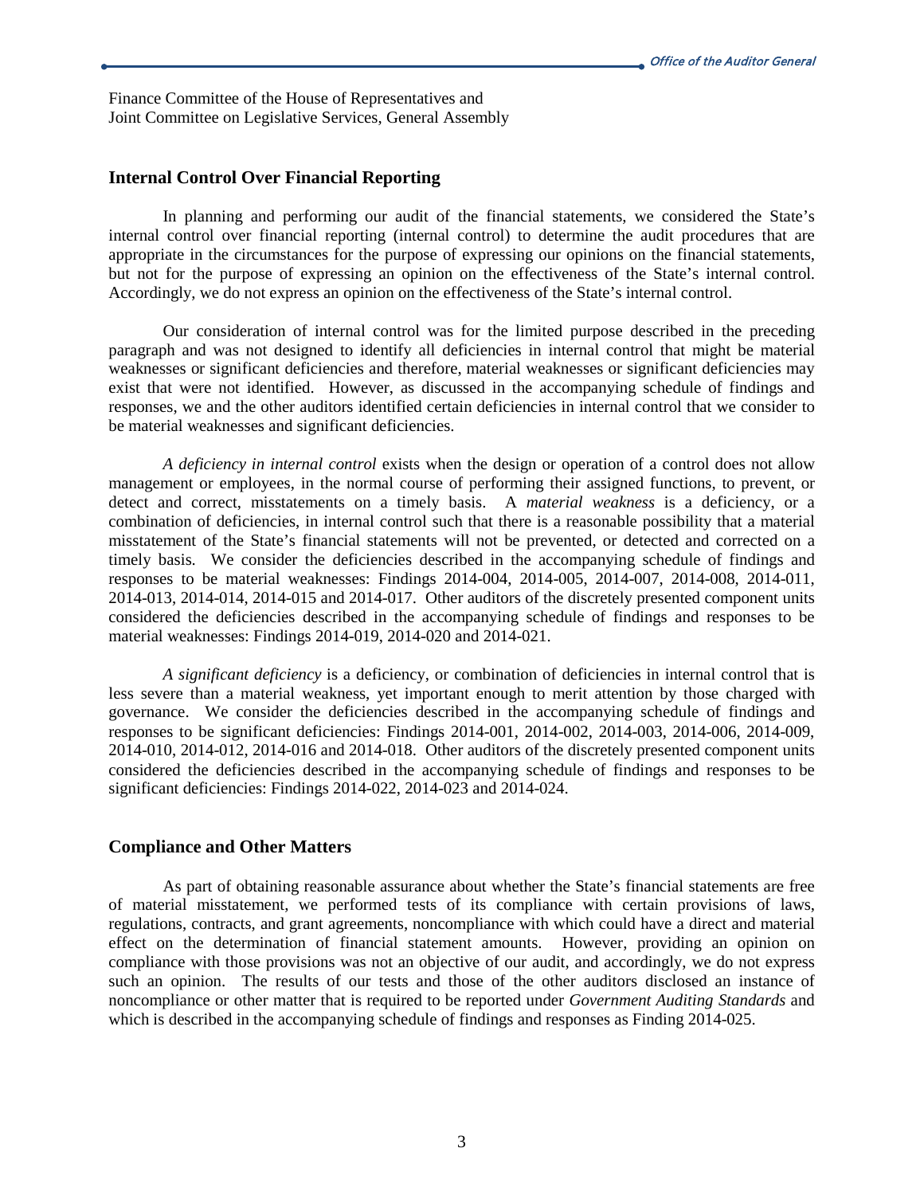Finance Committee of the House of Representatives and
Joint Committee on Legislative Services, General Assembly

## Internal Control Over Financial Reporting

In planning and performing our audit of the financial statements, we considered the State's internal control over financial reporting (internal control) to determine the audit procedures that are appropriate in the circumstances for the purpose of expressing our opinions on the financial statements, but not for the purpose of expressing an opinion on the effectiveness of the State's internal control. Accordingly, we do not express an opinion on the effectiveness of the State's internal control.

Our consideration of internal control was for the limited purpose described in the preceding paragraph and was not designed to identify all deficiencies in internal control that might be material weaknesses or significant deficiencies and therefore, material weaknesses or significant deficiencies may exist that were not identified. However, as discussed in the accompanying schedule of findings and responses, we and the other auditors identified certain deficiencies in internal control that we consider to be material weaknesses and significant deficiencies.

*A deficiency in internal control* exists when the design or operation of a control does not allow management or employees, in the normal course of performing their assigned functions, to prevent, or detect and correct, misstatements on a timely basis. A *material weakness* is a deficiency, or a combination of deficiencies, in internal control such that there is a reasonable possibility that a material misstatement of the State's financial statements will not be prevented, or detected and corrected on a timely basis. We consider the deficiencies described in the accompanying schedule of findings and responses to be material weaknesses: Findings 2014-004, 2014-005, 2014-007, 2014-008, 2014-011, 2014-013, 2014-014, 2014-015 and 2014-017. Other auditors of the discretely presented component units considered the deficiencies described in the accompanying schedule of findings and responses to be material weaknesses: Findings 2014-019, 2014-020 and 2014-021.

*A significant deficiency* is a deficiency, or combination of deficiencies in internal control that is less severe than a material weakness, yet important enough to merit attention by those charged with governance. We consider the deficiencies described in the accompanying schedule of findings and responses to be significant deficiencies: Findings 2014-001, 2014-002, 2014-003, 2014-006, 2014-009, 2014-010, 2014-012, 2014-016 and 2014-018. Other auditors of the discretely presented component units considered the deficiencies described in the accompanying schedule of findings and responses to be significant deficiencies: Findings 2014-022, 2014-023 and 2014-024.

## Compliance and Other Matters

As part of obtaining reasonable assurance about whether the State's financial statements are free of material misstatement, we performed tests of its compliance with certain provisions of laws, regulations, contracts, and grant agreements, noncompliance with which could have a direct and material effect on the determination of financial statement amounts. However, providing an opinion on compliance with those provisions was not an objective of our audit, and accordingly, we do not express such an opinion. The results of our tests and those of the other auditors disclosed an instance of noncompliance or other matter that is required to be reported under *Government Auditing Standards* and which is described in the accompanying schedule of findings and responses as Finding 2014-025.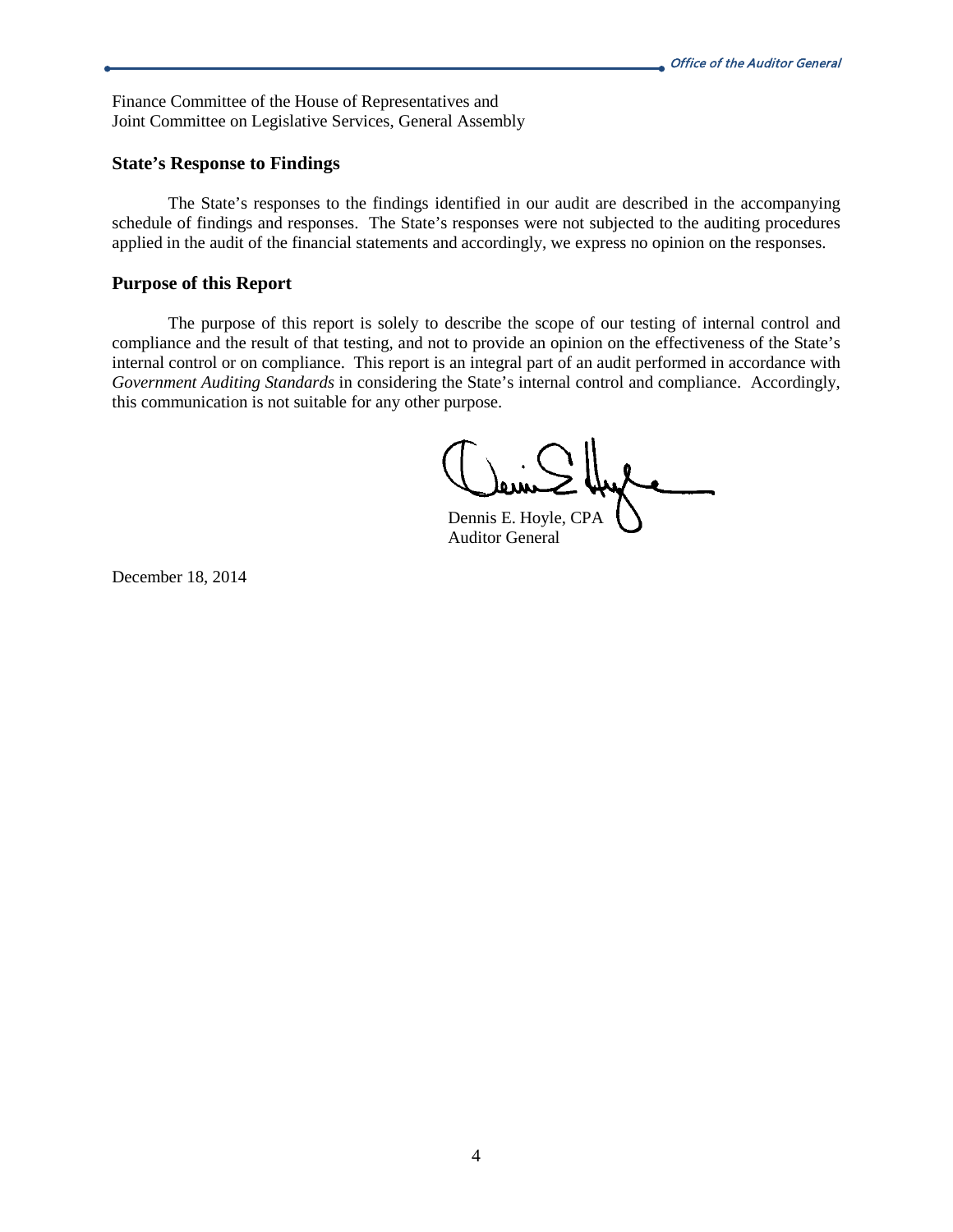Finance Committee of the House of Representatives and
Joint Committee on Legislative Services, General Assembly

### State's Response to Findings

The State's responses to the findings identified in our audit are described in the accompanying schedule of findings and responses. The State's responses were not subjected to the auditing procedures applied in the audit of the financial statements and accordingly, we express no opinion on the responses.

### Purpose of this Report

The purpose of this report is solely to describe the scope of our testing of internal control and compliance and the result of that testing, and not to provide an opinion on the effectiveness of the State's internal control or on compliance. This report is an integral part of an audit performed in accordance with *Government Auditing Standards* in considering the State's internal control and compliance. Accordingly, this communication is not suitable for any other purpose.

Dennis E. Hoyle, CPA
Auditor General

December 18, 2014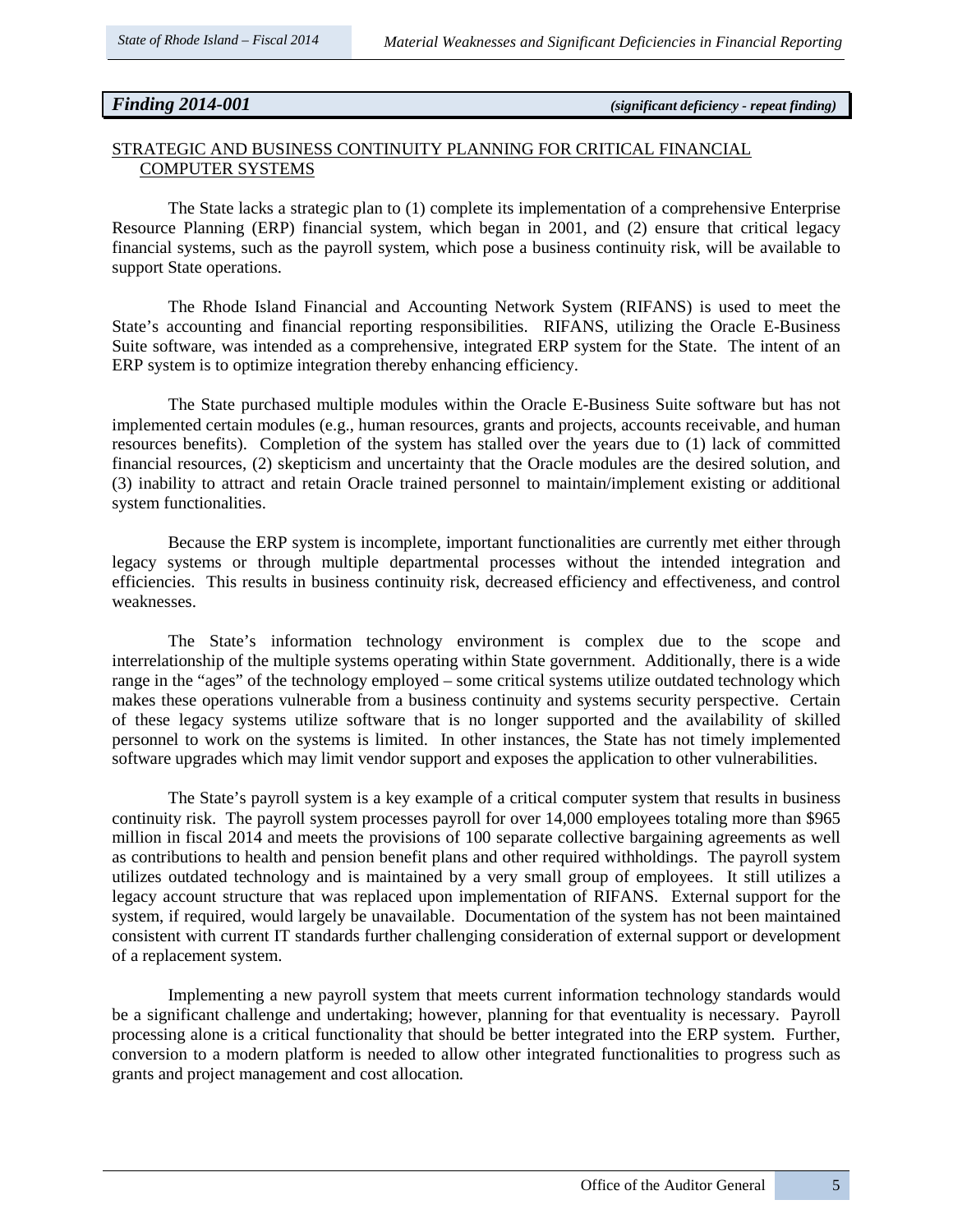***Finding 2014-001*** ***(significant deficiency - repeat finding)***

STRATEGIC AND BUSINESS CONTINUITY PLANNING FOR CRITICAL FINANCIAL COMPUTER SYSTEMS

The State lacks a strategic plan to (1) complete its implementation of a comprehensive Enterprise Resource Planning (ERP) financial system, which began in 2001, and (2) ensure that critical legacy financial systems, such as the payroll system, which pose a business continuity risk, will be available to support State operations.

The Rhode Island Financial and Accounting Network System (RIFANS) is used to meet the State's accounting and financial reporting responsibilities. RIFANS, utilizing the Oracle E-Business Suite software, was intended as a comprehensive, integrated ERP system for the State. The intent of an ERP system is to optimize integration thereby enhancing efficiency.

The State purchased multiple modules within the Oracle E-Business Suite software but has not implemented certain modules (e.g., human resources, grants and projects, accounts receivable, and human resources benefits). Completion of the system has stalled over the years due to (1) lack of committed financial resources, (2) skepticism and uncertainty that the Oracle modules are the desired solution, and (3) inability to attract and retain Oracle trained personnel to maintain/implement existing or additional system functionalities.

Because the ERP system is incomplete, important functionalities are currently met either through legacy systems or through multiple departmental processes without the intended integration and efficiencies. This results in business continuity risk, decreased efficiency and effectiveness, and control weaknesses.

The State's information technology environment is complex due to the scope and interrelationship of the multiple systems operating within State government. Additionally, there is a wide range in the "ages" of the technology employed – some critical systems utilize outdated technology which makes these operations vulnerable from a business continuity and systems security perspective. Certain of these legacy systems utilize software that is no longer supported and the availability of skilled personnel to work on the systems is limited. In other instances, the State has not timely implemented software upgrades which may limit vendor support and exposes the application to other vulnerabilities.

The State's payroll system is a key example of a critical computer system that results in business continuity risk. The payroll system processes payroll for over 14,000 employees totaling more than $965 million in fiscal 2014 and meets the provisions of 100 separate collective bargaining agreements as well as contributions to health and pension benefit plans and other required withholdings. The payroll system utilizes outdated technology and is maintained by a very small group of employees. It still utilizes a legacy account structure that was replaced upon implementation of RIFANS. External support for the system, if required, would largely be unavailable. Documentation of the system has not been maintained consistent with current IT standards further challenging consideration of external support or development of a replacement system.

Implementing a new payroll system that meets current information technology standards would be a significant challenge and undertaking; however, planning for that eventuality is necessary. Payroll processing alone is a critical functionality that should be better integrated into the ERP system. Further, conversion to a modern platform is needed to allow other integrated functionalities to progress such as grants and project management and cost allocation.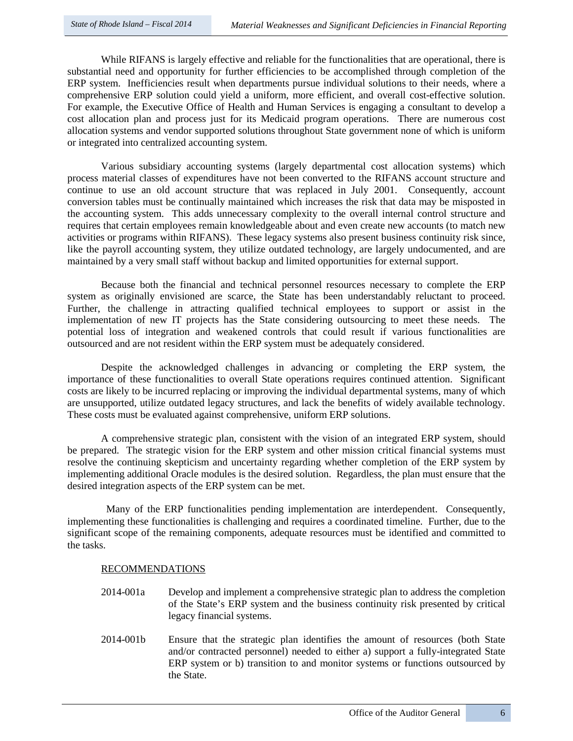While RIFANS is largely effective and reliable for the functionalities that are operational, there is substantial need and opportunity for further efficiencies to be accomplished through completion of the ERP system. Inefficiencies result when departments pursue individual solutions to their needs, where a comprehensive ERP solution could yield a uniform, more efficient, and overall cost-effective solution. For example, the Executive Office of Health and Human Services is engaging a consultant to develop a cost allocation plan and process just for its Medicaid program operations. There are numerous cost allocation systems and vendor supported solutions throughout State government none of which is uniform or integrated into centralized accounting system.

Various subsidiary accounting systems (largely departmental cost allocation systems) which process material classes of expenditures have not been converted to the RIFANS account structure and continue to use an old account structure that was replaced in July 2001. Consequently, account conversion tables must be continually maintained which increases the risk that data may be misposted in the accounting system. This adds unnecessary complexity to the overall internal control structure and requires that certain employees remain knowledgeable about and even create new accounts (to match new activities or programs within RIFANS). These legacy systems also present business continuity risk since, like the payroll accounting system, they utilize outdated technology, are largely undocumented, and are maintained by a very small staff without backup and limited opportunities for external support.

Because both the financial and technical personnel resources necessary to complete the ERP system as originally envisioned are scarce, the State has been understandably reluctant to proceed. Further, the challenge in attracting qualified technical employees to support or assist in the implementation of new IT projects has the State considering outsourcing to meet these needs. The potential loss of integration and weakened controls that could result if various functionalities are outsourced and are not resident within the ERP system must be adequately considered.

Despite the acknowledged challenges in advancing or completing the ERP system, the importance of these functionalities to overall State operations requires continued attention. Significant costs are likely to be incurred replacing or improving the individual departmental systems, many of which are unsupported, utilize outdated legacy structures, and lack the benefits of widely available technology. These costs must be evaluated against comprehensive, uniform ERP solutions.

A comprehensive strategic plan, consistent with the vision of an integrated ERP system, should be prepared. The strategic vision for the ERP system and other mission critical financial systems must resolve the continuing skepticism and uncertainty regarding whether completion of the ERP system by implementing additional Oracle modules is the desired solution. Regardless, the plan must ensure that the desired integration aspects of the ERP system can be met.

Many of the ERP functionalities pending implementation are interdependent. Consequently, implementing these functionalities is challenging and requires a coordinated timeline. Further, due to the significant scope of the remaining components, adequate resources must be identified and committed to the tasks.

RECOMMENDATIONS

2014-001a Develop and implement a comprehensive strategic plan to address the completion of the State's ERP system and the business continuity risk presented by critical legacy financial systems.

2014-001b Ensure that the strategic plan identifies the amount of resources (both State and/or contracted personnel) needed to either a) support a fully-integrated State ERP system or b) transition to and monitor systems or functions outsourced by the State.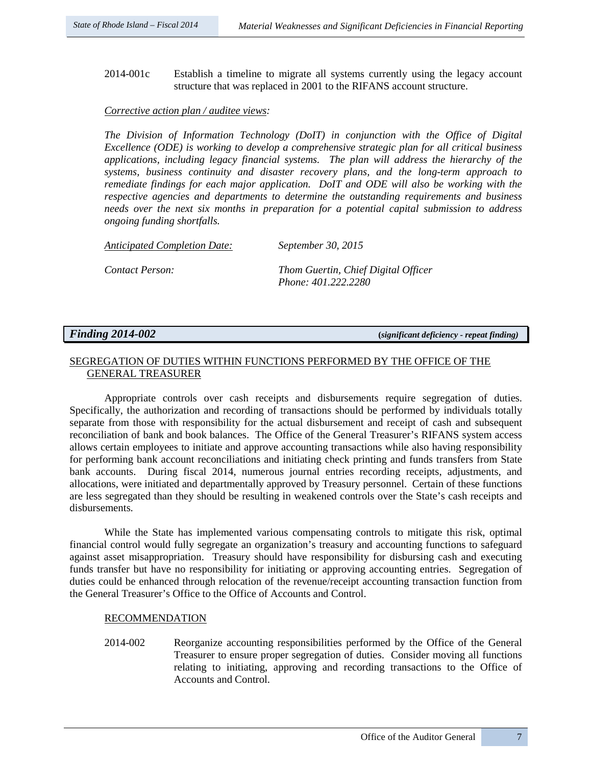2014-001c Establish a timeline to migrate all systems currently using the legacy account structure that was replaced in 2001 to the RIFANS account structure.

*Corrective action plan / auditee views:*

*The Division of Information Technology (DoIT) in conjunction with the Office of Digital Excellence (ODE) is working to develop a comprehensive strategic plan for all critical business applications, including legacy financial systems. The plan will address the hierarchy of the systems, business continuity and disaster recovery plans, and the long-term approach to remediate findings for each major application. DoIT and ODE will also be working with the respective agencies and departments to determine the outstanding requirements and business needs over the next six months in preparation for a potential capital submission to address ongoing funding shortfalls.*

*Anticipated Completion Date:* *September 30, 2015*

*Contact Person:* *Thom Guertin, Chief Digital Officer*
*Phone: 401.222.2280*

## *Finding 2014-002* (*significant deficiency - repeat finding*)

SEGREGATION OF DUTIES WITHIN FUNCTIONS PERFORMED BY THE OFFICE OF THE GENERAL TREASURER

Appropriate controls over cash receipts and disbursements require segregation of duties. Specifically, the authorization and recording of transactions should be performed by individuals totally separate from those with responsibility for the actual disbursement and receipt of cash and subsequent reconciliation of bank and book balances. The Office of the General Treasurer's RIFANS system access allows certain employees to initiate and approve accounting transactions while also having responsibility for performing bank account reconciliations and initiating check printing and funds transfers from State bank accounts. During fiscal 2014, numerous journal entries recording receipts, adjustments, and allocations, were initiated and departmentally approved by Treasury personnel. Certain of these functions are less segregated than they should be resulting in weakened controls over the State's cash receipts and disbursements.

While the State has implemented various compensating controls to mitigate this risk, optimal financial control would fully segregate an organization's treasury and accounting functions to safeguard against asset misappropriation. Treasury should have responsibility for disbursing cash and executing funds transfer but have no responsibility for initiating or approving accounting entries. Segregation of duties could be enhanced through relocation of the revenue/receipt accounting transaction function from the General Treasurer's Office to the Office of Accounts and Control.

RECOMMENDATION

2014-002 Reorganize accounting responsibilities performed by the Office of the General Treasurer to ensure proper segregation of duties. Consider moving all functions relating to initiating, approving and recording transactions to the Office of Accounts and Control.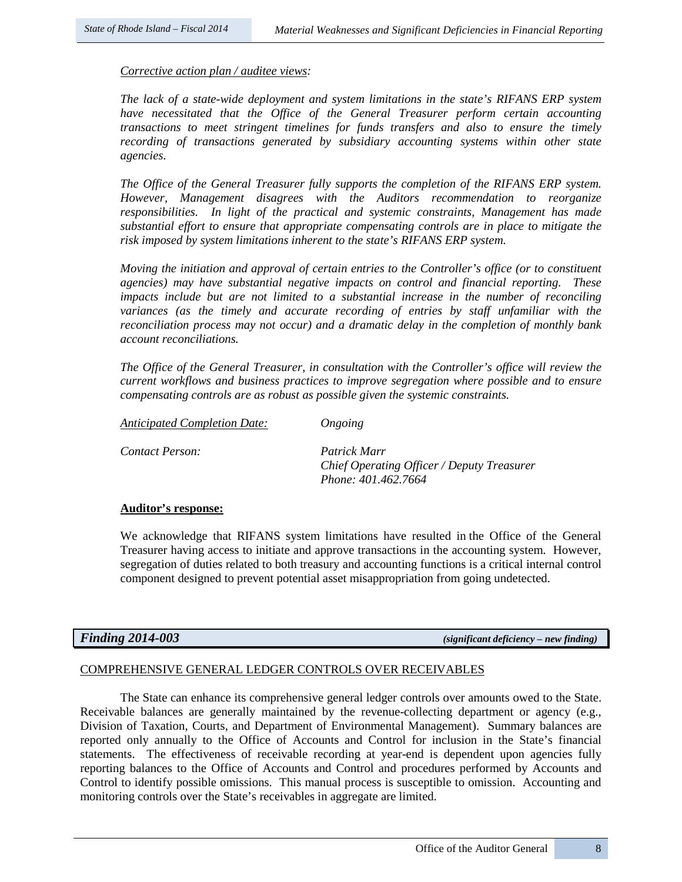*Corrective action plan / auditee views:*

*The lack of a state-wide deployment and system limitations in the state's RIFANS ERP system have necessitated that the Office of the General Treasurer perform certain accounting transactions to meet stringent timelines for funds transfers and also to ensure the timely recording of transactions generated by subsidiary accounting systems within other state agencies.*

*The Office of the General Treasurer fully supports the completion of the RIFANS ERP system. However, Management disagrees with the Auditors recommendation to reorganize responsibilities. In light of the practical and systemic constraints, Management has made substantial effort to ensure that appropriate compensating controls are in place to mitigate the risk imposed by system limitations inherent to the state's RIFANS ERP system.*

*Moving the initiation and approval of certain entries to the Controller's office (or to constituent agencies) may have substantial negative impacts on control and financial reporting. These impacts include but are not limited to a substantial increase in the number of reconciling variances (as the timely and accurate recording of entries by staff unfamiliar with the reconciliation process may not occur) and a dramatic delay in the completion of monthly bank account reconciliations.*

*The Office of the General Treasurer, in consultation with the Controller's office will review the current workflows and business practices to improve segregation where possible and to ensure compensating controls are as robust as possible given the systemic constraints.*

*Anticipated Completion Date:* *Ongoing*

*Contact Person:* *Patrick Marr*
*Chief Operating Officer / Deputy Treasurer*
*Phone: 401.462.7664*

**Auditor's response:**

We acknowledge that RIFANS system limitations have resulted in the Office of the General Treasurer having access to initiate and approve transactions in the accounting system. However, segregation of duties related to both treasury and accounting functions is a critical internal control component designed to prevent potential asset misappropriation from going undetected.

## *Finding 2014-003* *(significant deficiency – new finding)*

COMPREHENSIVE GENERAL LEDGER CONTROLS OVER RECEIVABLES

The State can enhance its comprehensive general ledger controls over amounts owed to the State. Receivable balances are generally maintained by the revenue-collecting department or agency (e.g., Division of Taxation, Courts, and Department of Environmental Management). Summary balances are reported only annually to the Office of Accounts and Control for inclusion in the State's financial statements. The effectiveness of receivable recording at year-end is dependent upon agencies fully reporting balances to the Office of Accounts and Control and procedures performed by Accounts and Control to identify possible omissions. This manual process is susceptible to omission. Accounting and monitoring controls over the State's receivables in aggregate are limited.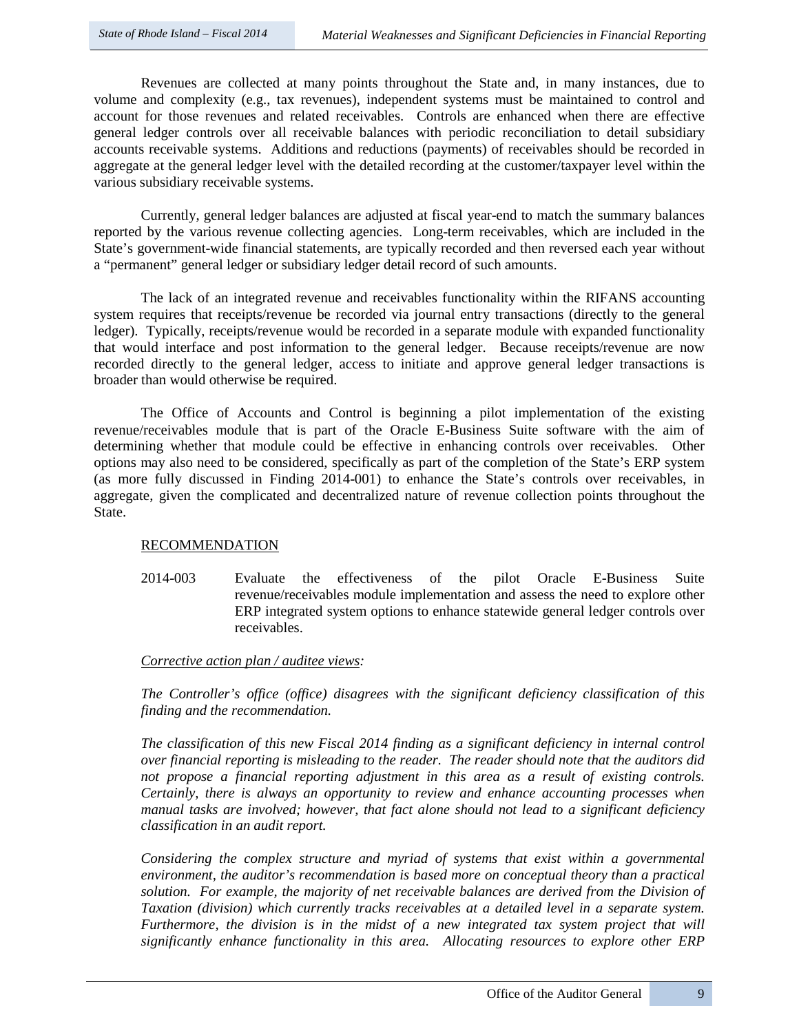Revenues are collected at many points throughout the State and, in many instances, due to volume and complexity (e.g., tax revenues), independent systems must be maintained to control and account for those revenues and related receivables. Controls are enhanced when there are effective general ledger controls over all receivable balances with periodic reconciliation to detail subsidiary accounts receivable systems. Additions and reductions (payments) of receivables should be recorded in aggregate at the general ledger level with the detailed recording at the customer/taxpayer level within the various subsidiary receivable systems.

Currently, general ledger balances are adjusted at fiscal year-end to match the summary balances reported by the various revenue collecting agencies. Long-term receivables, which are included in the State's government-wide financial statements, are typically recorded and then reversed each year without a "permanent" general ledger or subsidiary ledger detail record of such amounts.

The lack of an integrated revenue and receivables functionality within the RIFANS accounting system requires that receipts/revenue be recorded via journal entry transactions (directly to the general ledger). Typically, receipts/revenue would be recorded in a separate module with expanded functionality that would interface and post information to the general ledger. Because receipts/revenue are now recorded directly to the general ledger, access to initiate and approve general ledger transactions is broader than would otherwise be required.

The Office of Accounts and Control is beginning a pilot implementation of the existing revenue/receivables module that is part of the Oracle E-Business Suite software with the aim of determining whether that module could be effective in enhancing controls over receivables. Other options may also need to be considered, specifically as part of the completion of the State's ERP system (as more fully discussed in Finding 2014-001) to enhance the State's controls over receivables, in aggregate, given the complicated and decentralized nature of revenue collection points throughout the State.

RECOMMENDATION

2014-003 Evaluate the effectiveness of the pilot Oracle E-Business Suite revenue/receivables module implementation and assess the need to explore other ERP integrated system options to enhance statewide general ledger controls over receivables.

*Corrective action plan / auditee views:*

*The Controller's office (office) disagrees with the significant deficiency classification of this finding and the recommendation.*

*The classification of this new Fiscal 2014 finding as a significant deficiency in internal control over financial reporting is misleading to the reader. The reader should note that the auditors did not propose a financial reporting adjustment in this area as a result of existing controls. Certainly, there is always an opportunity to review and enhance accounting processes when manual tasks are involved; however, that fact alone should not lead to a significant deficiency classification in an audit report.*

*Considering the complex structure and myriad of systems that exist within a governmental environment, the auditor's recommendation is based more on conceptual theory than a practical solution. For example, the majority of net receivable balances are derived from the Division of Taxation (division) which currently tracks receivables at a detailed level in a separate system. Furthermore, the division is in the midst of a new integrated tax system project that will significantly enhance functionality in this area. Allocating resources to explore other ERP*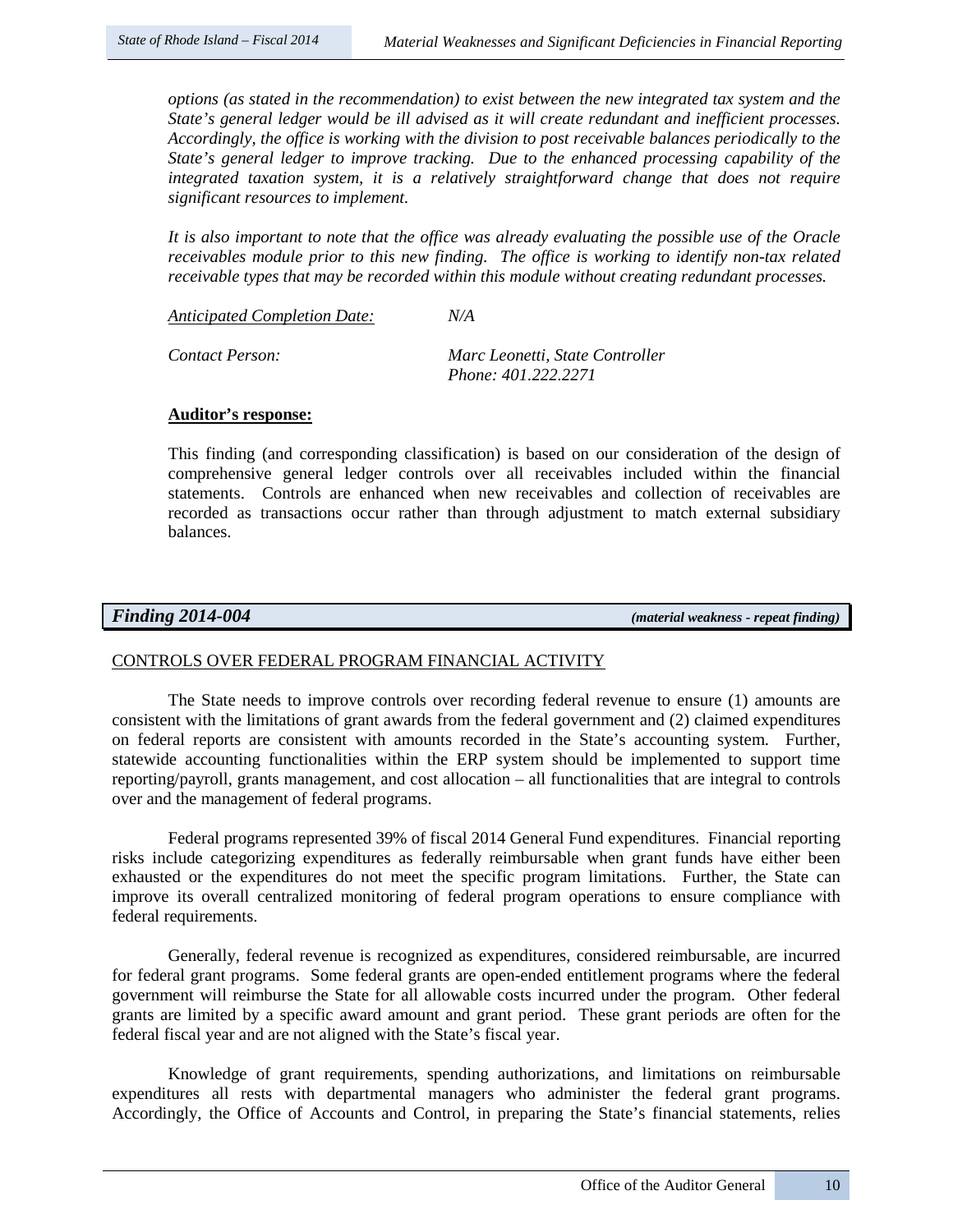*options (as stated in the recommendation) to exist between the new integrated tax system and the State's general ledger would be ill advised as it will create redundant and inefficient processes. Accordingly, the office is working with the division to post receivable balances periodically to the State's general ledger to improve tracking. Due to the enhanced processing capability of the integrated taxation system, it is a relatively straightforward change that does not require significant resources to implement.*

*It is also important to note that the office was already evaluating the possible use of the Oracle receivables module prior to this new finding. The office is working to identify non-tax related receivable types that may be recorded within this module without creating redundant processes.*

*Anticipated Completion Date:* *N/A*

*Contact Person:* *Marc Leonetti, State Controller*
*Phone: 401.222.2271*

**Auditor's response:**

This finding (and corresponding classification) is based on our consideration of the design of comprehensive general ledger controls over all receivables included within the financial statements. Controls are enhanced when new receivables and collection of receivables are recorded as transactions occur rather than through adjustment to match external subsidiary balances.

## *Finding 2014-004* *(material weakness - repeat finding)*

CONTROLS OVER FEDERAL PROGRAM FINANCIAL ACTIVITY

The State needs to improve controls over recording federal revenue to ensure (1) amounts are consistent with the limitations of grant awards from the federal government and (2) claimed expenditures on federal reports are consistent with amounts recorded in the State's accounting system. Further, statewide accounting functionalities within the ERP system should be implemented to support time reporting/payroll, grants management, and cost allocation – all functionalities that are integral to controls over and the management of federal programs.

Federal programs represented 39% of fiscal 2014 General Fund expenditures. Financial reporting risks include categorizing expenditures as federally reimbursable when grant funds have either been exhausted or the expenditures do not meet the specific program limitations. Further, the State can improve its overall centralized monitoring of federal program operations to ensure compliance with federal requirements.

Generally, federal revenue is recognized as expenditures, considered reimbursable, are incurred for federal grant programs. Some federal grants are open-ended entitlement programs where the federal government will reimburse the State for all allowable costs incurred under the program. Other federal grants are limited by a specific award amount and grant period. These grant periods are often for the federal fiscal year and are not aligned with the State's fiscal year.

Knowledge of grant requirements, spending authorizations, and limitations on reimbursable expenditures all rests with departmental managers who administer the federal grant programs. Accordingly, the Office of Accounts and Control, in preparing the State's financial statements, relies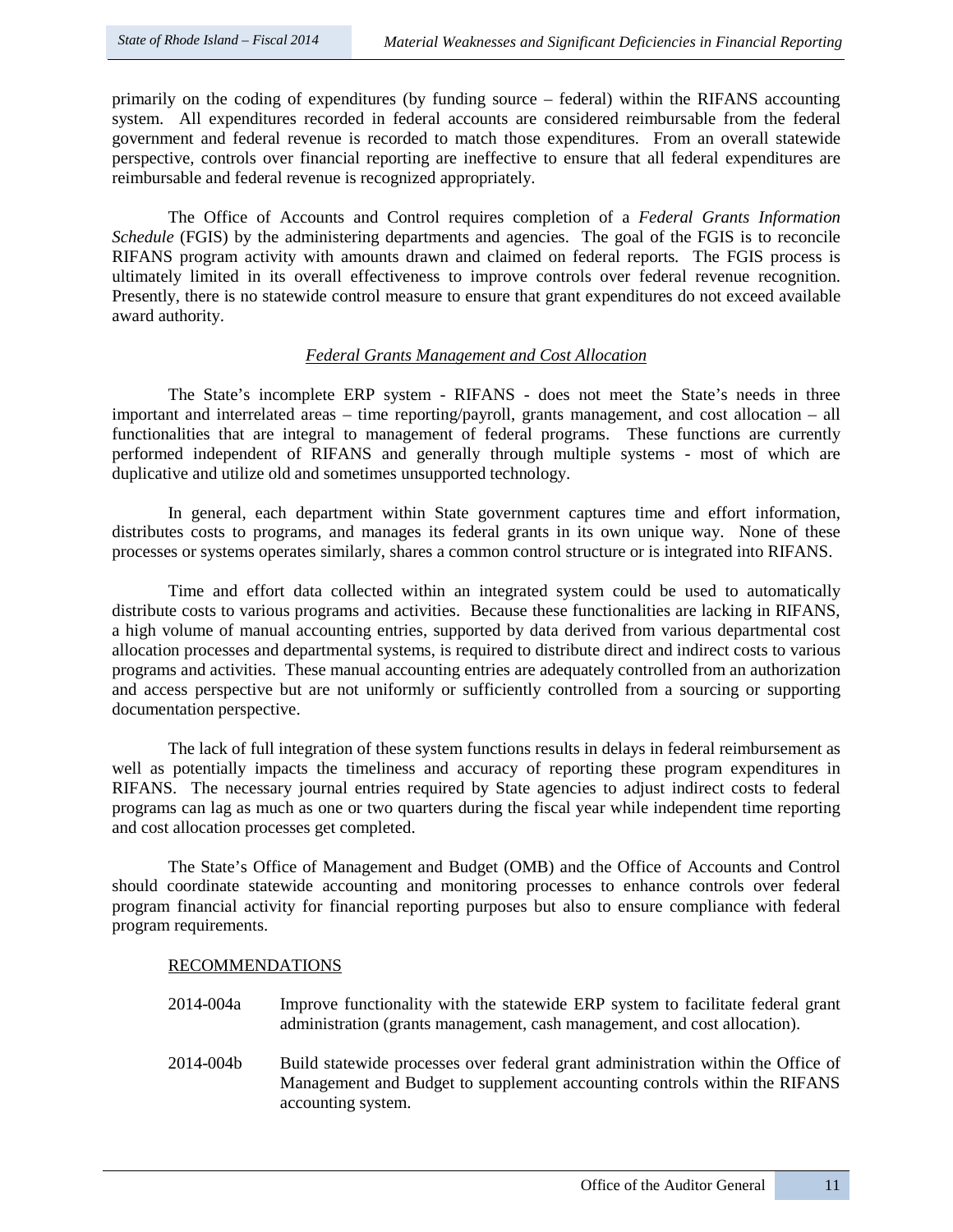primarily on the coding of expenditures (by funding source – federal) within the RIFANS accounting system. All expenditures recorded in federal accounts are considered reimbursable from the federal government and federal revenue is recorded to match those expenditures. From an overall statewide perspective, controls over financial reporting are ineffective to ensure that all federal expenditures are reimbursable and federal revenue is recognized appropriately.

The Office of Accounts and Control requires completion of a *Federal Grants Information Schedule* (FGIS) by the administering departments and agencies. The goal of the FGIS is to reconcile RIFANS program activity with amounts drawn and claimed on federal reports. The FGIS process is ultimately limited in its overall effectiveness to improve controls over federal revenue recognition. Presently, there is no statewide control measure to ensure that grant expenditures do not exceed available award authority.

### *Federal Grants Management and Cost Allocation*

The State's incomplete ERP system - RIFANS - does not meet the State's needs in three important and interrelated areas – time reporting/payroll, grants management, and cost allocation – all functionalities that are integral to management of federal programs. These functions are currently performed independent of RIFANS and generally through multiple systems - most of which are duplicative and utilize old and sometimes unsupported technology.

In general, each department within State government captures time and effort information, distributes costs to programs, and manages its federal grants in its own unique way. None of these processes or systems operates similarly, shares a common control structure or is integrated into RIFANS.

Time and effort data collected within an integrated system could be used to automatically distribute costs to various programs and activities. Because these functionalities are lacking in RIFANS, a high volume of manual accounting entries, supported by data derived from various departmental cost allocation processes and departmental systems, is required to distribute direct and indirect costs to various programs and activities. These manual accounting entries are adequately controlled from an authorization and access perspective but are not uniformly or sufficiently controlled from a sourcing or supporting documentation perspective.

The lack of full integration of these system functions results in delays in federal reimbursement as well as potentially impacts the timeliness and accuracy of reporting these program expenditures in RIFANS. The necessary journal entries required by State agencies to adjust indirect costs to federal programs can lag as much as one or two quarters during the fiscal year while independent time reporting and cost allocation processes get completed.

The State's Office of Management and Budget (OMB) and the Office of Accounts and Control should coordinate statewide accounting and monitoring processes to enhance controls over federal program financial activity for financial reporting purposes but also to ensure compliance with federal program requirements.

RECOMMENDATIONS

2014-004a Improve functionality with the statewide ERP system to facilitate federal grant administration (grants management, cash management, and cost allocation).

2014-004b Build statewide processes over federal grant administration within the Office of Management and Budget to supplement accounting controls within the RIFANS accounting system.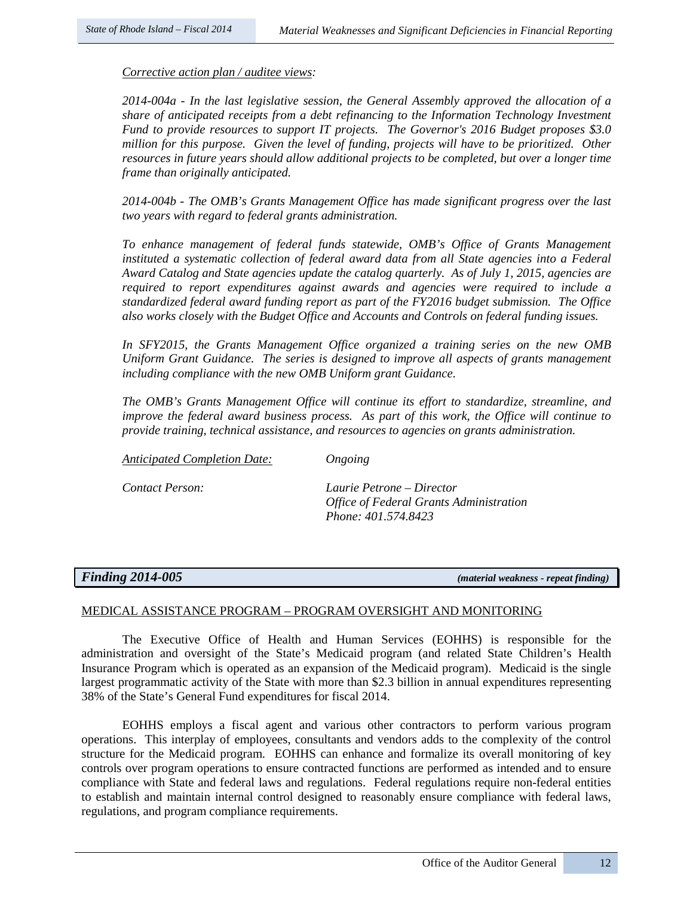*Corrective action plan / auditee views:*

*2014-004a - In the last legislative session, the General Assembly approved the allocation of a share of anticipated receipts from a debt refinancing to the Information Technology Investment Fund to provide resources to support IT projects. The Governor's 2016 Budget proposes $3.0 million for this purpose. Given the level of funding, projects will have to be prioritized. Other resources in future years should allow additional projects to be completed, but over a longer time frame than originally anticipated.*

*2014-004b - The OMB's Grants Management Office has made significant progress over the last two years with regard to federal grants administration.*

*To enhance management of federal funds statewide, OMB's Office of Grants Management instituted a systematic collection of federal award data from all State agencies into a Federal Award Catalog and State agencies update the catalog quarterly. As of July 1, 2015, agencies are required to report expenditures against awards and agencies were required to include a standardized federal award funding report as part of the FY2016 budget submission. The Office also works closely with the Budget Office and Accounts and Controls on federal funding issues.*

*In SFY2015, the Grants Management Office organized a training series on the new OMB Uniform Grant Guidance. The series is designed to improve all aspects of grants management including compliance with the new OMB Uniform grant Guidance.*

*The OMB's Grants Management Office will continue its effort to standardize, streamline, and improve the federal award business process. As part of this work, the Office will continue to provide training, technical assistance, and resources to agencies on grants administration.*

*Anticipated Completion Date:* *Ongoing*

*Contact Person:* *Laurie Petrone – Director*
*Office of Federal Grants Administration*
*Phone: 401.574.8423*

## *Finding 2014-005* ***(material weakness - repeat finding)***

MEDICAL ASSISTANCE PROGRAM – PROGRAM OVERSIGHT AND MONITORING

The Executive Office of Health and Human Services (EOHHS) is responsible for the administration and oversight of the State's Medicaid program (and related State Children's Health Insurance Program which is operated as an expansion of the Medicaid program). Medicaid is the single largest programmatic activity of the State with more than $2.3 billion in annual expenditures representing 38% of the State's General Fund expenditures for fiscal 2014.

EOHHS employs a fiscal agent and various other contractors to perform various program operations. This interplay of employees, consultants and vendors adds to the complexity of the control structure for the Medicaid program. EOHHS can enhance and formalize its overall monitoring of key controls over program operations to ensure contracted functions are performed as intended and to ensure compliance with State and federal laws and regulations. Federal regulations require non-federal entities to establish and maintain internal control designed to reasonably ensure compliance with federal laws, regulations, and program compliance requirements.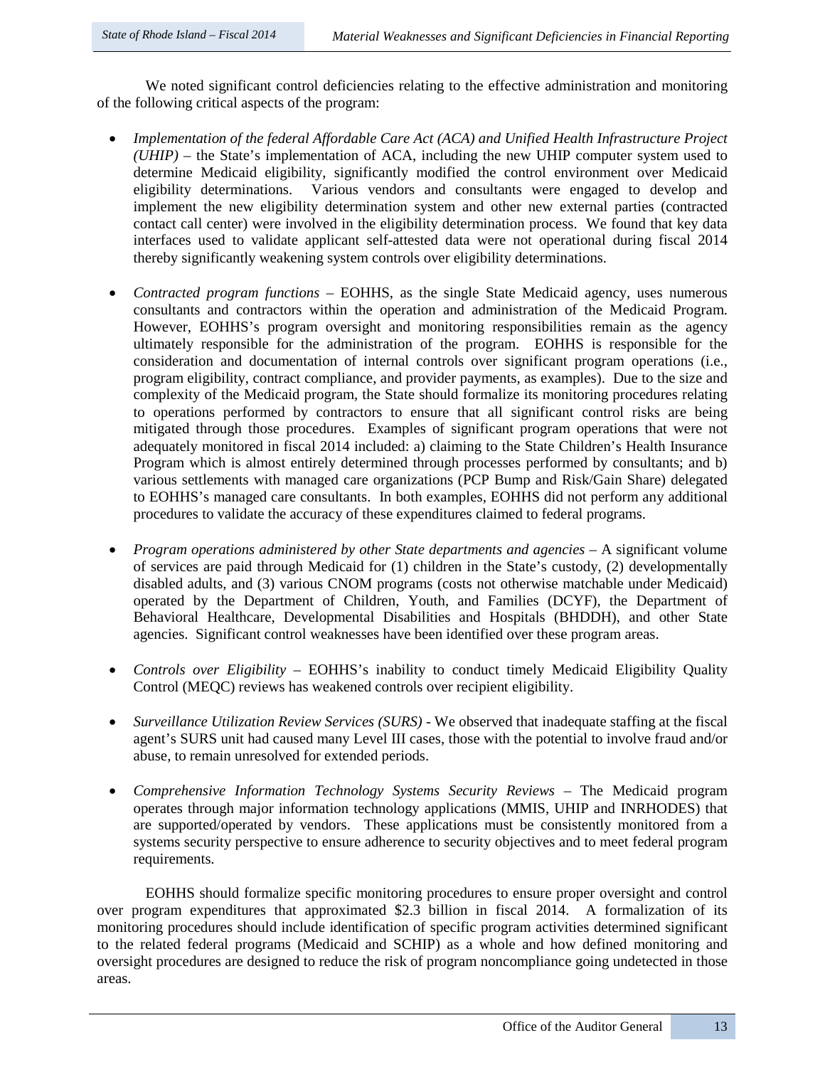We noted significant control deficiencies relating to the effective administration and monitoring of the following critical aspects of the program:

- *Implementation of the federal Affordable Care Act (ACA) and Unified Health Infrastructure Project (UHIP)* – the State's implementation of ACA, including the new UHIP computer system used to determine Medicaid eligibility, significantly modified the control environment over Medicaid eligibility determinations. Various vendors and consultants were engaged to develop and implement the new eligibility determination system and other new external parties (contracted contact call center) were involved in the eligibility determination process. We found that key data interfaces used to validate applicant self-attested data were not operational during fiscal 2014 thereby significantly weakening system controls over eligibility determinations.

- *Contracted program functions* – EOHHS, as the single State Medicaid agency, uses numerous consultants and contractors within the operation and administration of the Medicaid Program. However, EOHHS's program oversight and monitoring responsibilities remain as the agency ultimately responsible for the administration of the program. EOHHS is responsible for the consideration and documentation of internal controls over significant program operations (i.e., program eligibility, contract compliance, and provider payments, as examples). Due to the size and complexity of the Medicaid program, the State should formalize its monitoring procedures relating to operations performed by contractors to ensure that all significant control risks are being mitigated through those procedures. Examples of significant program operations that were not adequately monitored in fiscal 2014 included: a) claiming to the State Children's Health Insurance Program which is almost entirely determined through processes performed by consultants; and b) various settlements with managed care organizations (PCP Bump and Risk/Gain Share) delegated to EOHHS's managed care consultants. In both examples, EOHHS did not perform any additional procedures to validate the accuracy of these expenditures claimed to federal programs.

- *Program operations administered by other State departments and agencies* – A significant volume of services are paid through Medicaid for (1) children in the State's custody, (2) developmentally disabled adults, and (3) various CNOM programs (costs not otherwise matchable under Medicaid) operated by the Department of Children, Youth, and Families (DCYF), the Department of Behavioral Healthcare, Developmental Disabilities and Hospitals (BHDDH), and other State agencies. Significant control weaknesses have been identified over these program areas.

- *Controls over Eligibility* – EOHHS's inability to conduct timely Medicaid Eligibility Quality Control (MEQC) reviews has weakened controls over recipient eligibility.

- *Surveillance Utilization Review Services (SURS)* - We observed that inadequate staffing at the fiscal agent's SURS unit had caused many Level III cases, those with the potential to involve fraud and/or abuse, to remain unresolved for extended periods.

- *Comprehensive Information Technology Systems Security Reviews* – The Medicaid program operates through major information technology applications (MMIS, UHIP and INRHODES) that are supported/operated by vendors. These applications must be consistently monitored from a systems security perspective to ensure adherence to security objectives and to meet federal program requirements.

EOHHS should formalize specific monitoring procedures to ensure proper oversight and control over program expenditures that approximated \$2.3 billion in fiscal 2014. A formalization of its monitoring procedures should include identification of specific program activities determined significant to the related federal programs (Medicaid and SCHIP) as a whole and how defined monitoring and oversight procedures are designed to reduce the risk of program noncompliance going undetected in those areas.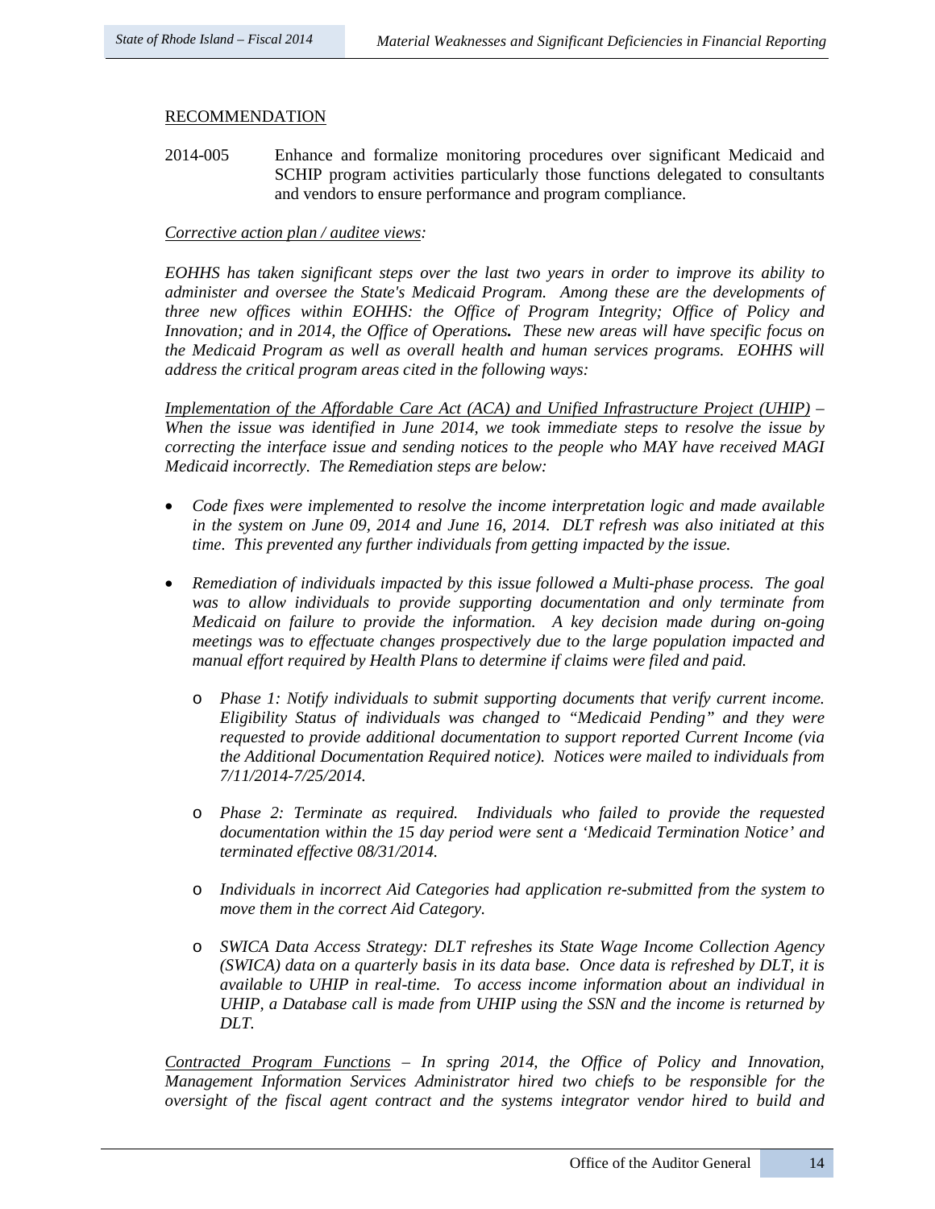RECOMMENDATION

2014-005 Enhance and formalize monitoring procedures over significant Medicaid and SCHIP program activities particularly those functions delegated to consultants and vendors to ensure performance and program compliance.

*Corrective action plan / auditee views:*

*EOHHS has taken significant steps over the last two years in order to improve its ability to administer and oversee the State's Medicaid Program. Among these are the developments of three new offices within EOHHS: the Office of Program Integrity; Office of Policy and Innovation; and in 2014, the Office of Operations. These new areas will have specific focus on the Medicaid Program as well as overall health and human services programs. EOHHS will address the critical program areas cited in the following ways:*

*Implementation of the Affordable Care Act (ACA) and Unified Infrastructure Project (UHIP) – When the issue was identified in June 2014, we took immediate steps to resolve the issue by correcting the interface issue and sending notices to the people who MAY have received MAGI Medicaid incorrectly. The Remediation steps are below:*

- *Code fixes were implemented to resolve the income interpretation logic and made available in the system on June 09, 2014 and June 16, 2014. DLT refresh was also initiated at this time. This prevented any further individuals from getting impacted by the issue.*
- *Remediation of individuals impacted by this issue followed a Multi-phase process. The goal was to allow individuals to provide supporting documentation and only terminate from Medicaid on failure to provide the information. A key decision made during on-going meetings was to effectuate changes prospectively due to the large population impacted and manual effort required by Health Plans to determine if claims were filed and paid.*
  - *Phase 1: Notify individuals to submit supporting documents that verify current income. Eligibility Status of individuals was changed to "Medicaid Pending" and they were requested to provide additional documentation to support reported Current Income (via the Additional Documentation Required notice). Notices were mailed to individuals from 7/11/2014-7/25/2014.*
  - *Phase 2: Terminate as required. Individuals who failed to provide the requested documentation within the 15 day period were sent a 'Medicaid Termination Notice' and terminated effective 08/31/2014.*
  - *Individuals in incorrect Aid Categories had application re-submitted from the system to move them in the correct Aid Category.*
  - *SWICA Data Access Strategy: DLT refreshes its State Wage Income Collection Agency (SWICA) data on a quarterly basis in its data base. Once data is refreshed by DLT, it is available to UHIP in real-time. To access income information about an individual in UHIP, a Database call is made from UHIP using the SSN and the income is returned by DLT.*

*Contracted Program Functions – In spring 2014, the Office of Policy and Innovation, Management Information Services Administrator hired two chiefs to be responsible for the oversight of the fiscal agent contract and the systems integrator vendor hired to build and*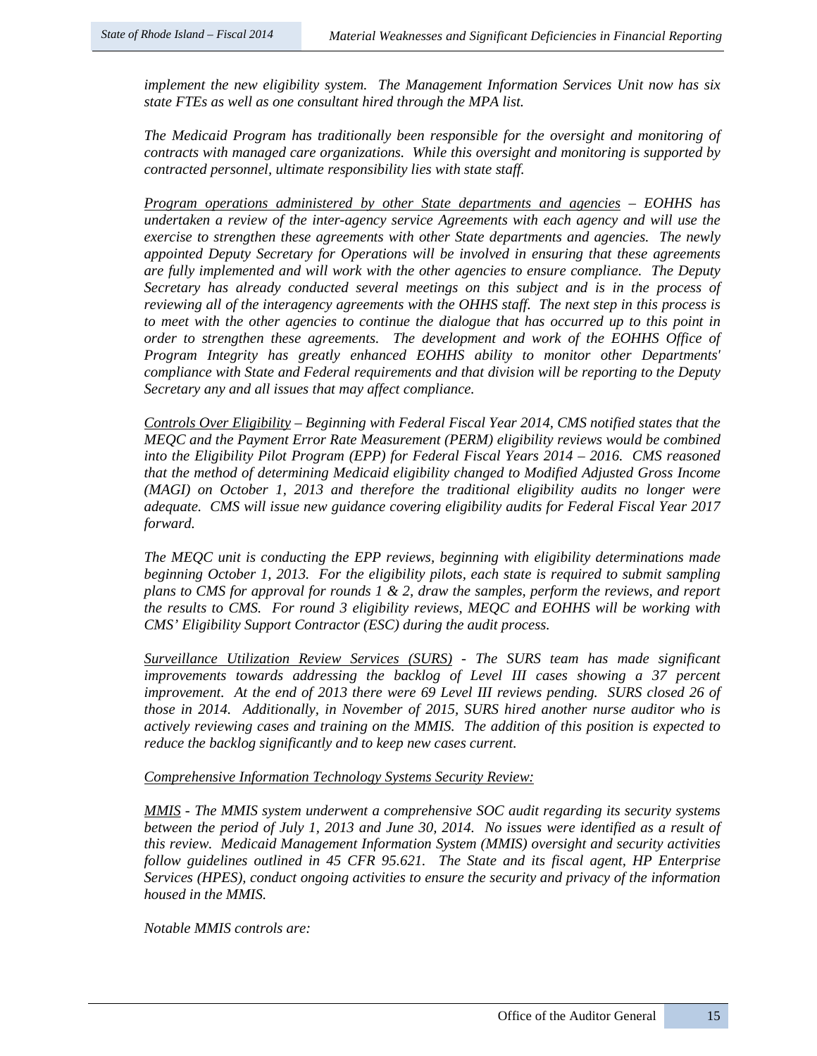*implement the new eligibility system. The Management Information Services Unit now has six state FTEs as well as one consultant hired through the MPA list.*

*The Medicaid Program has traditionally been responsible for the oversight and monitoring of contracts with managed care organizations. While this oversight and monitoring is supported by contracted personnel, ultimate responsibility lies with state staff.*

*<u>Program operations administered by other State departments and agencies</u> – EOHHS has undertaken a review of the inter-agency service Agreements with each agency and will use the exercise to strengthen these agreements with other State departments and agencies. The newly appointed Deputy Secretary for Operations will be involved in ensuring that these agreements are fully implemented and will work with the other agencies to ensure compliance. The Deputy Secretary has already conducted several meetings on this subject and is in the process of reviewing all of the interagency agreements with the OHHS staff. The next step in this process is to meet with the other agencies to continue the dialogue that has occurred up to this point in order to strengthen these agreements. The development and work of the EOHHS Office of Program Integrity has greatly enhanced EOHHS ability to monitor other Departments' compliance with State and Federal requirements and that division will be reporting to the Deputy Secretary any and all issues that may affect compliance.*

*<u>Controls Over Eligibility</u> – Beginning with Federal Fiscal Year 2014, CMS notified states that the MEQC and the Payment Error Rate Measurement (PERM) eligibility reviews would be combined into the Eligibility Pilot Program (EPP) for Federal Fiscal Years 2014 – 2016. CMS reasoned that the method of determining Medicaid eligibility changed to Modified Adjusted Gross Income (MAGI) on October 1, 2013 and therefore the traditional eligibility audits no longer were adequate. CMS will issue new guidance covering eligibility audits for Federal Fiscal Year 2017 forward.*

*The MEQC unit is conducting the EPP reviews, beginning with eligibility determinations made beginning October 1, 2013. For the eligibility pilots, each state is required to submit sampling plans to CMS for approval for rounds 1 & 2, draw the samples, perform the reviews, and report the results to CMS. For round 3 eligibility reviews, MEQC and EOHHS will be working with CMS' Eligibility Support Contractor (ESC) during the audit process.*

*<u>Surveillance Utilization Review Services (SURS)</u> - The SURS team has made significant improvements towards addressing the backlog of Level III cases showing a 37 percent improvement. At the end of 2013 there were 69 Level III reviews pending. SURS closed 26 of those in 2014. Additionally, in November of 2015, SURS hired another nurse auditor who is actively reviewing cases and training on the MMIS. The addition of this position is expected to reduce the backlog significantly and to keep new cases current.*

*<u>Comprehensive Information Technology Systems Security Review:</u>*

*<u>MMIS</u> - The MMIS system underwent a comprehensive SOC audit regarding its security systems between the period of July 1, 2013 and June 30, 2014. No issues were identified as a result of this review. Medicaid Management Information System (MMIS) oversight and security activities follow guidelines outlined in 45 CFR 95.621. The State and its fiscal agent, HP Enterprise Services (HPES), conduct ongoing activities to ensure the security and privacy of the information housed in the MMIS.*

*Notable MMIS controls are:*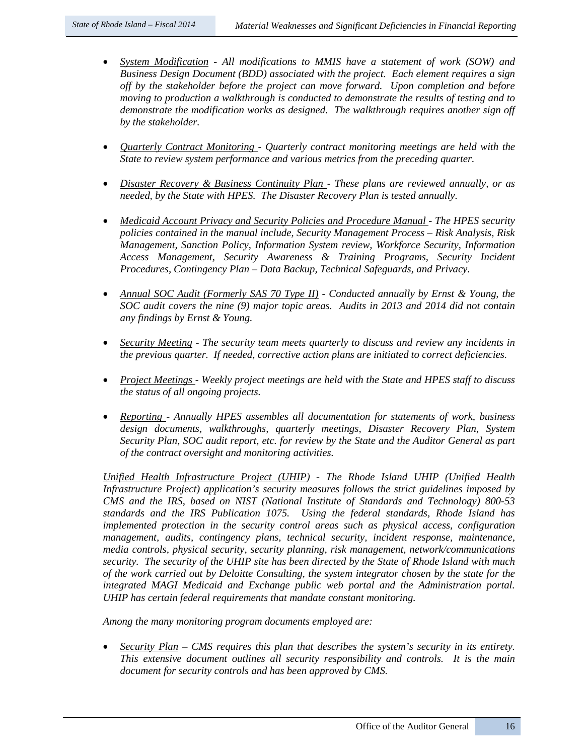- *<u>System Modification</u> - All modifications to MMIS have a statement of work (SOW) and Business Design Document (BDD) associated with the project. Each element requires a sign off by the stakeholder before the project can move forward. Upon completion and before moving to production a walkthrough is conducted to demonstrate the results of testing and to demonstrate the modification works as designed. The walkthrough requires another sign off by the stakeholder.*

- *<u>Quarterly Contract Monitoring</u> - Quarterly contract monitoring meetings are held with the State to review system performance and various metrics from the preceding quarter.*

- *<u>Disaster Recovery & Business Continuity Plan</u> - These plans are reviewed annually, or as needed, by the State with HPES. The Disaster Recovery Plan is tested annually.*

- *<u>Medicaid Account Privacy and Security Policies and Procedure Manual</u> - The HPES security policies contained in the manual include, Security Management Process – Risk Analysis, Risk Management, Sanction Policy, Information System review, Workforce Security, Information Access Management, Security Awareness & Training Programs, Security Incident Procedures, Contingency Plan – Data Backup, Technical Safeguards, and Privacy.*

- *<u>Annual SOC Audit (Formerly SAS 70 Type II)</u> - Conducted annually by Ernst & Young, the SOC audit covers the nine (9) major topic areas. Audits in 2013 and 2014 did not contain any findings by Ernst & Young.*

- *<u>Security Meeting</u> - The security team meets quarterly to discuss and review any incidents in the previous quarter. If needed, corrective action plans are initiated to correct deficiencies.*

- *<u>Project Meetings</u> - Weekly project meetings are held with the State and HPES staff to discuss the status of all ongoing projects.*

- *<u>Reporting</u> - Annually HPES assembles all documentation for statements of work, business design documents, walkthroughs, quarterly meetings, Disaster Recovery Plan, System Security Plan, SOC audit report, etc. for review by the State and the Auditor General as part of the contract oversight and monitoring activities.*

*<u>Unified Health Infrastructure Project (UHIP)</u> - The Rhode Island UHIP (Unified Health Infrastructure Project) application's security measures follows the strict guidelines imposed by CMS and the IRS, based on NIST (National Institute of Standards and Technology) 800-53 standards and the IRS Publication 1075. Using the federal standards, Rhode Island has implemented protection in the security control areas such as physical access, configuration management, audits, contingency plans, technical security, incident response, maintenance, media controls, physical security, security planning, risk management, network/communications security. The security of the UHIP site has been directed by the State of Rhode Island with much of the work carried out by Deloitte Consulting, the system integrator chosen by the state for the integrated MAGI Medicaid and Exchange public web portal and the Administration portal. UHIP has certain federal requirements that mandate constant monitoring.*

*Among the many monitoring program documents employed are:*

- *<u>Security Plan</u> – CMS requires this plan that describes the system's security in its entirety. This extensive document outlines all security responsibility and controls. It is the main document for security controls and has been approved by CMS.*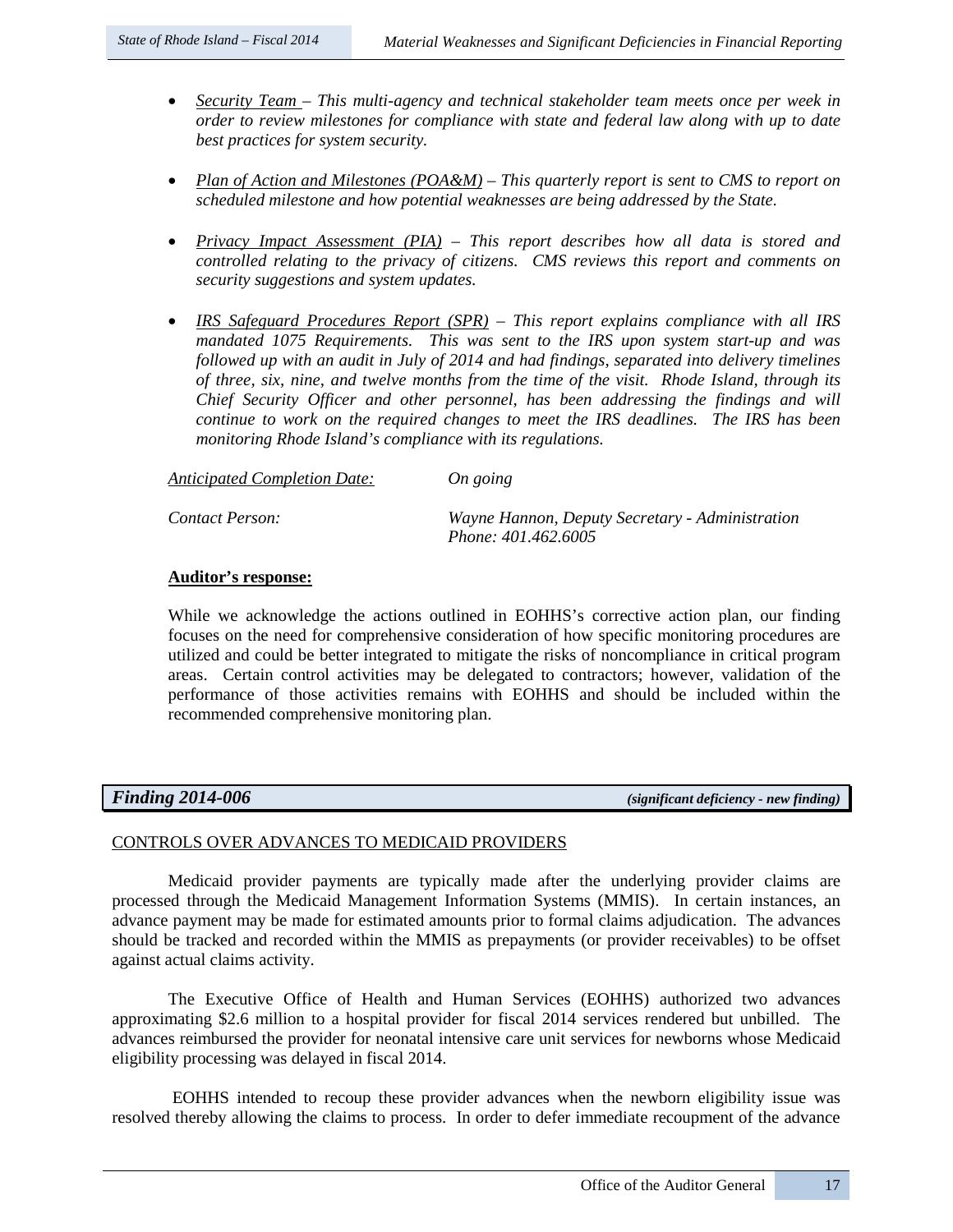- *Security Team – This multi-agency and technical stakeholder team meets once per week in order to review milestones for compliance with state and federal law along with up to date best practices for system security.*

- *Plan of Action and Milestones (POA&M) – This quarterly report is sent to CMS to report on scheduled milestone and how potential weaknesses are being addressed by the State.*

- *Privacy Impact Assessment (PIA) – This report describes how all data is stored and controlled relating to the privacy of citizens. CMS reviews this report and comments on security suggestions and system updates.*

- *IRS Safeguard Procedures Report (SPR) – This report explains compliance with all IRS mandated 1075 Requirements. This was sent to the IRS upon system start-up and was followed up with an audit in July of 2014 and had findings, separated into delivery timelines of three, six, nine, and twelve months from the time of the visit. Rhode Island, through its Chief Security Officer and other personnel, has been addressing the findings and will continue to work on the required changes to meet the IRS deadlines. The IRS has been monitoring Rhode Island's compliance with its regulations.*

*Anticipated Completion Date:* *On going*

*Contact Person:* *Wayne Hannon, Deputy Secretary - Administration*
*Phone: 401.462.6005*

**Auditor's response:**

While we acknowledge the actions outlined in EOHHS's corrective action plan, our finding focuses on the need for comprehensive consideration of how specific monitoring procedures are utilized and could be better integrated to mitigate the risks of noncompliance in critical program areas. Certain control activities may be delegated to contractors; however, validation of the performance of those activities remains with EOHHS and should be included within the recommended comprehensive monitoring plan.

## *Finding 2014-006* *(significant deficiency - new finding)*

CONTROLS OVER ADVANCES TO MEDICAID PROVIDERS

Medicaid provider payments are typically made after the underlying provider claims are processed through the Medicaid Management Information Systems (MMIS). In certain instances, an advance payment may be made for estimated amounts prior to formal claims adjudication. The advances should be tracked and recorded within the MMIS as prepayments (or provider receivables) to be offset against actual claims activity.

The Executive Office of Health and Human Services (EOHHS) authorized two advances approximating $2.6 million to a hospital provider for fiscal 2014 services rendered but unbilled. The advances reimbursed the provider for neonatal intensive care unit services for newborns whose Medicaid eligibility processing was delayed in fiscal 2014.

EOHHS intended to recoup these provider advances when the newborn eligibility issue was resolved thereby allowing the claims to process. In order to defer immediate recoupment of the advance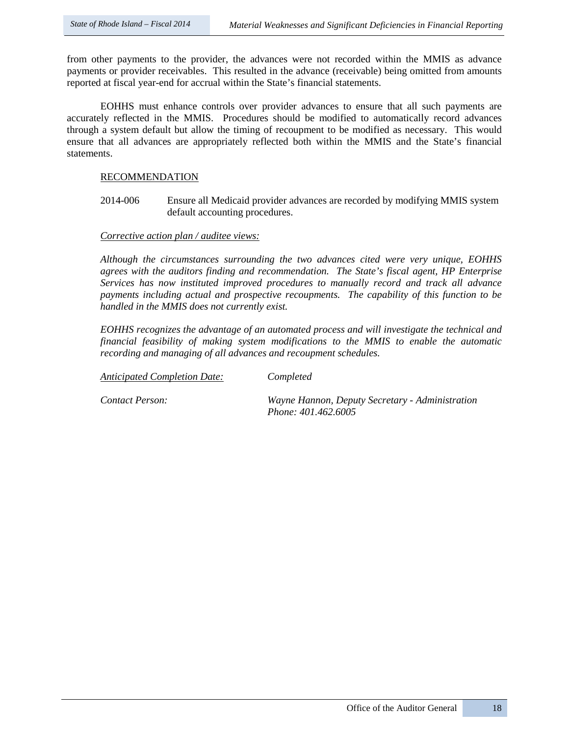from other payments to the provider, the advances were not recorded within the MMIS as advance payments or provider receivables. This resulted in the advance (receivable) being omitted from amounts reported at fiscal year-end for accrual within the State's financial statements.

EOHHS must enhance controls over provider advances to ensure that all such payments are accurately reflected in the MMIS. Procedures should be modified to automatically record advances through a system default but allow the timing of recoupment to be modified as necessary. This would ensure that all advances are appropriately reflected both within the MMIS and the State's financial statements.

<u>RECOMMENDATION</u>

2014-006 Ensure all Medicaid provider advances are recorded by modifying MMIS system default accounting procedures.

*<u>Corrective action plan / auditee views:</u>*

*Although the circumstances surrounding the two advances cited were very unique, EOHHS agrees with the auditors finding and recommendation. The State's fiscal agent, HP Enterprise Services has now instituted improved procedures to manually record and track all advance payments including actual and prospective recoupments. The capability of this function to be handled in the MMIS does not currently exist.*

*EOHHS recognizes the advantage of an automated process and will investigate the technical and financial feasibility of making system modifications to the MMIS to enable the automatic recording and managing of all advances and recoupment schedules.*

*<u>Anticipated Completion Date:</u>* *Completed*

*Contact Person:* *Wayne Hannon, Deputy Secretary - Administration*
*Phone: 401.462.6005*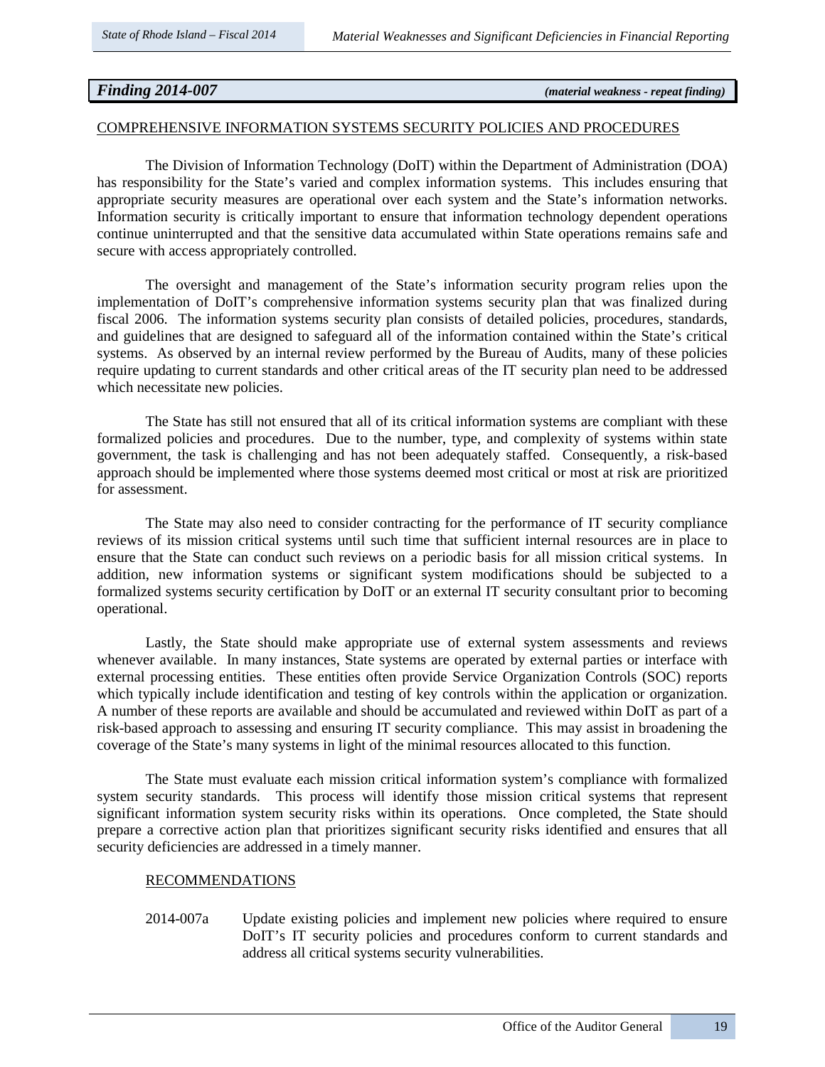## *Finding 2014-007* *(material weakness - repeat finding)*

COMPREHENSIVE INFORMATION SYSTEMS SECURITY POLICIES AND PROCEDURES

The Division of Information Technology (DoIT) within the Department of Administration (DOA) has responsibility for the State's varied and complex information systems. This includes ensuring that appropriate security measures are operational over each system and the State's information networks. Information security is critically important to ensure that information technology dependent operations continue uninterrupted and that the sensitive data accumulated within State operations remains safe and secure with access appropriately controlled.

The oversight and management of the State's information security program relies upon the implementation of DoIT's comprehensive information systems security plan that was finalized during fiscal 2006. The information systems security plan consists of detailed policies, procedures, standards, and guidelines that are designed to safeguard all of the information contained within the State's critical systems. As observed by an internal review performed by the Bureau of Audits, many of these policies require updating to current standards and other critical areas of the IT security plan need to be addressed which necessitate new policies.

The State has still not ensured that all of its critical information systems are compliant with these formalized policies and procedures. Due to the number, type, and complexity of systems within state government, the task is challenging and has not been adequately staffed. Consequently, a risk-based approach should be implemented where those systems deemed most critical or most at risk are prioritized for assessment.

The State may also need to consider contracting for the performance of IT security compliance reviews of its mission critical systems until such time that sufficient internal resources are in place to ensure that the State can conduct such reviews on a periodic basis for all mission critical systems. In addition, new information systems or significant system modifications should be subjected to a formalized systems security certification by DoIT or an external IT security consultant prior to becoming operational.

Lastly, the State should make appropriate use of external system assessments and reviews whenever available. In many instances, State systems are operated by external parties or interface with external processing entities. These entities often provide Service Organization Controls (SOC) reports which typically include identification and testing of key controls within the application or organization. A number of these reports are available and should be accumulated and reviewed within DoIT as part of a risk-based approach to assessing and ensuring IT security compliance. This may assist in broadening the coverage of the State's many systems in light of the minimal resources allocated to this function.

The State must evaluate each mission critical information system's compliance with formalized system security standards. This process will identify those mission critical systems that represent significant information system security risks within its operations. Once completed, the State should prepare a corrective action plan that prioritizes significant security risks identified and ensures that all security deficiencies are addressed in a timely manner.

RECOMMENDATIONS

2014-007a Update existing policies and implement new policies where required to ensure DoIT's IT security policies and procedures conform to current standards and address all critical systems security vulnerabilities.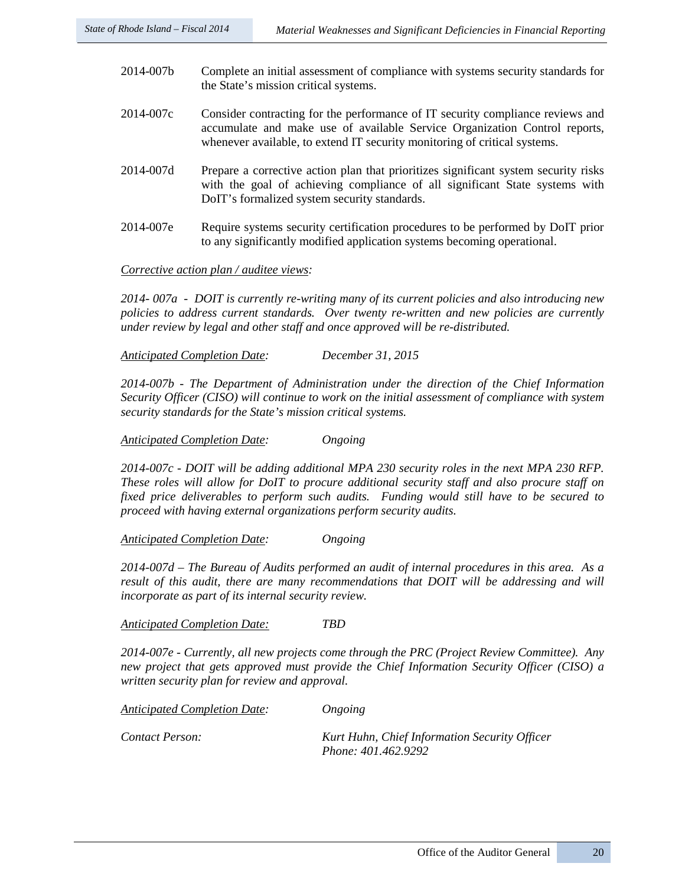2014-007b Complete an initial assessment of compliance with systems security standards for the State's mission critical systems.

2014-007c Consider contracting for the performance of IT security compliance reviews and accumulate and make use of available Service Organization Control reports, whenever available, to extend IT security monitoring of critical systems.

2014-007d Prepare a corrective action plan that prioritizes significant system security risks with the goal of achieving compliance of all significant State systems with DoIT's formalized system security standards.

2014-007e Require systems security certification procedures to be performed by DoIT prior to any significantly modified application systems becoming operational.

*Corrective action plan / auditee views:*

*2014- 007a - DOIT is currently re-writing many of its current policies and also introducing new policies to address current standards. Over twenty re-written and new policies are currently under review by legal and other staff and once approved will be re-distributed.*

*Anticipated Completion Date:* *December 31, 2015*

*2014-007b - The Department of Administration under the direction of the Chief Information Security Officer (CISO) will continue to work on the initial assessment of compliance with system security standards for the State's mission critical systems.*

*Anticipated Completion Date:* *Ongoing*

*2014-007c - DOIT will be adding additional MPA 230 security roles in the next MPA 230 RFP. These roles will allow for DoIT to procure additional security staff and also procure staff on fixed price deliverables to perform such audits. Funding would still have to be secured to proceed with having external organizations perform security audits.*

*Anticipated Completion Date:* *Ongoing*

*2014-007d – The Bureau of Audits performed an audit of internal procedures in this area. As a result of this audit, there are many recommendations that DOIT will be addressing and will incorporate as part of its internal security review.*

*Anticipated Completion Date:* *TBD*

*2014-007e - Currently, all new projects come through the PRC (Project Review Committee). Any new project that gets approved must provide the Chief Information Security Officer (CISO) a written security plan for review and approval.*

*Anticipated Completion Date:* *Ongoing*

*Contact Person:* *Kurt Huhn, Chief Information Security Officer*
*Phone: 401.462.9292*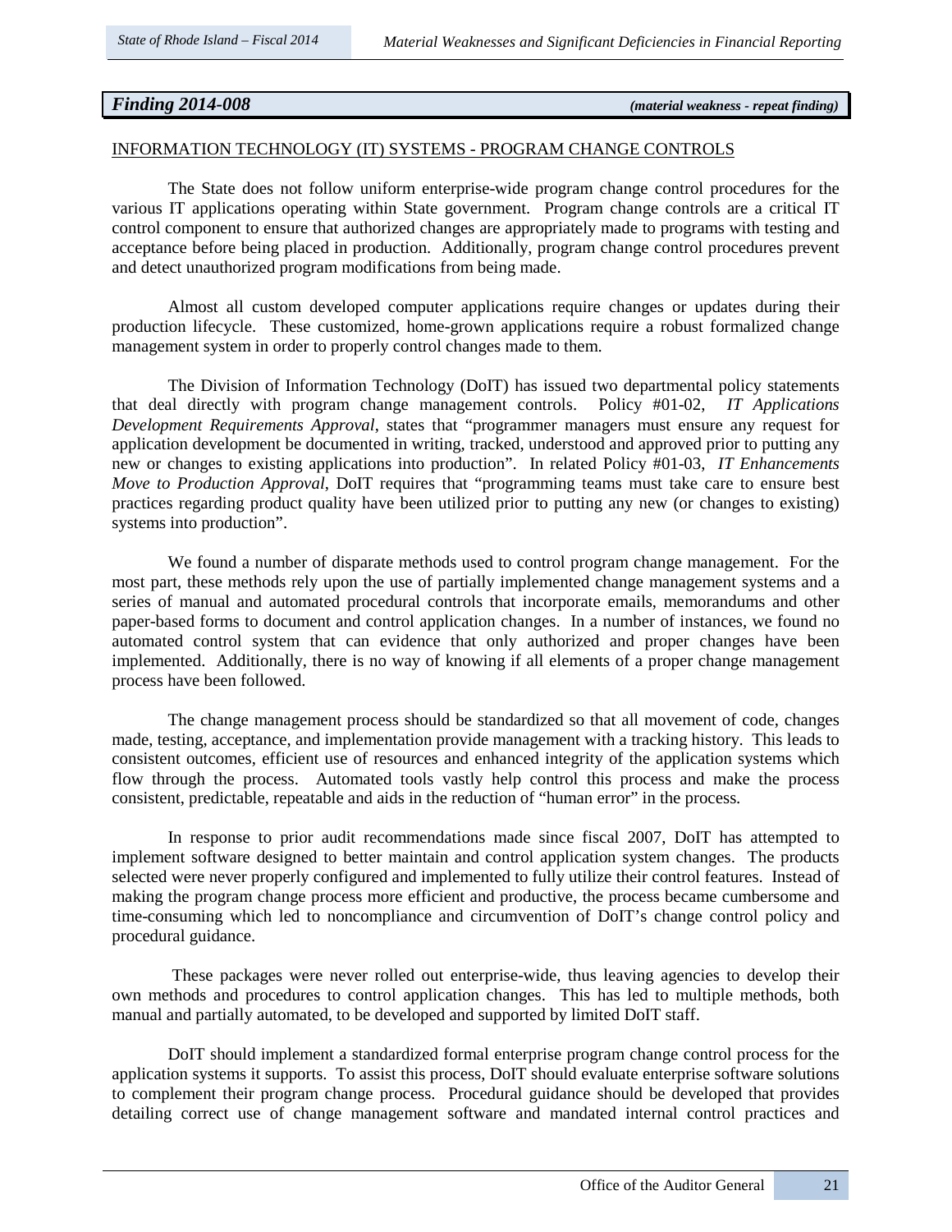## *Finding 2014-008* *(material weakness - repeat finding)*

INFORMATION TECHNOLOGY (IT) SYSTEMS - PROGRAM CHANGE CONTROLS

The State does not follow uniform enterprise-wide program change control procedures for the various IT applications operating within State government. Program change controls are a critical IT control component to ensure that authorized changes are appropriately made to programs with testing and acceptance before being placed in production. Additionally, program change control procedures prevent and detect unauthorized program modifications from being made.

Almost all custom developed computer applications require changes or updates during their production lifecycle. These customized, home-grown applications require a robust formalized change management system in order to properly control changes made to them.

The Division of Information Technology (DoIT) has issued two departmental policy statements that deal directly with program change management controls. Policy #01-02, *IT Applications Development Requirements Approval*, states that "programmer managers must ensure any request for application development be documented in writing, tracked, understood and approved prior to putting any new or changes to existing applications into production". In related Policy #01-03, *IT Enhancements Move to Production Approval*, DoIT requires that "programming teams must take care to ensure best practices regarding product quality have been utilized prior to putting any new (or changes to existing) systems into production".

We found a number of disparate methods used to control program change management. For the most part, these methods rely upon the use of partially implemented change management systems and a series of manual and automated procedural controls that incorporate emails, memorandums and other paper-based forms to document and control application changes. In a number of instances, we found no automated control system that can evidence that only authorized and proper changes have been implemented. Additionally, there is no way of knowing if all elements of a proper change management process have been followed.

The change management process should be standardized so that all movement of code, changes made, testing, acceptance, and implementation provide management with a tracking history. This leads to consistent outcomes, efficient use of resources and enhanced integrity of the application systems which flow through the process. Automated tools vastly help control this process and make the process consistent, predictable, repeatable and aids in the reduction of "human error" in the process.

In response to prior audit recommendations made since fiscal 2007, DoIT has attempted to implement software designed to better maintain and control application system changes. The products selected were never properly configured and implemented to fully utilize their control features. Instead of making the program change process more efficient and productive, the process became cumbersome and time-consuming which led to noncompliance and circumvention of DoIT's change control policy and procedural guidance.

These packages were never rolled out enterprise-wide, thus leaving agencies to develop their own methods and procedures to control application changes. This has led to multiple methods, both manual and partially automated, to be developed and supported by limited DoIT staff.

DoIT should implement a standardized formal enterprise program change control process for the application systems it supports. To assist this process, DoIT should evaluate enterprise software solutions to complement their program change process. Procedural guidance should be developed that provides detailing correct use of change management software and mandated internal control practices and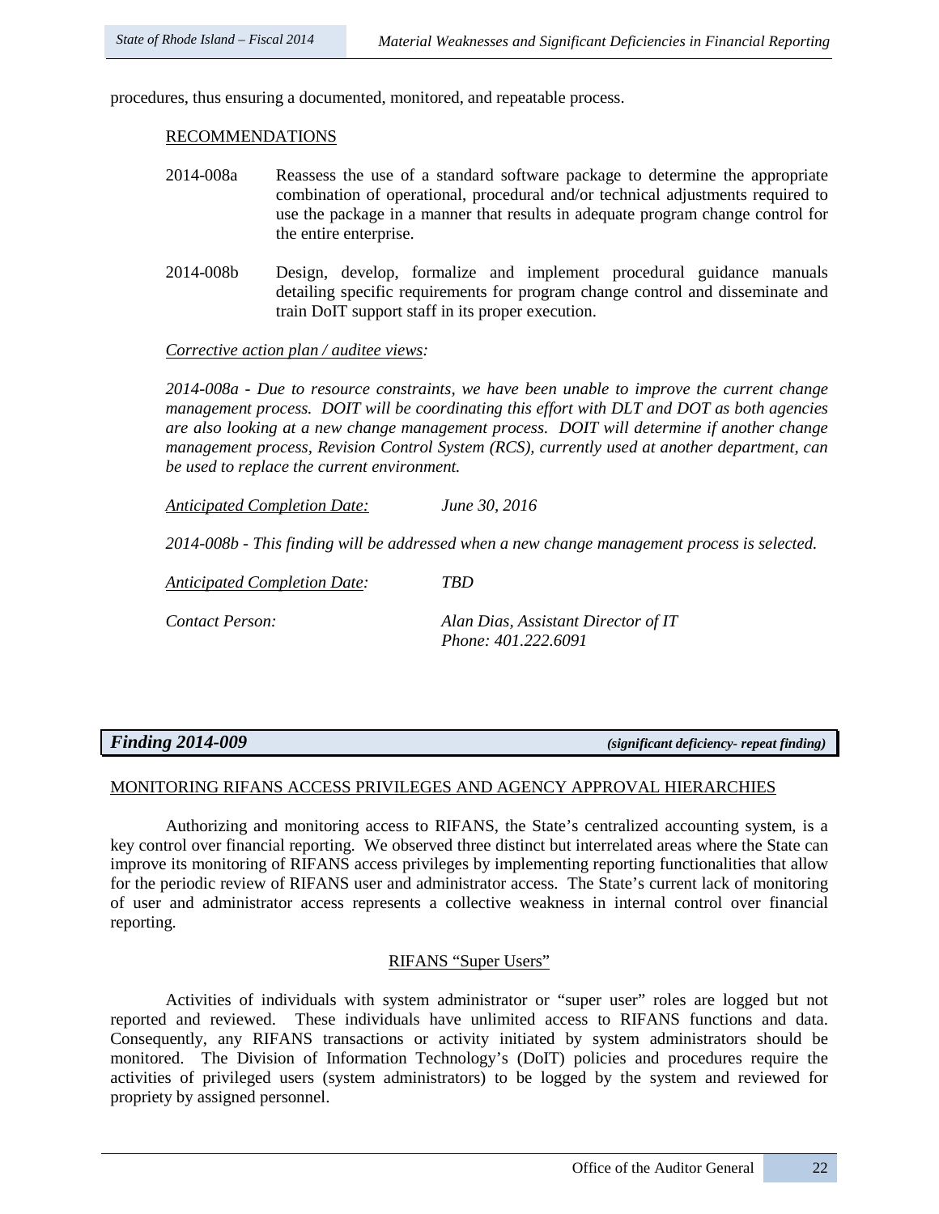procedures, thus ensuring a documented, monitored, and repeatable process.

RECOMMENDATIONS

2014-008a Reassess the use of a standard software package to determine the appropriate combination of operational, procedural and/or technical adjustments required to use the package in a manner that results in adequate program change control for the entire enterprise.

2014-008b Design, develop, formalize and implement procedural guidance manuals detailing specific requirements for program change control and disseminate and train DoIT support staff in its proper execution.

*Corrective action plan / auditee views:*

*2014-008a - Due to resource constraints, we have been unable to improve the current change management process. DOIT will be coordinating this effort with DLT and DOT as both agencies are also looking at a new change management process. DOIT will determine if another change management process, Revision Control System (RCS), currently used at another department, can be used to replace the current environment.*

*Anticipated Completion Date:* *June 30, 2016*

*2014-008b - This finding will be addressed when a new change management process is selected.*

*Anticipated Completion Date:* *TBD*

*Contact Person:* *Alan Dias, Assistant Director of IT*
*Phone: 401.222.6091*

## *Finding 2014-009* ***(significant deficiency- repeat finding)***

MONITORING RIFANS ACCESS PRIVILEGES AND AGENCY APPROVAL HIERARCHIES

Authorizing and monitoring access to RIFANS, the State's centralized accounting system, is a key control over financial reporting. We observed three distinct but interrelated areas where the State can improve its monitoring of RIFANS access privileges by implementing reporting functionalities that allow for the periodic review of RIFANS user and administrator access. The State's current lack of monitoring of user and administrator access represents a collective weakness in internal control over financial reporting.

RIFANS "Super Users"

Activities of individuals with system administrator or "super user" roles are logged but not reported and reviewed. These individuals have unlimited access to RIFANS functions and data. Consequently, any RIFANS transactions or activity initiated by system administrators should be monitored. The Division of Information Technology's (DoIT) policies and procedures require the activities of privileged users (system administrators) to be logged by the system and reviewed for propriety by assigned personnel.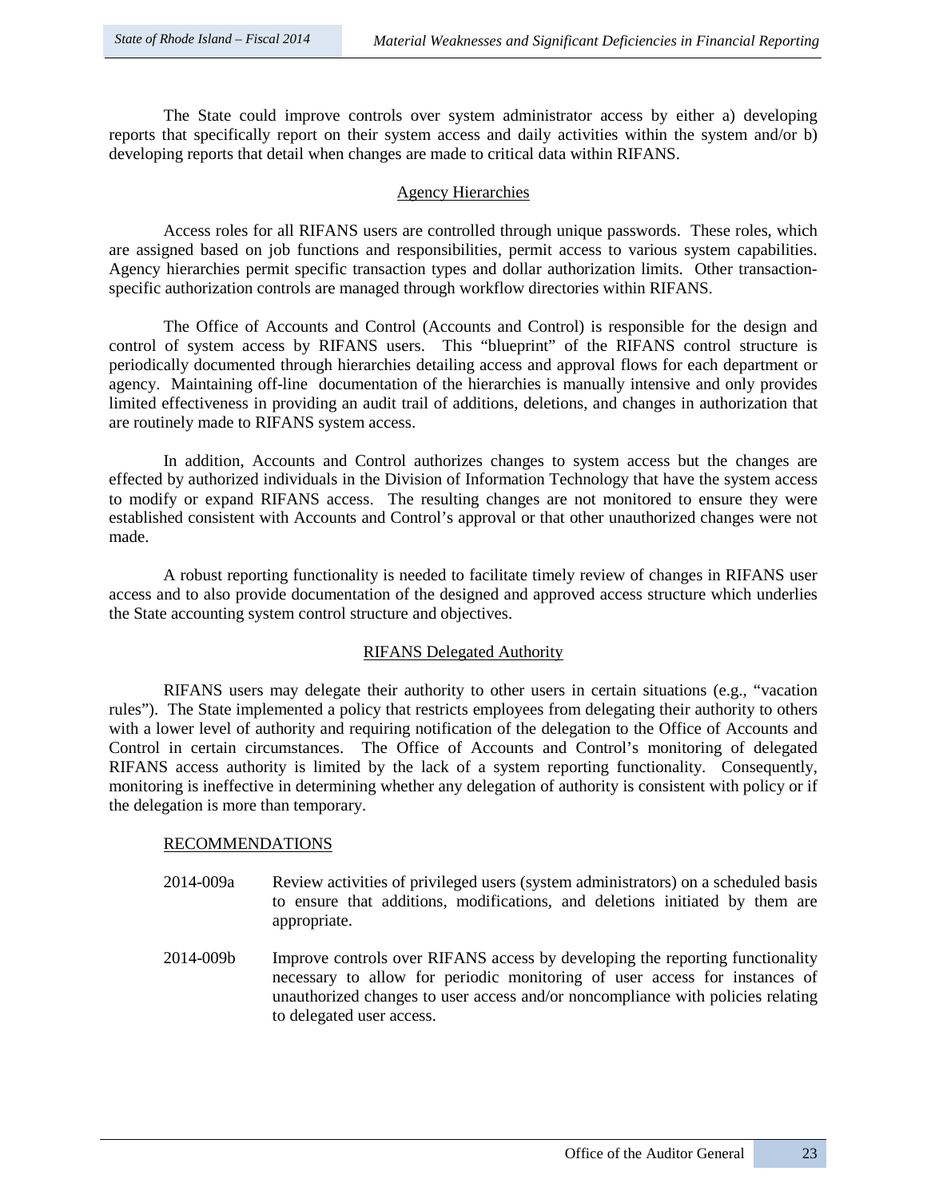The State could improve controls over system administrator access by either a) developing reports that specifically report on their system access and daily activities within the system and/or b) developing reports that detail when changes are made to critical data within RIFANS.

### Agency Hierarchies

Access roles for all RIFANS users are controlled through unique passwords. These roles, which are assigned based on job functions and responsibilities, permit access to various system capabilities. Agency hierarchies permit specific transaction types and dollar authorization limits. Other transaction-specific authorization controls are managed through workflow directories within RIFANS.

The Office of Accounts and Control (Accounts and Control) is responsible for the design and control of system access by RIFANS users. This "blueprint" of the RIFANS control structure is periodically documented through hierarchies detailing access and approval flows for each department or agency. Maintaining off-line documentation of the hierarchies is manually intensive and only provides limited effectiveness in providing an audit trail of additions, deletions, and changes in authorization that are routinely made to RIFANS system access.

In addition, Accounts and Control authorizes changes to system access but the changes are effected by authorized individuals in the Division of Information Technology that have the system access to modify or expand RIFANS access. The resulting changes are not monitored to ensure they were established consistent with Accounts and Control's approval or that other unauthorized changes were not made.

A robust reporting functionality is needed to facilitate timely review of changes in RIFANS user access and to also provide documentation of the designed and approved access structure which underlies the State accounting system control structure and objectives.

### RIFANS Delegated Authority

RIFANS users may delegate their authority to other users in certain situations (e.g., "vacation rules"). The State implemented a policy that restricts employees from delegating their authority to others with a lower level of authority and requiring notification of the delegation to the Office of Accounts and Control in certain circumstances. The Office of Accounts and Control's monitoring of delegated RIFANS access authority is limited by the lack of a system reporting functionality. Consequently, monitoring is ineffective in determining whether any delegation of authority is consistent with policy or if the delegation is more than temporary.

### RECOMMENDATIONS

2014-009a Review activities of privileged users (system administrators) on a scheduled basis to ensure that additions, modifications, and deletions initiated by them are appropriate.

2014-009b Improve controls over RIFANS access by developing the reporting functionality necessary to allow for periodic monitoring of user access for instances of unauthorized changes to user access and/or noncompliance with policies relating to delegated user access.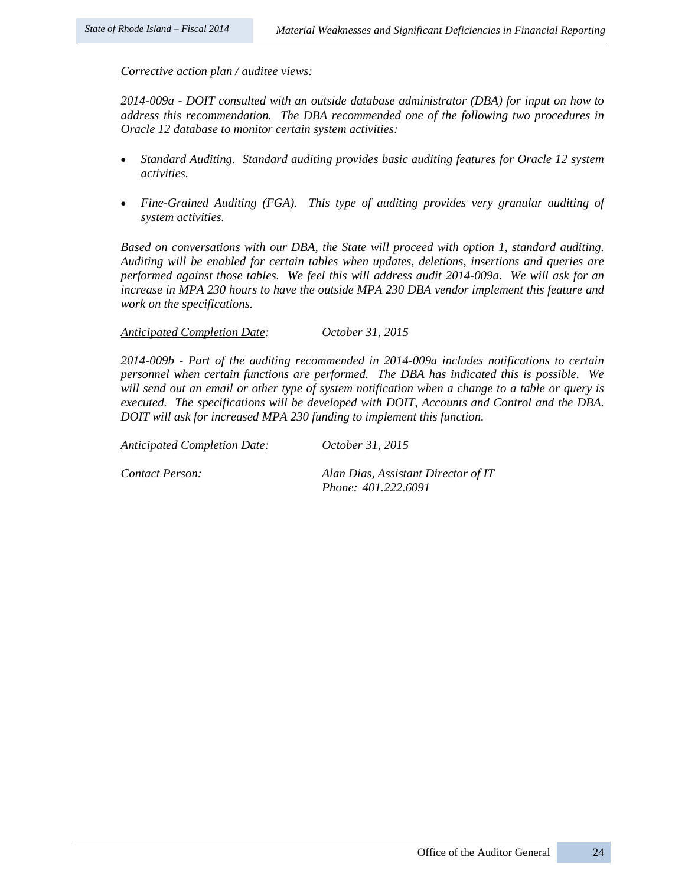*Corrective action plan / auditee views:*

*2014-009a - DOIT consulted with an outside database administrator (DBA) for input on how to address this recommendation. The DBA recommended one of the following two procedures in Oracle 12 database to monitor certain system activities:*

- *Standard Auditing. Standard auditing provides basic auditing features for Oracle 12 system activities.*
- *Fine-Grained Auditing (FGA). This type of auditing provides very granular auditing of system activities.*

*Based on conversations with our DBA, the State will proceed with option 1, standard auditing. Auditing will be enabled for certain tables when updates, deletions, insertions and queries are performed against those tables. We feel this will address audit 2014-009a. We will ask for an increase in MPA 230 hours to have the outside MPA 230 DBA vendor implement this feature and work on the specifications.*

*Anticipated Completion Date:* *October 31, 2015*

*2014-009b - Part of the auditing recommended in 2014-009a includes notifications to certain personnel when certain functions are performed. The DBA has indicated this is possible. We will send out an email or other type of system notification when a change to a table or query is executed. The specifications will be developed with DOIT, Accounts and Control and the DBA. DOIT will ask for increased MPA 230 funding to implement this function.*

*Anticipated Completion Date:* *October 31, 2015*

*Contact Person:* *Alan Dias, Assistant Director of IT*
*Phone: 401.222.6091*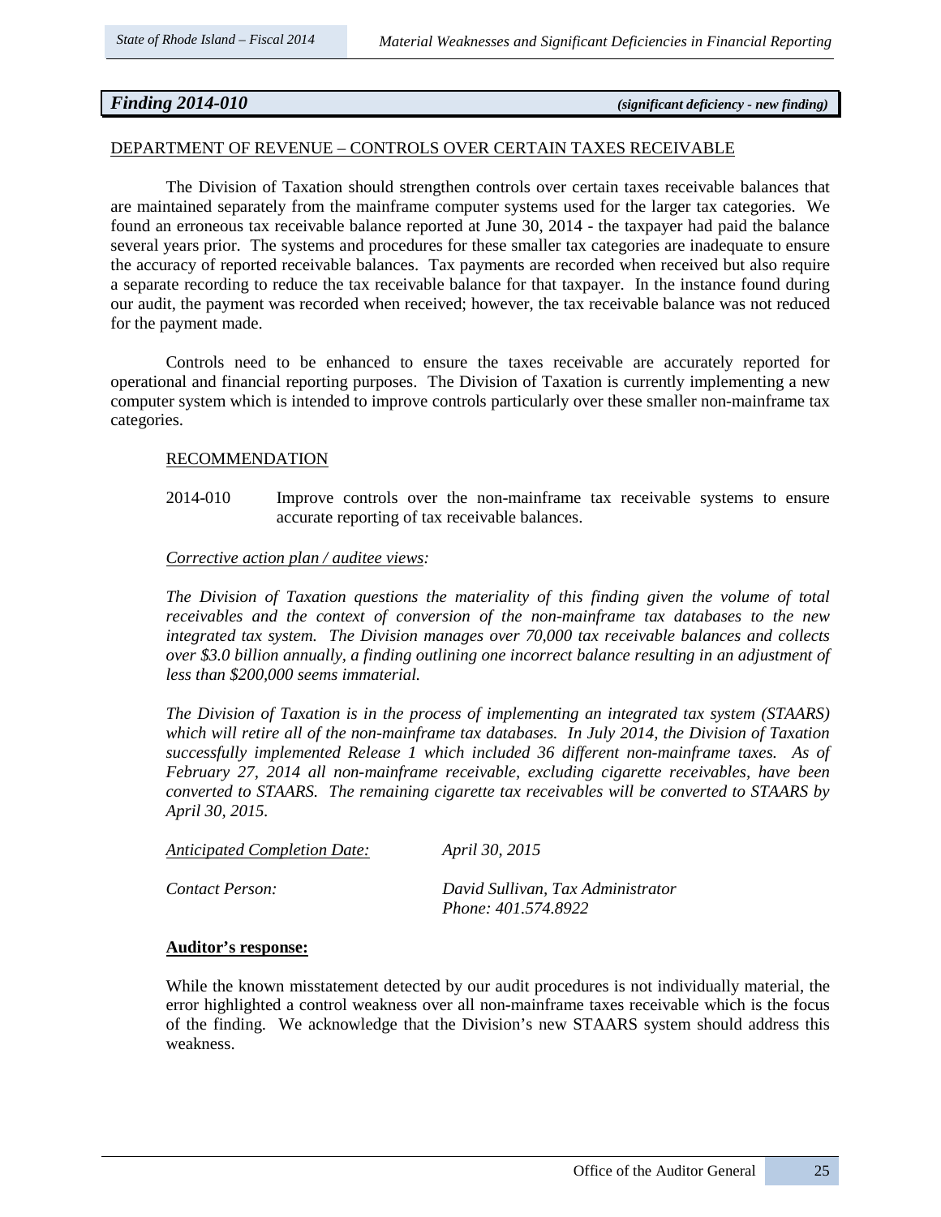## *Finding 2014-010* *(significant deficiency - new finding)*

DEPARTMENT OF REVENUE – CONTROLS OVER CERTAIN TAXES RECEIVABLE

The Division of Taxation should strengthen controls over certain taxes receivable balances that are maintained separately from the mainframe computer systems used for the larger tax categories. We found an erroneous tax receivable balance reported at June 30, 2014 - the taxpayer had paid the balance several years prior. The systems and procedures for these smaller tax categories are inadequate to ensure the accuracy of reported receivable balances. Tax payments are recorded when received but also require a separate recording to reduce the tax receivable balance for that taxpayer. In the instance found during our audit, the payment was recorded when received; however, the tax receivable balance was not reduced for the payment made.

Controls need to be enhanced to ensure the taxes receivable are accurately reported for operational and financial reporting purposes. The Division of Taxation is currently implementing a new computer system which is intended to improve controls particularly over these smaller non-mainframe tax categories.

RECOMMENDATION

2014-010 Improve controls over the non-mainframe tax receivable systems to ensure accurate reporting of tax receivable balances.

*Corrective action plan / auditee views:*

*The Division of Taxation questions the materiality of this finding given the volume of total receivables and the context of conversion of the non-mainframe tax databases to the new integrated tax system. The Division manages over 70,000 tax receivable balances and collects over $3.0 billion annually, a finding outlining one incorrect balance resulting in an adjustment of less than $200,000 seems immaterial.*

*The Division of Taxation is in the process of implementing an integrated tax system (STAARS) which will retire all of the non-mainframe tax databases. In July 2014, the Division of Taxation successfully implemented Release 1 which included 36 different non-mainframe taxes. As of February 27, 2014 all non-mainframe receivable, excluding cigarette receivables, have been converted to STAARS. The remaining cigarette tax receivables will be converted to STAARS by April 30, 2015.*

*Anticipated Completion Date:* *April 30, 2015*

*Contact Person:* *David Sullivan, Tax Administrator*
*Phone: 401.574.8922*

**Auditor's response:**

While the known misstatement detected by our audit procedures is not individually material, the error highlighted a control weakness over all non-mainframe taxes receivable which is the focus of the finding. We acknowledge that the Division's new STAARS system should address this weakness.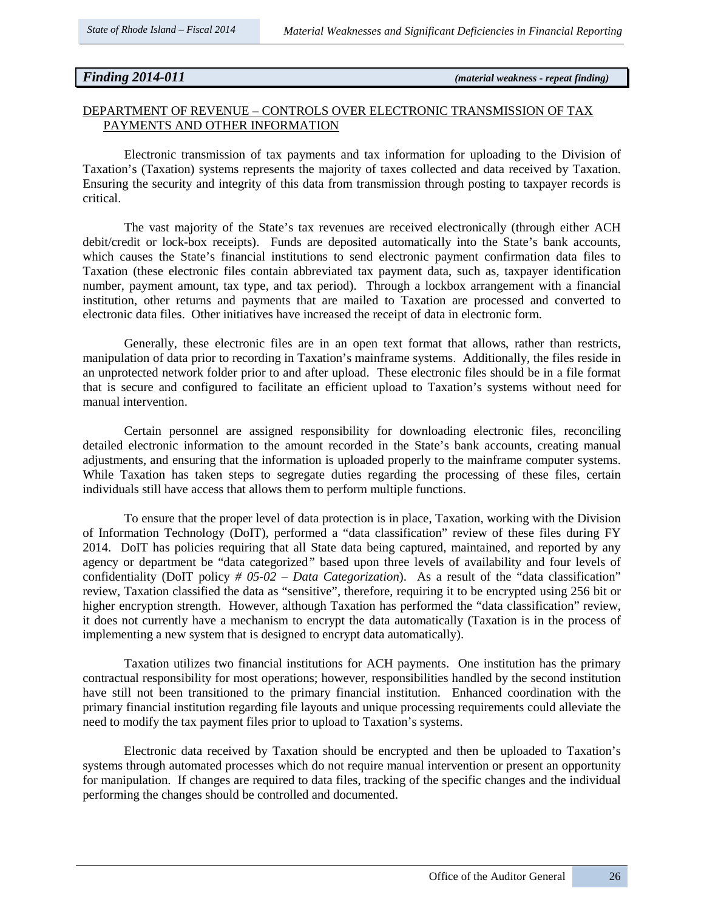## *Finding 2014-011* *(material weakness - repeat finding)*

DEPARTMENT OF REVENUE – CONTROLS OVER ELECTRONIC TRANSMISSION OF TAX PAYMENTS AND OTHER INFORMATION

Electronic transmission of tax payments and tax information for uploading to the Division of Taxation's (Taxation) systems represents the majority of taxes collected and data received by Taxation. Ensuring the security and integrity of this data from transmission through posting to taxpayer records is critical.

The vast majority of the State's tax revenues are received electronically (through either ACH debit/credit or lock-box receipts). Funds are deposited automatically into the State's bank accounts, which causes the State's financial institutions to send electronic payment confirmation data files to Taxation (these electronic files contain abbreviated tax payment data, such as, taxpayer identification number, payment amount, tax type, and tax period). Through a lockbox arrangement with a financial institution, other returns and payments that are mailed to Taxation are processed and converted to electronic data files. Other initiatives have increased the receipt of data in electronic form.

Generally, these electronic files are in an open text format that allows, rather than restricts, manipulation of data prior to recording in Taxation's mainframe systems. Additionally, the files reside in an unprotected network folder prior to and after upload. These electronic files should be in a file format that is secure and configured to facilitate an efficient upload to Taxation's systems without need for manual intervention.

Certain personnel are assigned responsibility for downloading electronic files, reconciling detailed electronic information to the amount recorded in the State's bank accounts, creating manual adjustments, and ensuring that the information is uploaded properly to the mainframe computer systems. While Taxation has taken steps to segregate duties regarding the processing of these files, certain individuals still have access that allows them to perform multiple functions.

To ensure that the proper level of data protection is in place, Taxation, working with the Division of Information Technology (DoIT), performed a "data classification" review of these files during FY 2014. DoIT has policies requiring that all State data being captured, maintained, and reported by any agency or department be "data categorized" based upon three levels of availability and four levels of confidentiality (DoIT policy *# 05-02 – Data Categorization*). As a result of the "data classification" review, Taxation classified the data as "sensitive", therefore, requiring it to be encrypted using 256 bit or higher encryption strength. However, although Taxation has performed the "data classification" review, it does not currently have a mechanism to encrypt the data automatically (Taxation is in the process of implementing a new system that is designed to encrypt data automatically).

Taxation utilizes two financial institutions for ACH payments. One institution has the primary contractual responsibility for most operations; however, responsibilities handled by the second institution have still not been transitioned to the primary financial institution. Enhanced coordination with the primary financial institution regarding file layouts and unique processing requirements could alleviate the need to modify the tax payment files prior to upload to Taxation's systems.

Electronic data received by Taxation should be encrypted and then be uploaded to Taxation's systems through automated processes which do not require manual intervention or present an opportunity for manipulation. If changes are required to data files, tracking of the specific changes and the individual performing the changes should be controlled and documented.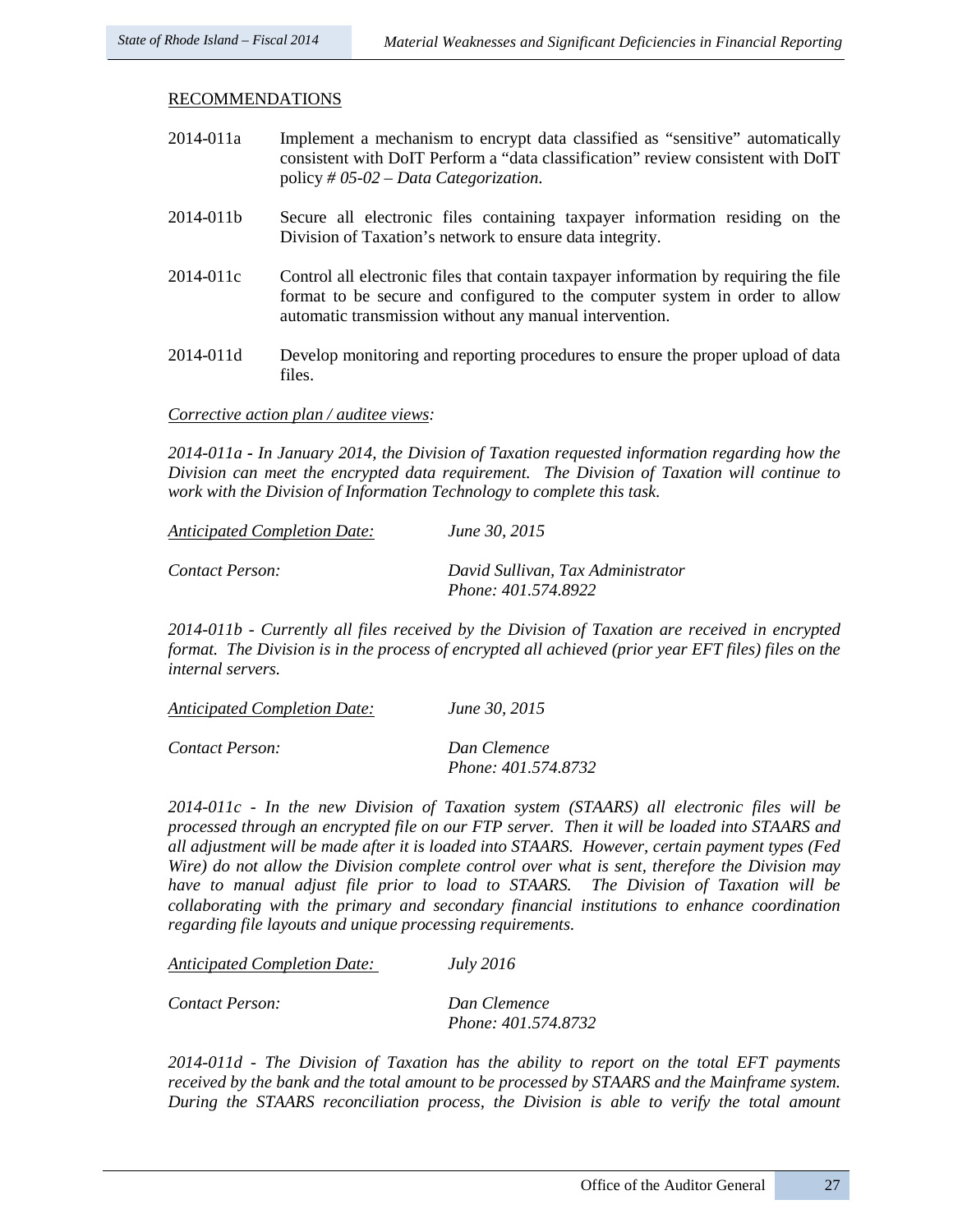RECOMMENDATIONS

2014-011a Implement a mechanism to encrypt data classified as "sensitive" automatically consistent with DoIT Perform a "data classification" review consistent with DoIT policy # *05-02 – Data Categorization.*

2014-011b Secure all electronic files containing taxpayer information residing on the Division of Taxation's network to ensure data integrity.

2014-011c Control all electronic files that contain taxpayer information by requiring the file format to be secure and configured to the computer system in order to allow automatic transmission without any manual intervention.

2014-011d Develop monitoring and reporting procedures to ensure the proper upload of data files.

*Corrective action plan / auditee views:*

*2014-011a - In January 2014, the Division of Taxation requested information regarding how the Division can meet the encrypted data requirement. The Division of Taxation will continue to work with the Division of Information Technology to complete this task.*

*Anticipated Completion Date:* *June 30, 2015*

*Contact Person:* *David Sullivan, Tax Administrator*
*Phone: 401.574.8922*

*2014-011b - Currently all files received by the Division of Taxation are received in encrypted format. The Division is in the process of encrypted all achieved (prior year EFT files) files on the internal servers.*

*Anticipated Completion Date:* *June 30, 2015*

*Contact Person:* *Dan Clemence*
*Phone: 401.574.8732*

*2014-011c - In the new Division of Taxation system (STAARS) all electronic files will be processed through an encrypted file on our FTP server. Then it will be loaded into STAARS and all adjustment will be made after it is loaded into STAARS. However, certain payment types (Fed Wire) do not allow the Division complete control over what is sent, therefore the Division may have to manual adjust file prior to load to STAARS. The Division of Taxation will be collaborating with the primary and secondary financial institutions to enhance coordination regarding file layouts and unique processing requirements.*

*Anticipated Completion Date:* *July 2016*

*Contact Person:* *Dan Clemence*
*Phone: 401.574.8732*

*2014-011d - The Division of Taxation has the ability to report on the total EFT payments received by the bank and the total amount to be processed by STAARS and the Mainframe system. During the STAARS reconciliation process, the Division is able to verify the total amount*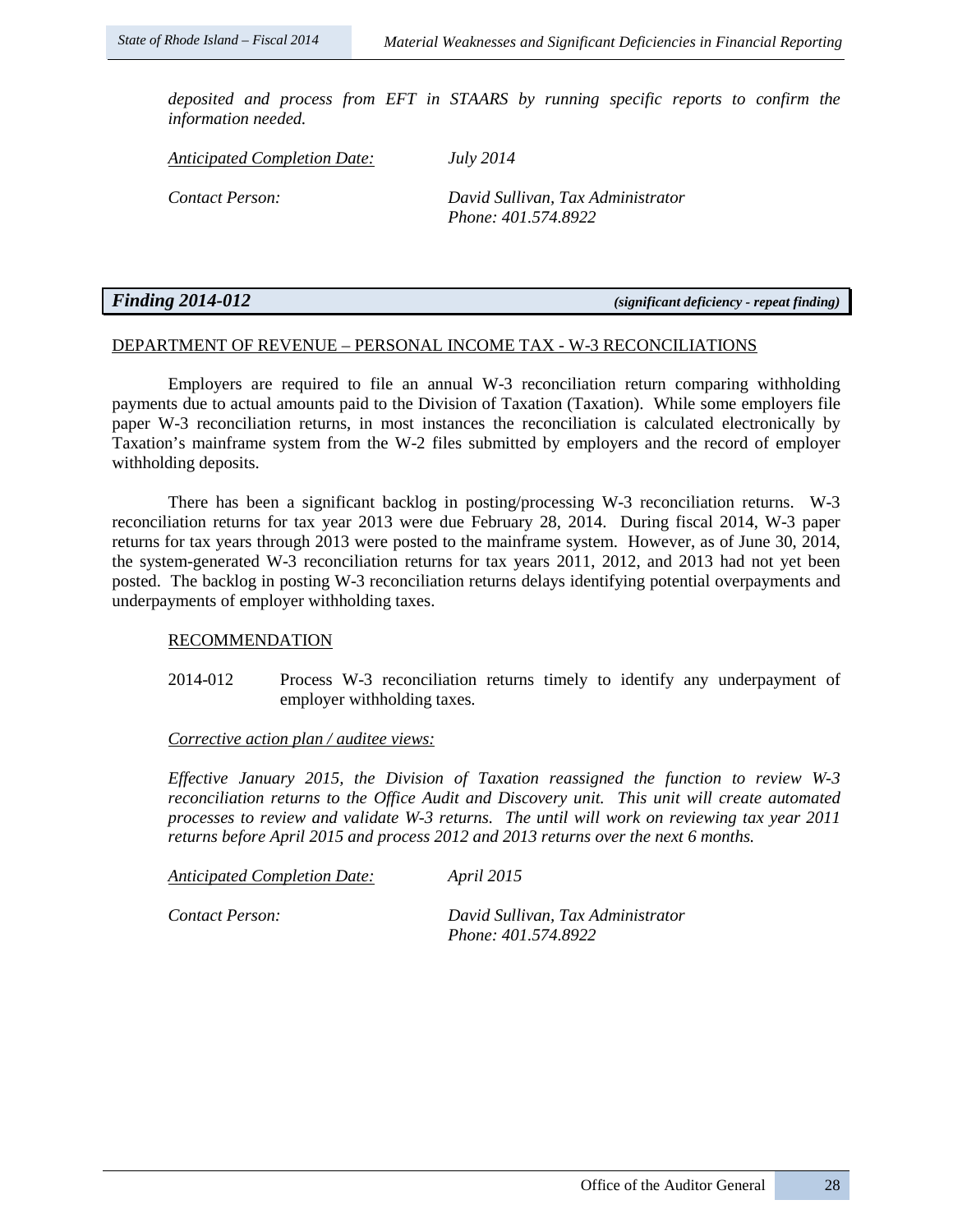*deposited and process from EFT in STAARS by running specific reports to confirm the information needed.*

*Anticipated Completion Date:* *July 2014*

*Contact Person:* *David Sullivan, Tax Administrator*
*Phone: 401.574.8922*

## *Finding 2014-012* *(significant deficiency - repeat finding)*

DEPARTMENT OF REVENUE – PERSONAL INCOME TAX - W-3 RECONCILIATIONS

Employers are required to file an annual W-3 reconciliation return comparing withholding payments due to actual amounts paid to the Division of Taxation (Taxation). While some employers file paper W-3 reconciliation returns, in most instances the reconciliation is calculated electronically by Taxation's mainframe system from the W-2 files submitted by employers and the record of employer withholding deposits.

There has been a significant backlog in posting/processing W-3 reconciliation returns. W-3 reconciliation returns for tax year 2013 were due February 28, 2014. During fiscal 2014, W-3 paper returns for tax years through 2013 were posted to the mainframe system. However, as of June 30, 2014, the system-generated W-3 reconciliation returns for tax years 2011, 2012, and 2013 had not yet been posted. The backlog in posting W-3 reconciliation returns delays identifying potential overpayments and underpayments of employer withholding taxes.

RECOMMENDATION

2014-012 Process W-3 reconciliation returns timely to identify any underpayment of employer withholding taxes.

*Corrective action plan / auditee views:*

*Effective January 2015, the Division of Taxation reassigned the function to review W-3 reconciliation returns to the Office Audit and Discovery unit. This unit will create automated processes to review and validate W-3 returns. The until will work on reviewing tax year 2011 returns before April 2015 and process 2012 and 2013 returns over the next 6 months.*

*Anticipated Completion Date:* *April 2015*

*Contact Person:* *David Sullivan, Tax Administrator*
*Phone: 401.574.8922*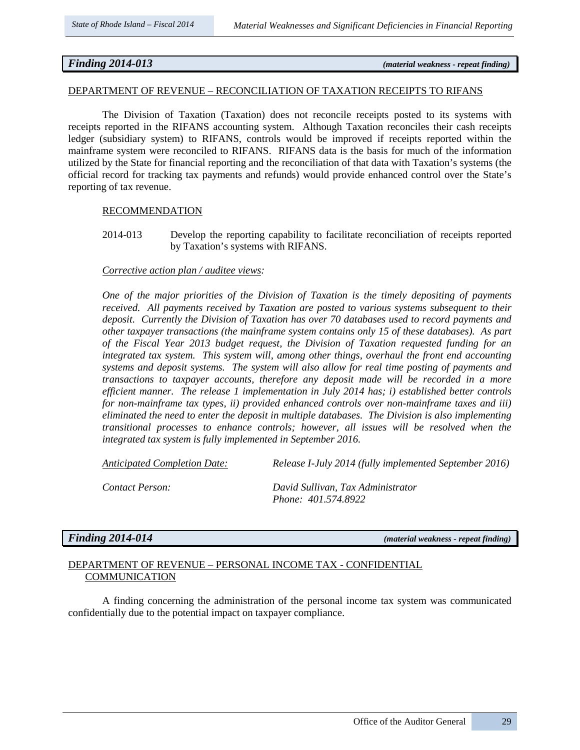## *Finding 2014-013* *(material weakness - repeat finding)*

DEPARTMENT OF REVENUE – RECONCILIATION OF TAXATION RECEIPTS TO RIFANS

The Division of Taxation (Taxation) does not reconcile receipts posted to its systems with receipts reported in the RIFANS accounting system. Although Taxation reconciles their cash receipts ledger (subsidiary system) to RIFANS, controls would be improved if receipts reported within the mainframe system were reconciled to RIFANS. RIFANS data is the basis for much of the information utilized by the State for financial reporting and the reconciliation of that data with Taxation's systems (the official record for tracking tax payments and refunds) would provide enhanced control over the State's reporting of tax revenue.

RECOMMENDATION

2014-013 Develop the reporting capability to facilitate reconciliation of receipts reported by Taxation's systems with RIFANS.

*Corrective action plan / auditee views:*

*One of the major priorities of the Division of Taxation is the timely depositing of payments received. All payments received by Taxation are posted to various systems subsequent to their deposit. Currently the Division of Taxation has over 70 databases used to record payments and other taxpayer transactions (the mainframe system contains only 15 of these databases). As part of the Fiscal Year 2013 budget request, the Division of Taxation requested funding for an integrated tax system. This system will, among other things, overhaul the front end accounting systems and deposit systems. The system will also allow for real time posting of payments and transactions to taxpayer accounts, therefore any deposit made will be recorded in a more efficient manner. The release 1 implementation in July 2014 has; i) established better controls for non-mainframe tax types, ii) provided enhanced controls over non-mainframe taxes and iii) eliminated the need to enter the deposit in multiple databases. The Division is also implementing transitional processes to enhance controls; however, all issues will be resolved when the integrated tax system is fully implemented in September 2016.*

*Anticipated Completion Date:* *Release I-July 2014 (fully implemented September 2016)*

*Contact Person:* *David Sullivan, Tax Administrator*
*Phone: 401.574.8922*

## *Finding 2014-014* *(material weakness - repeat finding)*

DEPARTMENT OF REVENUE – PERSONAL INCOME TAX - CONFIDENTIAL COMMUNICATION

A finding concerning the administration of the personal income tax system was communicated confidentially due to the potential impact on taxpayer compliance.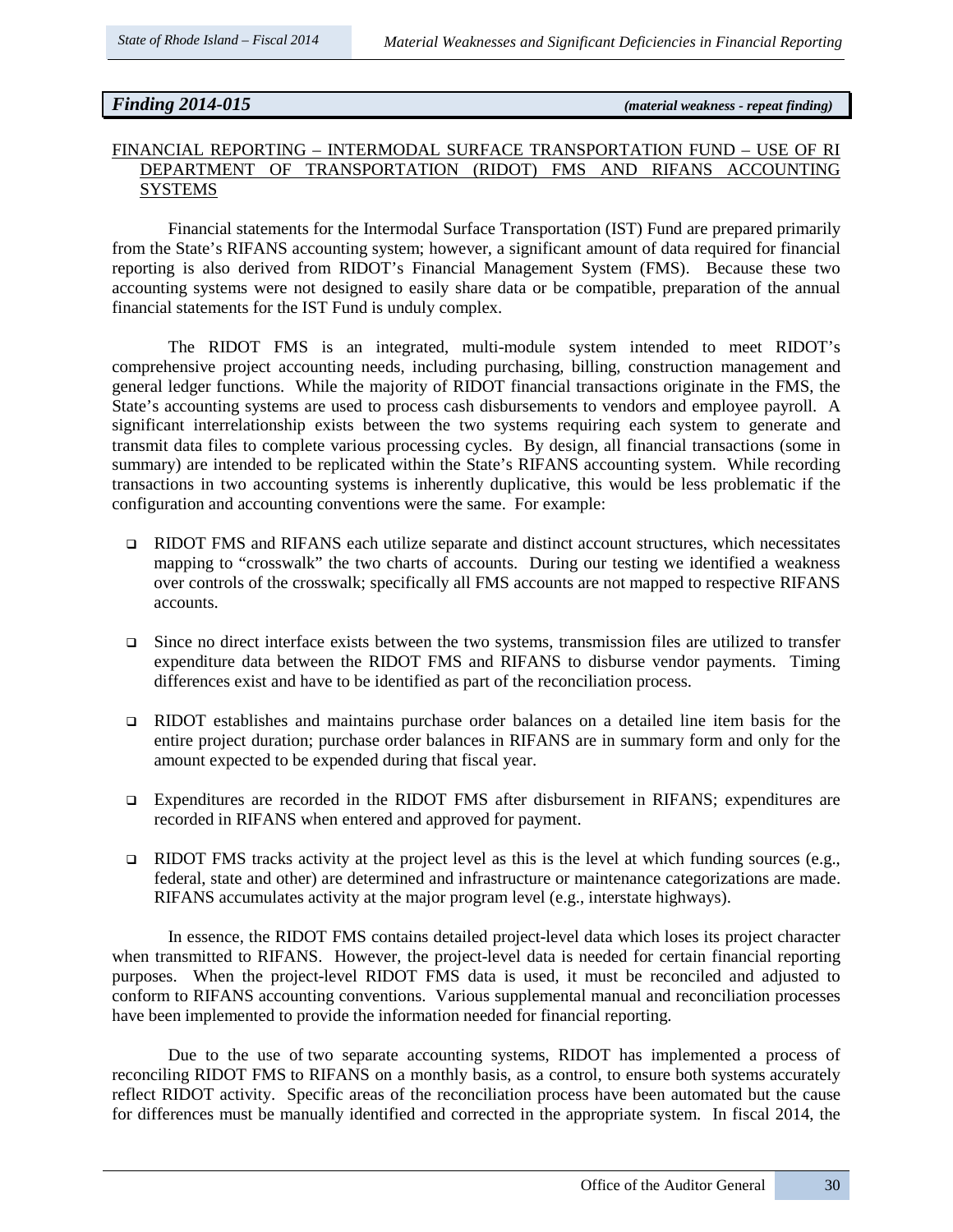### *Finding 2014-015* *(material weakness - repeat finding)*

FINANCIAL REPORTING – INTERMODAL SURFACE TRANSPORTATION FUND – USE OF RI DEPARTMENT OF TRANSPORTATION (RIDOT) FMS AND RIFANS ACCOUNTING SYSTEMS

Financial statements for the Intermodal Surface Transportation (IST) Fund are prepared primarily from the State's RIFANS accounting system; however, a significant amount of data required for financial reporting is also derived from RIDOT's Financial Management System (FMS). Because these two accounting systems were not designed to easily share data or be compatible, preparation of the annual financial statements for the IST Fund is unduly complex.

The RIDOT FMS is an integrated, multi-module system intended to meet RIDOT's comprehensive project accounting needs, including purchasing, billing, construction management and general ledger functions. While the majority of RIDOT financial transactions originate in the FMS, the State's accounting systems are used to process cash disbursements to vendors and employee payroll. A significant interrelationship exists between the two systems requiring each system to generate and transmit data files to complete various processing cycles. By design, all financial transactions (some in summary) are intended to be replicated within the State's RIFANS accounting system. While recording transactions in two accounting systems is inherently duplicative, this would be less problematic if the configuration and accounting conventions were the same. For example:

- RIDOT FMS and RIFANS each utilize separate and distinct account structures, which necessitates mapping to "crosswalk" the two charts of accounts. During our testing we identified a weakness over controls of the crosswalk; specifically all FMS accounts are not mapped to respective RIFANS accounts.
- Since no direct interface exists between the two systems, transmission files are utilized to transfer expenditure data between the RIDOT FMS and RIFANS to disburse vendor payments. Timing differences exist and have to be identified as part of the reconciliation process.
- RIDOT establishes and maintains purchase order balances on a detailed line item basis for the entire project duration; purchase order balances in RIFANS are in summary form and only for the amount expected to be expended during that fiscal year.
- Expenditures are recorded in the RIDOT FMS after disbursement in RIFANS; expenditures are recorded in RIFANS when entered and approved for payment.
- RIDOT FMS tracks activity at the project level as this is the level at which funding sources (e.g., federal, state and other) are determined and infrastructure or maintenance categorizations are made. RIFANS accumulates activity at the major program level (e.g., interstate highways).

In essence, the RIDOT FMS contains detailed project-level data which loses its project character when transmitted to RIFANS. However, the project-level data is needed for certain financial reporting purposes. When the project-level RIDOT FMS data is used, it must be reconciled and adjusted to conform to RIFANS accounting conventions. Various supplemental manual and reconciliation processes have been implemented to provide the information needed for financial reporting.

Due to the use of two separate accounting systems, RIDOT has implemented a process of reconciling RIDOT FMS to RIFANS on a monthly basis, as a control, to ensure both systems accurately reflect RIDOT activity. Specific areas of the reconciliation process have been automated but the cause for differences must be manually identified and corrected in the appropriate system. In fiscal 2014, the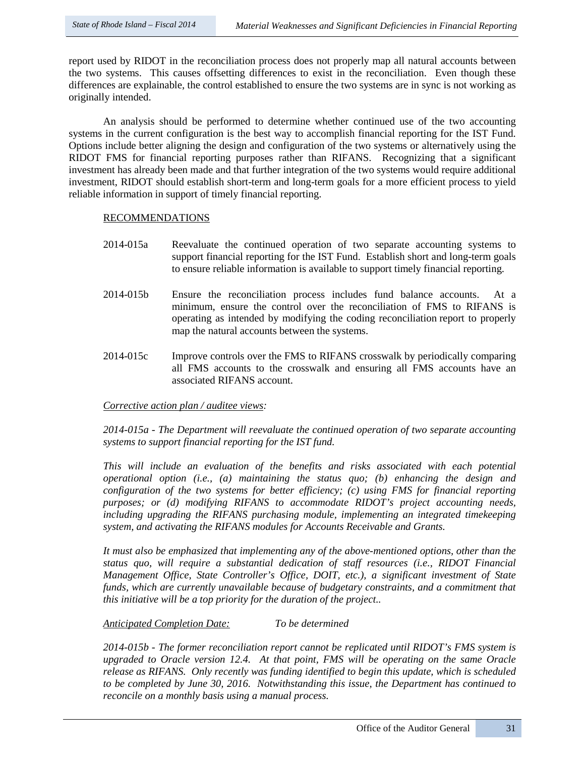report used by RIDOT in the reconciliation process does not properly map all natural accounts between the two systems. This causes offsetting differences to exist in the reconciliation. Even though these differences are explainable, the control established to ensure the two systems are in sync is not working as originally intended.

An analysis should be performed to determine whether continued use of the two accounting systems in the current configuration is the best way to accomplish financial reporting for the IST Fund. Options include better aligning the design and configuration of the two systems or alternatively using the RIDOT FMS for financial reporting purposes rather than RIFANS. Recognizing that a significant investment has already been made and that further integration of the two systems would require additional investment, RIDOT should establish short-term and long-term goals for a more efficient process to yield reliable information in support of timely financial reporting.

RECOMMENDATIONS

2014-015a Reevaluate the continued operation of two separate accounting systems to support financial reporting for the IST Fund. Establish short and long-term goals to ensure reliable information is available to support timely financial reporting.

2014-015b Ensure the reconciliation process includes fund balance accounts. At a minimum, ensure the control over the reconciliation of FMS to RIFANS is operating as intended by modifying the coding reconciliation report to properly map the natural accounts between the systems.

2014-015c Improve controls over the FMS to RIFANS crosswalk by periodically comparing all FMS accounts to the crosswalk and ensuring all FMS accounts have an associated RIFANS account.

*Corrective action plan / auditee views:*

*2014-015a - The Department will reevaluate the continued operation of two separate accounting systems to support financial reporting for the IST fund.*

*This will include an evaluation of the benefits and risks associated with each potential operational option (i.e., (a) maintaining the status quo; (b) enhancing the design and configuration of the two systems for better efficiency; (c) using FMS for financial reporting purposes; or (d) modifying RIFANS to accommodate RIDOT's project accounting needs, including upgrading the RIFANS purchasing module, implementing an integrated timekeeping system, and activating the RIFANS modules for Accounts Receivable and Grants.*

*It must also be emphasized that implementing any of the above-mentioned options, other than the status quo, will require a substantial dedication of staff resources (i.e., RIDOT Financial Management Office, State Controller's Office, DOIT, etc.), a significant investment of State funds, which are currently unavailable because of budgetary constraints, and a commitment that this initiative will be a top priority for the duration of the project..*

*Anticipated Completion Date:* *To be determined*

*2014-015b - The former reconciliation report cannot be replicated until RIDOT's FMS system is upgraded to Oracle version 12.4. At that point, FMS will be operating on the same Oracle release as RIFANS. Only recently was funding identified to begin this update, which is scheduled to be completed by June 30, 2016. Notwithstanding this issue, the Department has continued to reconcile on a monthly basis using a manual process.*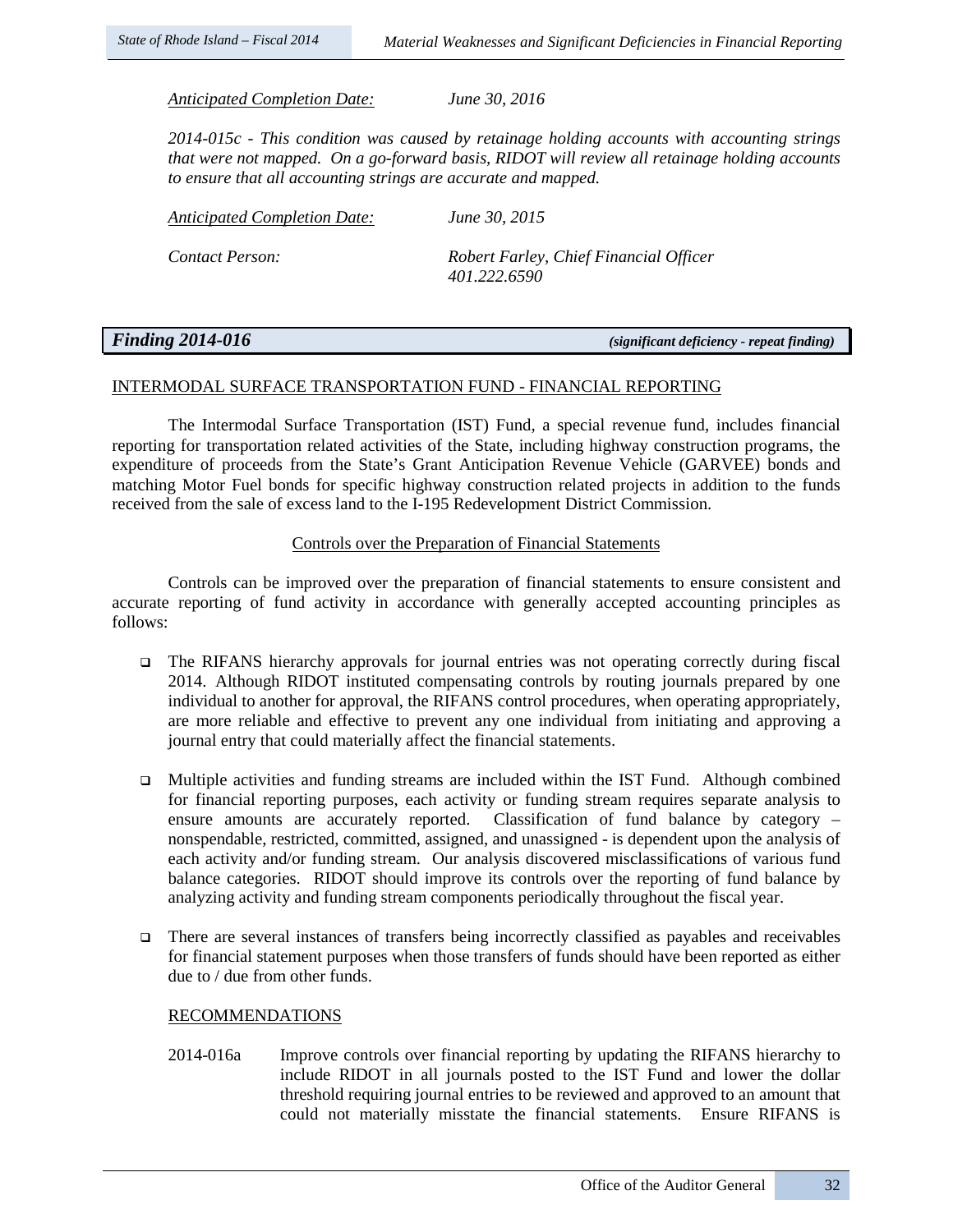*Anticipated Completion Date:* *June 30, 2016*

*2014-015c - This condition was caused by retainage holding accounts with accounting strings that were not mapped. On a go-forward basis, RIDOT will review all retainage holding accounts to ensure that all accounting strings are accurate and mapped.*

*Anticipated Completion Date:* *June 30, 2015*

*Contact Person:* *Robert Farley, Chief Financial Officer*
*401.222.6590*

## *Finding 2014-016* *(significant deficiency - repeat finding)*

INTERMODAL SURFACE TRANSPORTATION FUND - FINANCIAL REPORTING

The Intermodal Surface Transportation (IST) Fund, a special revenue fund, includes financial reporting for transportation related activities of the State, including highway construction programs, the expenditure of proceeds from the State's Grant Anticipation Revenue Vehicle (GARVEE) bonds and matching Motor Fuel bonds for specific highway construction related projects in addition to the funds received from the sale of excess land to the I-195 Redevelopment District Commission.

Controls over the Preparation of Financial Statements

Controls can be improved over the preparation of financial statements to ensure consistent and accurate reporting of fund activity in accordance with generally accepted accounting principles as follows:

- The RIFANS hierarchy approvals for journal entries was not operating correctly during fiscal 2014. Although RIDOT instituted compensating controls by routing journals prepared by one individual to another for approval, the RIFANS control procedures, when operating appropriately, are more reliable and effective to prevent any one individual from initiating and approving a journal entry that could materially affect the financial statements.
- Multiple activities and funding streams are included within the IST Fund. Although combined for financial reporting purposes, each activity or funding stream requires separate analysis to ensure amounts are accurately reported. Classification of fund balance by category – nonspendable, restricted, committed, assigned, and unassigned - is dependent upon the analysis of each activity and/or funding stream. Our analysis discovered misclassifications of various fund balance categories. RIDOT should improve its controls over the reporting of fund balance by analyzing activity and funding stream components periodically throughout the fiscal year.
- There are several instances of transfers being incorrectly classified as payables and receivables for financial statement purposes when those transfers of funds should have been reported as either due to / due from other funds.

RECOMMENDATIONS

2014-016a Improve controls over financial reporting by updating the RIFANS hierarchy to include RIDOT in all journals posted to the IST Fund and lower the dollar threshold requiring journal entries to be reviewed and approved to an amount that could not materially misstate the financial statements. Ensure RIFANS is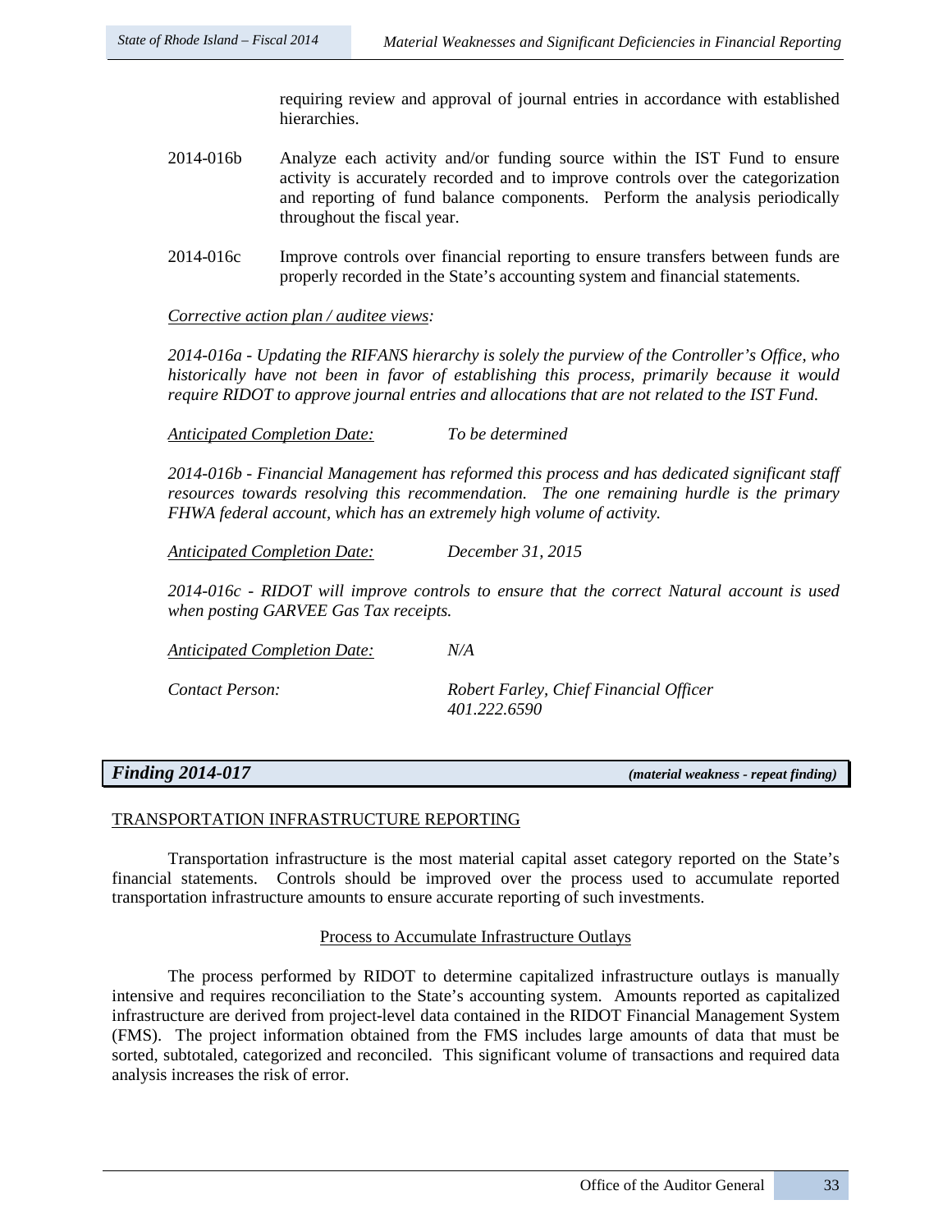requiring review and approval of journal entries in accordance with established hierarchies.

2014-016b Analyze each activity and/or funding source within the IST Fund to ensure activity is accurately recorded and to improve controls over the categorization and reporting of fund balance components. Perform the analysis periodically throughout the fiscal year.

2014-016c Improve controls over financial reporting to ensure transfers between funds are properly recorded in the State's accounting system and financial statements.

*Corrective action plan / auditee views:*

*2014-016a - Updating the RIFANS hierarchy is solely the purview of the Controller's Office, who historically have not been in favor of establishing this process, primarily because it would require RIDOT to approve journal entries and allocations that are not related to the IST Fund.*

*Anticipated Completion Date:* *To be determined*

*2014-016b - Financial Management has reformed this process and has dedicated significant staff resources towards resolving this recommendation. The one remaining hurdle is the primary FHWA federal account, which has an extremely high volume of activity.*

*Anticipated Completion Date:* *December 31, 2015*

*2014-016c - RIDOT will improve controls to ensure that the correct Natural account is used when posting GARVEE Gas Tax receipts.*

*Anticipated Completion Date:* *N/A*

*Contact Person:* *Robert Farley, Chief Financial Officer*
*401.222.6590*

## *Finding 2014-017* *(material weakness - repeat finding)*

### TRANSPORTATION INFRASTRUCTURE REPORTING

Transportation infrastructure is the most material capital asset category reported on the State's financial statements. Controls should be improved over the process used to accumulate reported transportation infrastructure amounts to ensure accurate reporting of such investments.

#### Process to Accumulate Infrastructure Outlays

The process performed by RIDOT to determine capitalized infrastructure outlays is manually intensive and requires reconciliation to the State's accounting system. Amounts reported as capitalized infrastructure are derived from project-level data contained in the RIDOT Financial Management System (FMS). The project information obtained from the FMS includes large amounts of data that must be sorted, subtotaled, categorized and reconciled. This significant volume of transactions and required data analysis increases the risk of error.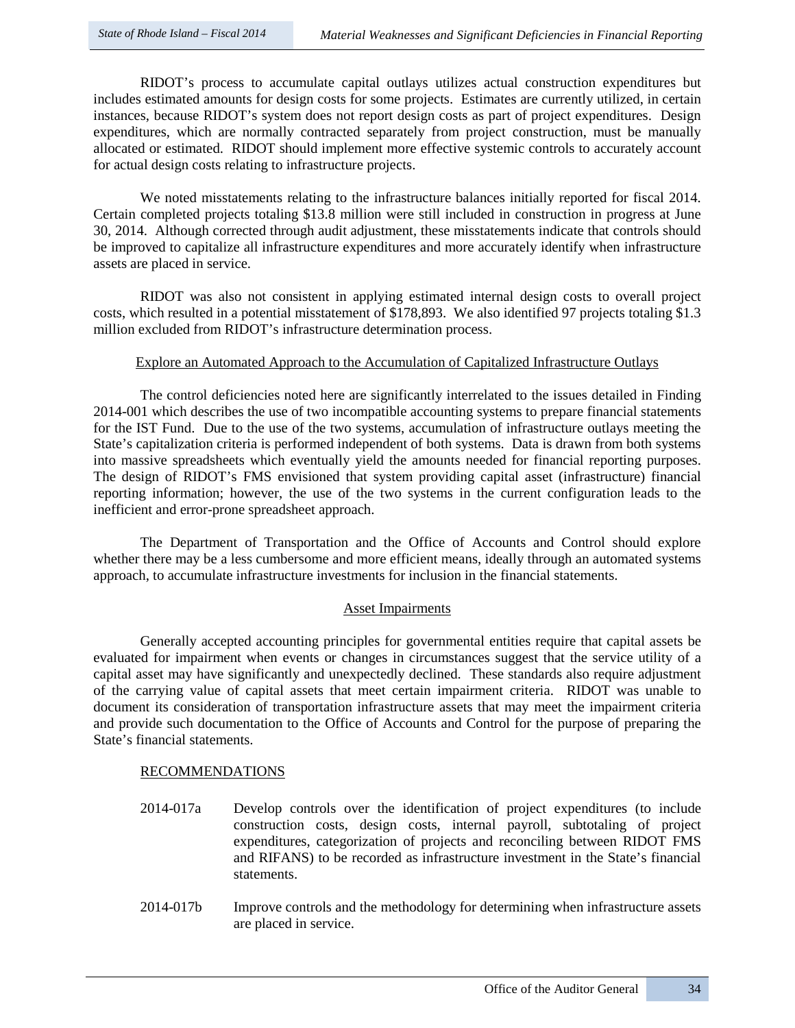RIDOT's process to accumulate capital outlays utilizes actual construction expenditures but includes estimated amounts for design costs for some projects. Estimates are currently utilized, in certain instances, because RIDOT's system does not report design costs as part of project expenditures. Design expenditures, which are normally contracted separately from project construction, must be manually allocated or estimated. RIDOT should implement more effective systemic controls to accurately account for actual design costs relating to infrastructure projects.

We noted misstatements relating to the infrastructure balances initially reported for fiscal 2014. Certain completed projects totaling $13.8 million were still included in construction in progress at June 30, 2014. Although corrected through audit adjustment, these misstatements indicate that controls should be improved to capitalize all infrastructure expenditures and more accurately identify when infrastructure assets are placed in service.

RIDOT was also not consistent in applying estimated internal design costs to overall project costs, which resulted in a potential misstatement of $178,893. We also identified 97 projects totaling $1.3 million excluded from RIDOT's infrastructure determination process.

<u>Explore an Automated Approach to the Accumulation of Capitalized Infrastructure Outlays</u>

The control deficiencies noted here are significantly interrelated to the issues detailed in Finding 2014-001 which describes the use of two incompatible accounting systems to prepare financial statements for the IST Fund. Due to the use of the two systems, accumulation of infrastructure outlays meeting the State's capitalization criteria is performed independent of both systems. Data is drawn from both systems into massive spreadsheets which eventually yield the amounts needed for financial reporting purposes. The design of RIDOT's FMS envisioned that system providing capital asset (infrastructure) financial reporting information; however, the use of the two systems in the current configuration leads to the inefficient and error-prone spreadsheet approach.

The Department of Transportation and the Office of Accounts and Control should explore whether there may be a less cumbersome and more efficient means, ideally through an automated systems approach, to accumulate infrastructure investments for inclusion in the financial statements.

<u>Asset Impairments</u>

Generally accepted accounting principles for governmental entities require that capital assets be evaluated for impairment when events or changes in circumstances suggest that the service utility of a capital asset may have significantly and unexpectedly declined. These standards also require adjustment of the carrying value of capital assets that meet certain impairment criteria. RIDOT was unable to document its consideration of transportation infrastructure assets that may meet the impairment criteria and provide such documentation to the Office of Accounts and Control for the purpose of preparing the State's financial statements.

<u>RECOMMENDATIONS</u>

2014-017a Develop controls over the identification of project expenditures (to include construction costs, design costs, internal payroll, subtotaling of project expenditures, categorization of projects and reconciling between RIDOT FMS and RIFANS) to be recorded as infrastructure investment in the State's financial statements.

2014-017b Improve controls and the methodology for determining when infrastructure assets are placed in service.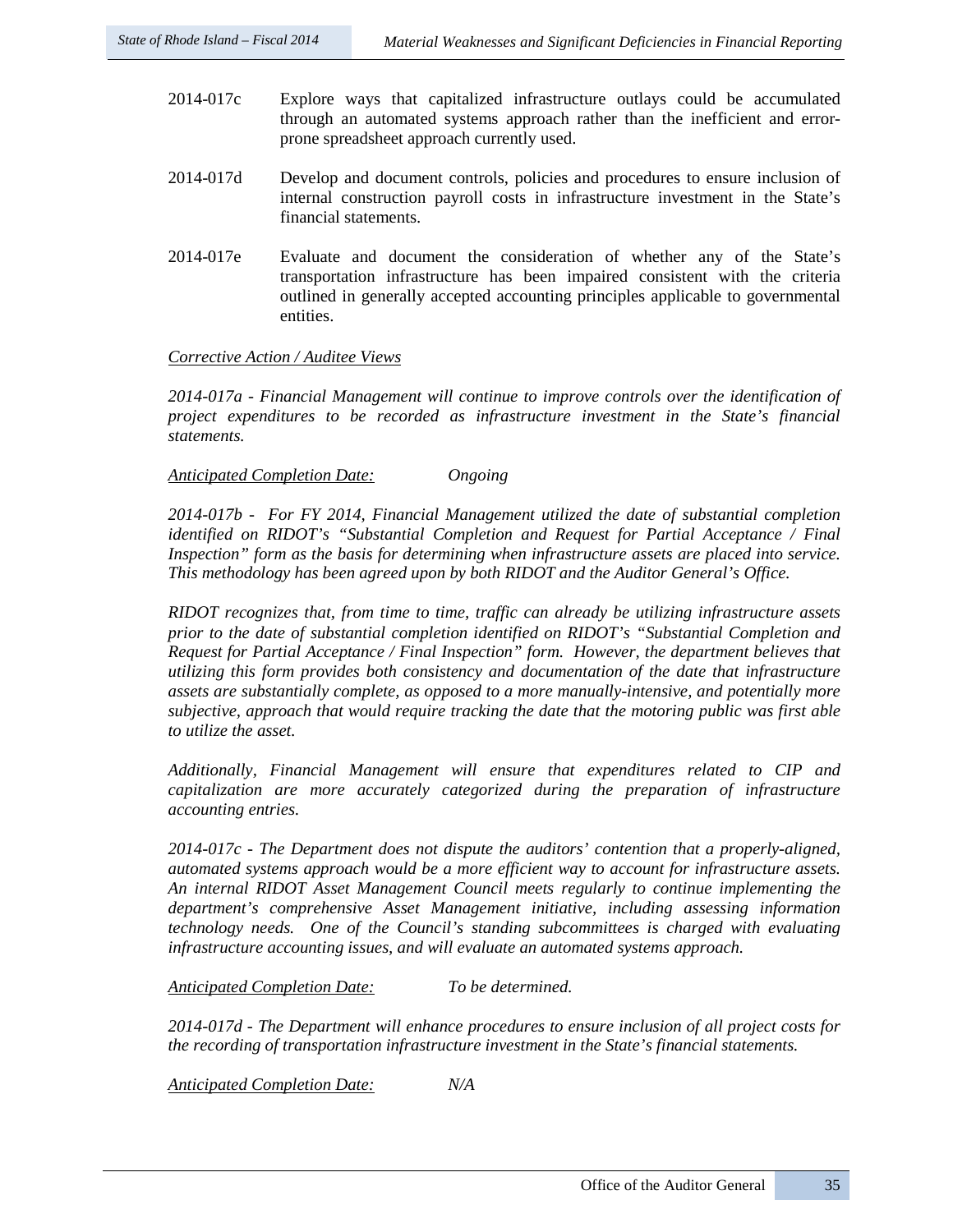2014-017c Explore ways that capitalized infrastructure outlays could be accumulated through an automated systems approach rather than the inefficient and error-prone spreadsheet approach currently used.

2014-017d Develop and document controls, policies and procedures to ensure inclusion of internal construction payroll costs in infrastructure investment in the State's financial statements.

2014-017e Evaluate and document the consideration of whether any of the State's transportation infrastructure has been impaired consistent with the criteria outlined in generally accepted accounting principles applicable to governmental entities.

<u>*Corrective Action / Auditee Views*</u>

*2014-017a - Financial Management will continue to improve controls over the identification of project expenditures to be recorded as infrastructure investment in the State's financial statements.*

<u>*Anticipated Completion Date:*</u> *Ongoing*

*2014-017b - For FY 2014, Financial Management utilized the date of substantial completion identified on RIDOT's "Substantial Completion and Request for Partial Acceptance / Final Inspection" form as the basis for determining when infrastructure assets are placed into service. This methodology has been agreed upon by both RIDOT and the Auditor General's Office.*

*RIDOT recognizes that, from time to time, traffic can already be utilizing infrastructure assets prior to the date of substantial completion identified on RIDOT's "Substantial Completion and Request for Partial Acceptance / Final Inspection" form. However, the department believes that utilizing this form provides both consistency and documentation of the date that infrastructure assets are substantially complete, as opposed to a more manually-intensive, and potentially more subjective, approach that would require tracking the date that the motoring public was first able to utilize the asset.*

*Additionally, Financial Management will ensure that expenditures related to CIP and capitalization are more accurately categorized during the preparation of infrastructure accounting entries.*

*2014-017c - The Department does not dispute the auditors' contention that a properly-aligned, automated systems approach would be a more efficient way to account for infrastructure assets. An internal RIDOT Asset Management Council meets regularly to continue implementing the department's comprehensive Asset Management initiative, including assessing information technology needs. One of the Council's standing subcommittees is charged with evaluating infrastructure accounting issues, and will evaluate an automated systems approach.*

<u>*Anticipated Completion Date:*</u> *To be determined.*

*2014-017d - The Department will enhance procedures to ensure inclusion of all project costs for the recording of transportation infrastructure investment in the State's financial statements.*

<u>*Anticipated Completion Date:*</u> *N/A*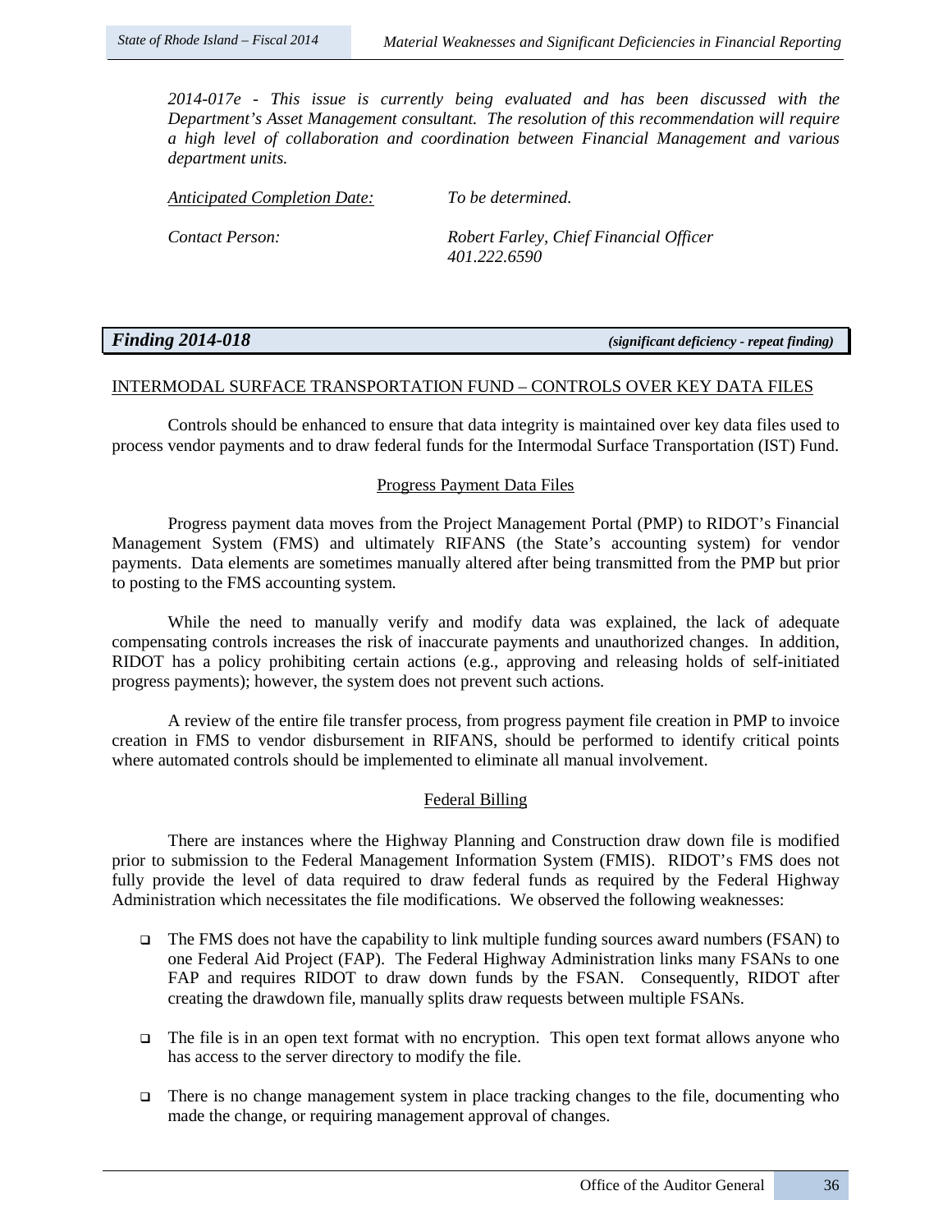*2014-017e - This issue is currently being evaluated and has been discussed with the Department's Asset Management consultant. The resolution of this recommendation will require a high level of collaboration and coordination between Financial Management and various department units.*

*Anticipated Completion Date:* *To be determined.*

*Contact Person:* *Robert Farley, Chief Financial Officer 401.222.6590*

## *Finding 2014-018* *(significant deficiency - repeat finding)*

INTERMODAL SURFACE TRANSPORTATION FUND – CONTROLS OVER KEY DATA FILES

Controls should be enhanced to ensure that data integrity is maintained over key data files used to process vendor payments and to draw federal funds for the Intermodal Surface Transportation (IST) Fund.

### Progress Payment Data Files

Progress payment data moves from the Project Management Portal (PMP) to RIDOT's Financial Management System (FMS) and ultimately RIFANS (the State's accounting system) for vendor payments. Data elements are sometimes manually altered after being transmitted from the PMP but prior to posting to the FMS accounting system.

While the need to manually verify and modify data was explained, the lack of adequate compensating controls increases the risk of inaccurate payments and unauthorized changes. In addition, RIDOT has a policy prohibiting certain actions (e.g., approving and releasing holds of self-initiated progress payments); however, the system does not prevent such actions.

A review of the entire file transfer process, from progress payment file creation in PMP to invoice creation in FMS to vendor disbursement in RIFANS, should be performed to identify critical points where automated controls should be implemented to eliminate all manual involvement.

### Federal Billing

There are instances where the Highway Planning and Construction draw down file is modified prior to submission to the Federal Management Information System (FMIS). RIDOT's FMS does not fully provide the level of data required to draw federal funds as required by the Federal Highway Administration which necessitates the file modifications. We observed the following weaknesses:

- The FMS does not have the capability to link multiple funding sources award numbers (FSAN) to one Federal Aid Project (FAP). The Federal Highway Administration links many FSANs to one FAP and requires RIDOT to draw down funds by the FSAN. Consequently, RIDOT after creating the drawdown file, manually splits draw requests between multiple FSANs.
- The file is in an open text format with no encryption. This open text format allows anyone who has access to the server directory to modify the file.
- There is no change management system in place tracking changes to the file, documenting who made the change, or requiring management approval of changes.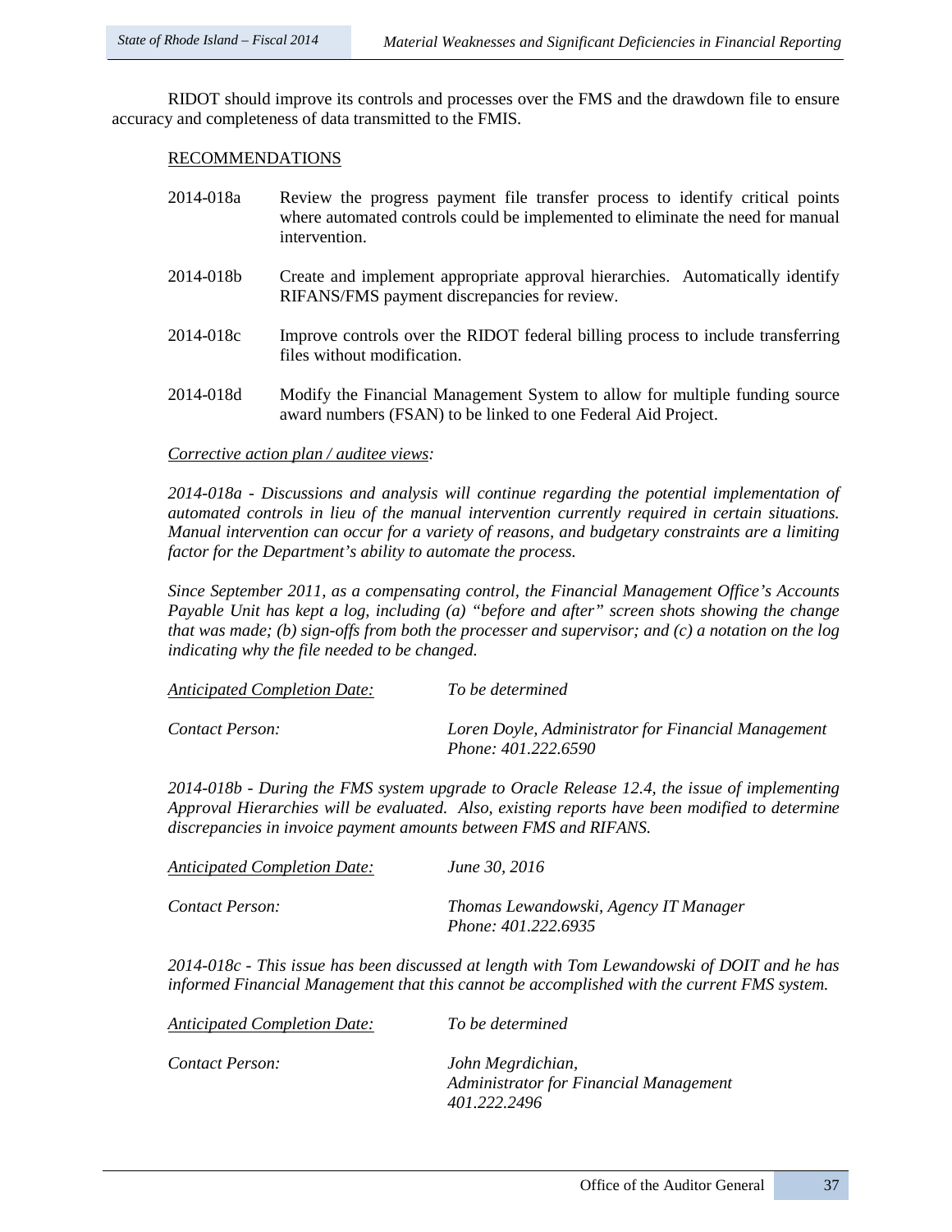RIDOT should improve its controls and processes over the FMS and the drawdown file to ensure accuracy and completeness of data transmitted to the FMIS.

RECOMMENDATIONS

2014-018a Review the progress payment file transfer process to identify critical points where automated controls could be implemented to eliminate the need for manual intervention.

2014-018b Create and implement appropriate approval hierarchies. Automatically identify RIFANS/FMS payment discrepancies for review.

2014-018c Improve controls over the RIDOT federal billing process to include transferring files without modification.

2014-018d Modify the Financial Management System to allow for multiple funding source award numbers (FSAN) to be linked to one Federal Aid Project.

*Corrective action plan / auditee views:*

*2014-018a - Discussions and analysis will continue regarding the potential implementation of automated controls in lieu of the manual intervention currently required in certain situations. Manual intervention can occur for a variety of reasons, and budgetary constraints are a limiting factor for the Department's ability to automate the process.*

*Since September 2011, as a compensating control, the Financial Management Office's Accounts Payable Unit has kept a log, including (a) "before and after" screen shots showing the change that was made; (b) sign-offs from both the processer and supervisor; and (c) a notation on the log indicating why the file needed to be changed.*

*Anticipated Completion Date:* *To be determined*

*Contact Person:* *Loren Doyle, Administrator for Financial Management*
*Phone: 401.222.6590*

*2014-018b - During the FMS system upgrade to Oracle Release 12.4, the issue of implementing Approval Hierarchies will be evaluated. Also, existing reports have been modified to determine discrepancies in invoice payment amounts between FMS and RIFANS.*

*Anticipated Completion Date:* *June 30, 2016*

*Contact Person:* *Thomas Lewandowski, Agency IT Manager*
*Phone: 401.222.6935*

*2014-018c - This issue has been discussed at length with Tom Lewandowski of DOIT and he has informed Financial Management that this cannot be accomplished with the current FMS system.*

*Anticipated Completion Date:* *To be determined*

*Contact Person:* *John Megrdichian,*
*Administrator for Financial Management*
*401.222.2496*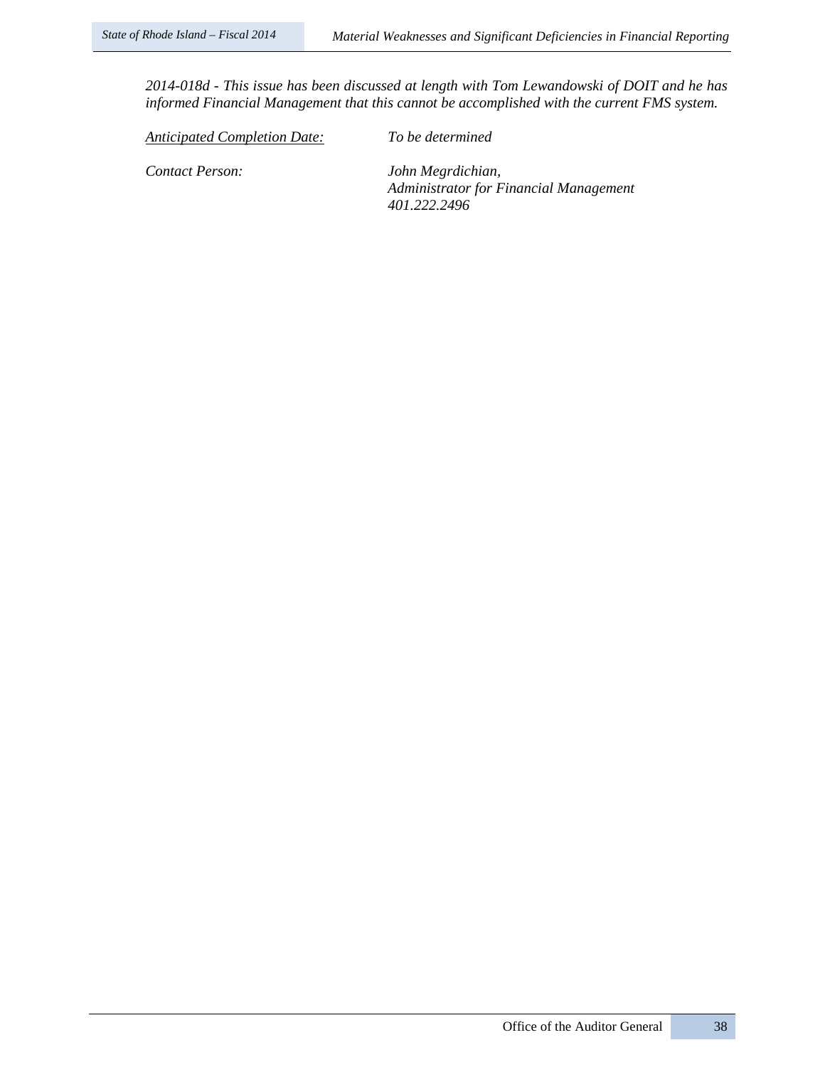*2014-018d - This issue has been discussed at length with Tom Lewandowski of DOIT and he has informed Financial Management that this cannot be accomplished with the current FMS system.*

*Anticipated Completion Date:* *To be determined*

*Contact Person:* *John Megrdichian,*
*Administrator for Financial Management*
*401.222.2496*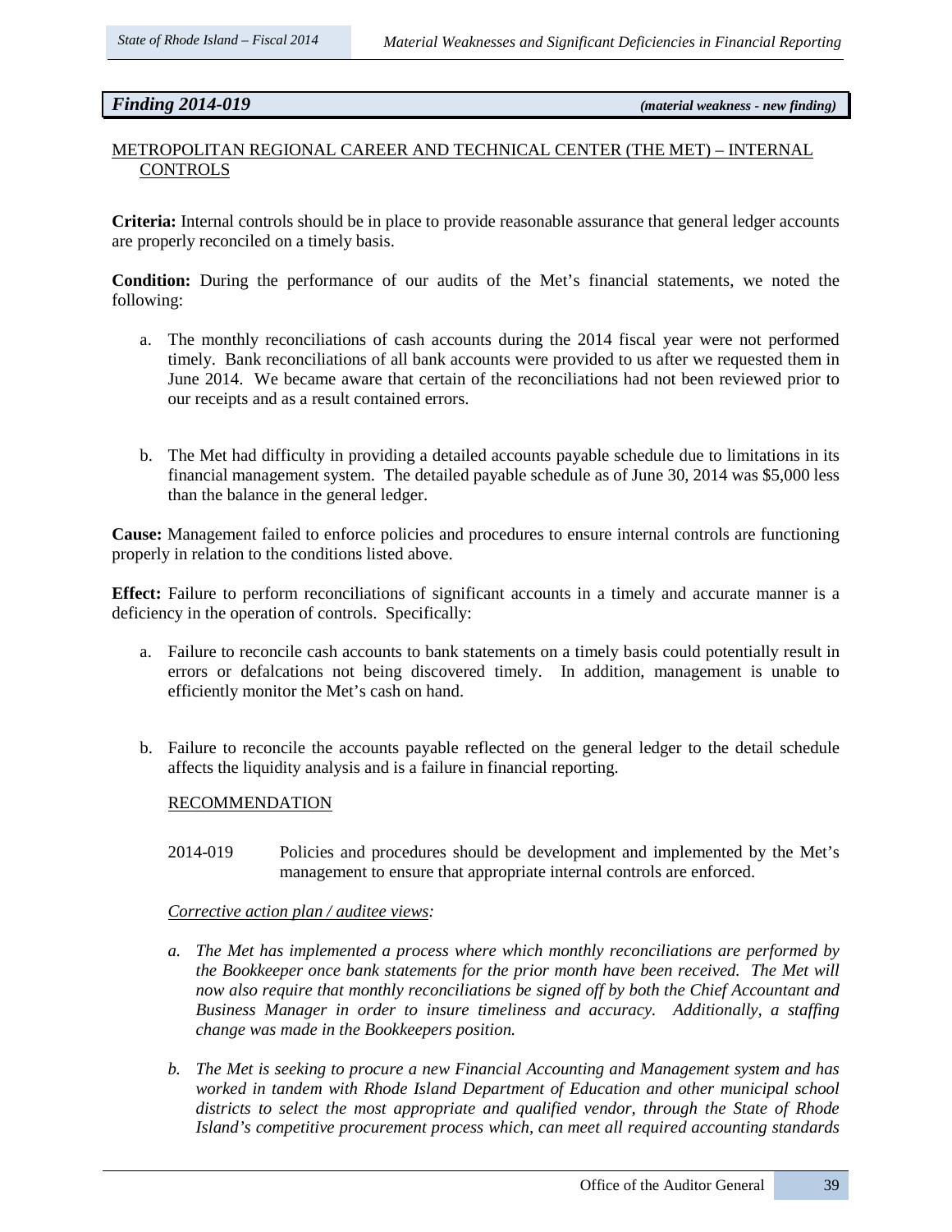## *Finding 2014-019* *(material weakness - new finding)*

METROPOLITAN REGIONAL CAREER AND TECHNICAL CENTER (THE MET) – INTERNAL CONTROLS

**Criteria:** Internal controls should be in place to provide reasonable assurance that general ledger accounts are properly reconciled on a timely basis.

**Condition:** During the performance of our audits of the Met's financial statements, we noted the following:

a. The monthly reconciliations of cash accounts during the 2014 fiscal year were not performed timely. Bank reconciliations of all bank accounts were provided to us after we requested them in June 2014. We became aware that certain of the reconciliations had not been reviewed prior to our receipts and as a result contained errors.

b. The Met had difficulty in providing a detailed accounts payable schedule due to limitations in its financial management system. The detailed payable schedule as of June 30, 2014 was $5,000 less than the balance in the general ledger.

**Cause:** Management failed to enforce policies and procedures to ensure internal controls are functioning properly in relation to the conditions listed above.

**Effect:** Failure to perform reconciliations of significant accounts in a timely and accurate manner is a deficiency in the operation of controls. Specifically:

a. Failure to reconcile cash accounts to bank statements on a timely basis could potentially result in errors or defalcations not being discovered timely. In addition, management is unable to efficiently monitor the Met's cash on hand.

b. Failure to reconcile the accounts payable reflected on the general ledger to the detail schedule affects the liquidity analysis and is a failure in financial reporting.

RECOMMENDATION

2014-019 Policies and procedures should be development and implemented by the Met's management to ensure that appropriate internal controls are enforced.

*Corrective action plan / auditee views:*

*a. The Met has implemented a process where which monthly reconciliations are performed by the Bookkeeper once bank statements for the prior month have been received. The Met will now also require that monthly reconciliations be signed off by both the Chief Accountant and Business Manager in order to insure timeliness and accuracy. Additionally, a staffing change was made in the Bookkeepers position.*

*b. The Met is seeking to procure a new Financial Accounting and Management system and has worked in tandem with Rhode Island Department of Education and other municipal school districts to select the most appropriate and qualified vendor, through the State of Rhode Island's competitive procurement process which, can meet all required accounting standards*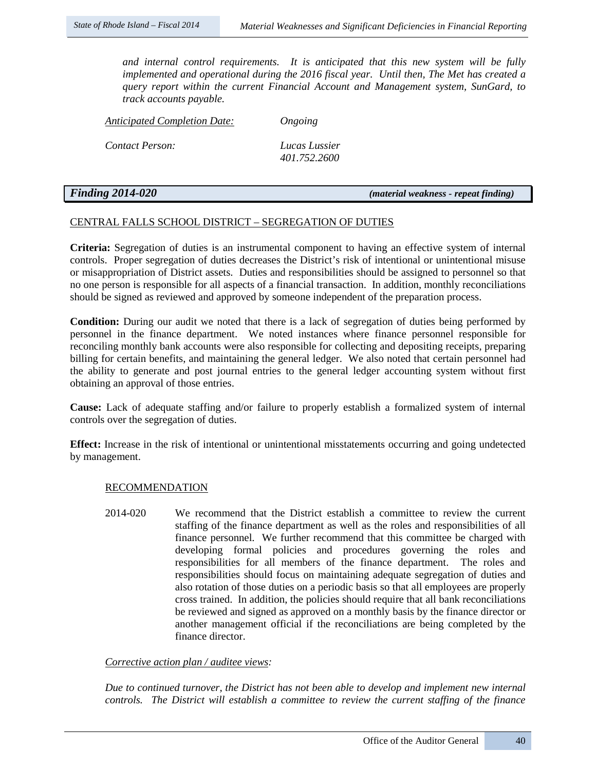*and internal control requirements. It is anticipated that this new system will be fully implemented and operational during the 2016 fiscal year. Until then, The Met has created a query report within the current Financial Account and Management system, SunGard, to track accounts payable.*

| *Anticipated Completion Date:* | *Ongoing* |
|---|---|
| *Contact Person:* | *Lucas Lussier* <br> *401.752.2600* |

## *Finding 2014-020* *(material weakness - repeat finding)*

CENTRAL FALLS SCHOOL DISTRICT – SEGREGATION OF DUTIES

**Criteria:** Segregation of duties is an instrumental component to having an effective system of internal controls. Proper segregation of duties decreases the District's risk of intentional or unintentional misuse or misappropriation of District assets. Duties and responsibilities should be assigned to personnel so that no one person is responsible for all aspects of a financial transaction. In addition, monthly reconciliations should be signed as reviewed and approved by someone independent of the preparation process.

**Condition:** During our audit we noted that there is a lack of segregation of duties being performed by personnel in the finance department. We noted instances where finance personnel responsible for reconciling monthly bank accounts were also responsible for collecting and depositing receipts, preparing billing for certain benefits, and maintaining the general ledger. We also noted that certain personnel had the ability to generate and post journal entries to the general ledger accounting system without first obtaining an approval of those entries.

**Cause:** Lack of adequate staffing and/or failure to properly establish a formalized system of internal controls over the segregation of duties.

**Effect:** Increase in the risk of intentional or unintentional misstatements occurring and going undetected by management.

RECOMMENDATION

2014-020 We recommend that the District establish a committee to review the current staffing of the finance department as well as the roles and responsibilities of all finance personnel. We further recommend that this committee be charged with developing formal policies and procedures governing the roles and responsibilities for all members of the finance department. The roles and responsibilities should focus on maintaining adequate segregation of duties and also rotation of those duties on a periodic basis so that all employees are properly cross trained. In addition, the policies should require that all bank reconciliations be reviewed and signed as approved on a monthly basis by the finance director or another management official if the reconciliations are being completed by the finance director.

*Corrective action plan / auditee views:*

*Due to continued turnover, the District has not been able to develop and implement new internal controls. The District will establish a committee to review the current staffing of the finance*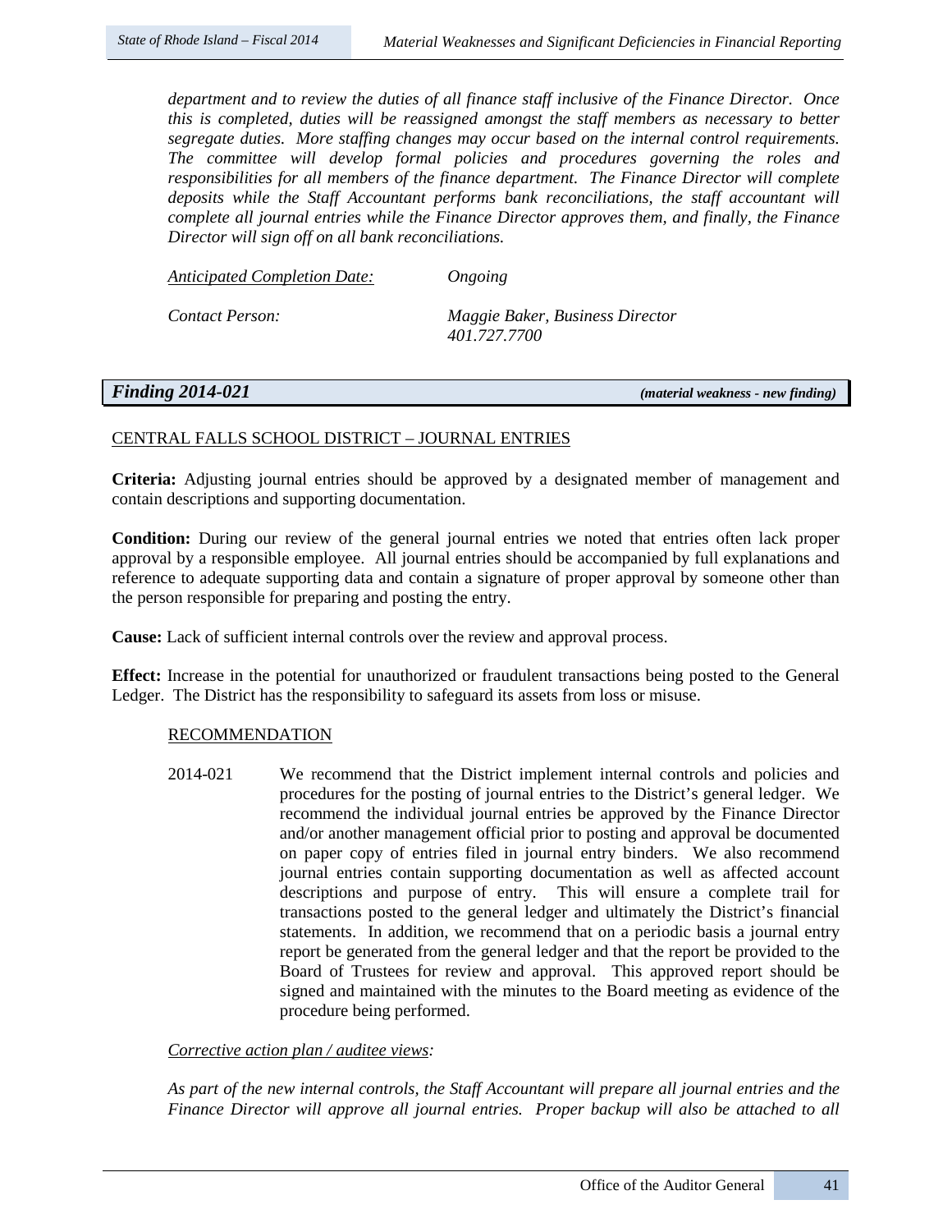*department and to review the duties of all finance staff inclusive of the Finance Director. Once this is completed, duties will be reassigned amongst the staff members as necessary to better segregate duties. More staffing changes may occur based on the internal control requirements. The committee will develop formal policies and procedures governing the roles and responsibilities for all members of the finance department. The Finance Director will complete deposits while the Staff Accountant performs bank reconciliations, the staff accountant will complete all journal entries while the Finance Director approves them, and finally, the Finance Director will sign off on all bank reconciliations.*

*Anticipated Completion Date:* *Ongoing*

*Contact Person:* *Maggie Baker, Business Director*
*401.727.7700*

## *Finding 2014-021* *(material weakness - new finding)*

CENTRAL FALLS SCHOOL DISTRICT – JOURNAL ENTRIES

**Criteria:** Adjusting journal entries should be approved by a designated member of management and contain descriptions and supporting documentation.

**Condition:** During our review of the general journal entries we noted that entries often lack proper approval by a responsible employee. All journal entries should be accompanied by full explanations and reference to adequate supporting data and contain a signature of proper approval by someone other than the person responsible for preparing and posting the entry.

**Cause:** Lack of sufficient internal controls over the review and approval process.

**Effect:** Increase in the potential for unauthorized or fraudulent transactions being posted to the General Ledger. The District has the responsibility to safeguard its assets from loss or misuse.

RECOMMENDATION

2014-021 We recommend that the District implement internal controls and policies and procedures for the posting of journal entries to the District's general ledger. We recommend the individual journal entries be approved by the Finance Director and/or another management official prior to posting and approval be documented on paper copy of entries filed in journal entry binders. We also recommend journal entries contain supporting documentation as well as affected account descriptions and purpose of entry. This will ensure a complete trail for transactions posted to the general ledger and ultimately the District's financial statements. In addition, we recommend that on a periodic basis a journal entry report be generated from the general ledger and that the report be provided to the Board of Trustees for review and approval. This approved report should be signed and maintained with the minutes to the Board meeting as evidence of the procedure being performed.

*Corrective action plan / auditee views:*

*As part of the new internal controls, the Staff Accountant will prepare all journal entries and the Finance Director will approve all journal entries. Proper backup will also be attached to all*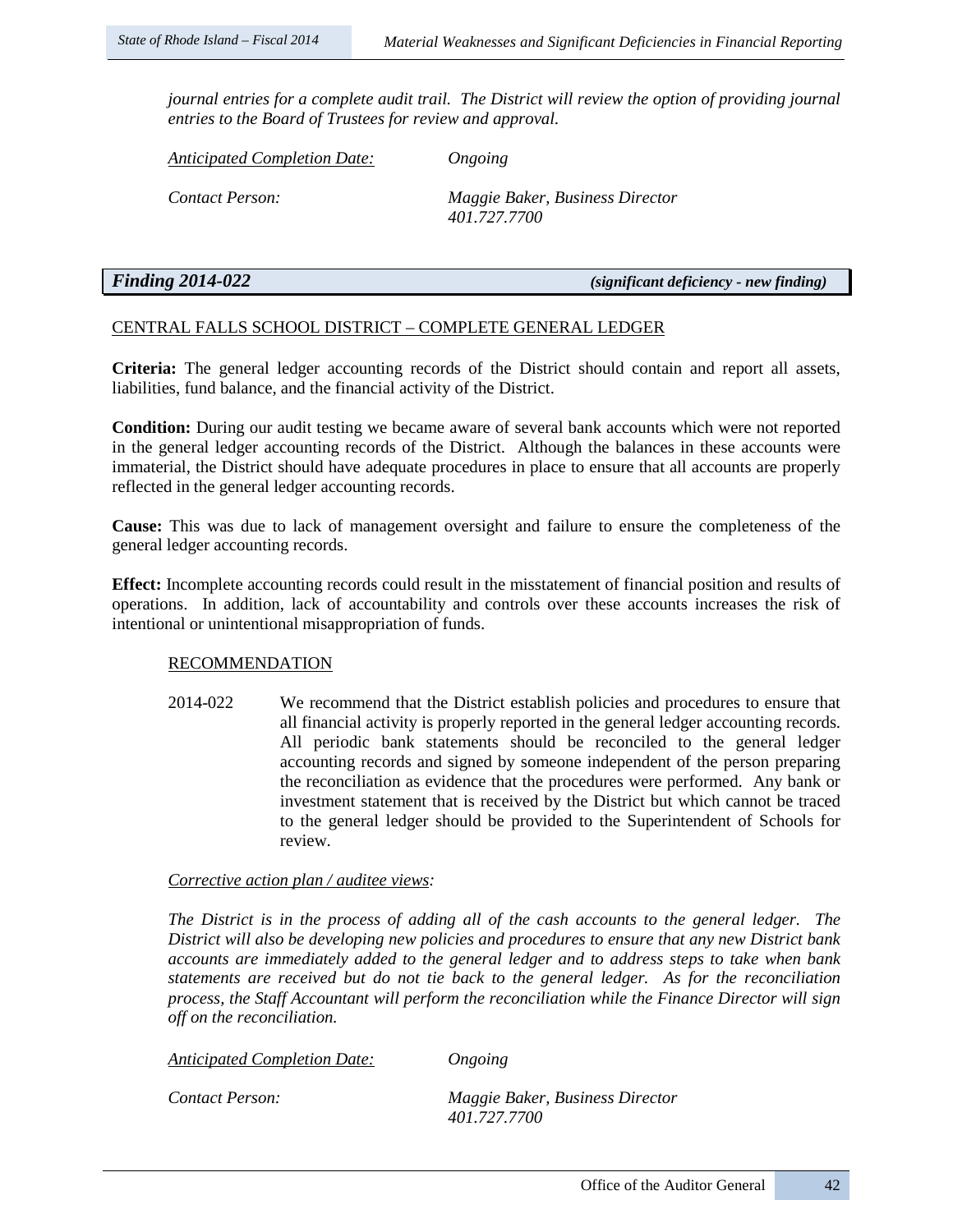*journal entries for a complete audit trail. The District will review the option of providing journal entries to the Board of Trustees for review and approval.*

*Anticipated Completion Date:* *Ongoing*

*Contact Person:* *Maggie Baker, Business Director 401.727.7700*

## *Finding 2014-022* *(significant deficiency - new finding)*

CENTRAL FALLS SCHOOL DISTRICT – COMPLETE GENERAL LEDGER

**Criteria:** The general ledger accounting records of the District should contain and report all assets, liabilities, fund balance, and the financial activity of the District.

**Condition:** During our audit testing we became aware of several bank accounts which were not reported in the general ledger accounting records of the District. Although the balances in these accounts were immaterial, the District should have adequate procedures in place to ensure that all accounts are properly reflected in the general ledger accounting records.

**Cause:** This was due to lack of management oversight and failure to ensure the completeness of the general ledger accounting records.

**Effect:** Incomplete accounting records could result in the misstatement of financial position and results of operations. In addition, lack of accountability and controls over these accounts increases the risk of intentional or unintentional misappropriation of funds.

RECOMMENDATION

2014-022 We recommend that the District establish policies and procedures to ensure that all financial activity is properly reported in the general ledger accounting records. All periodic bank statements should be reconciled to the general ledger accounting records and signed by someone independent of the person preparing the reconciliation as evidence that the procedures were performed. Any bank or investment statement that is received by the District but which cannot be traced to the general ledger should be provided to the Superintendent of Schools for review.

*Corrective action plan / auditee views:*

*The District is in the process of adding all of the cash accounts to the general ledger. The District will also be developing new policies and procedures to ensure that any new District bank accounts are immediately added to the general ledger and to address steps to take when bank statements are received but do not tie back to the general ledger. As for the reconciliation process, the Staff Accountant will perform the reconciliation while the Finance Director will sign off on the reconciliation.*

*Anticipated Completion Date:* *Ongoing*

*Contact Person:* *Maggie Baker, Business Director 401.727.7700*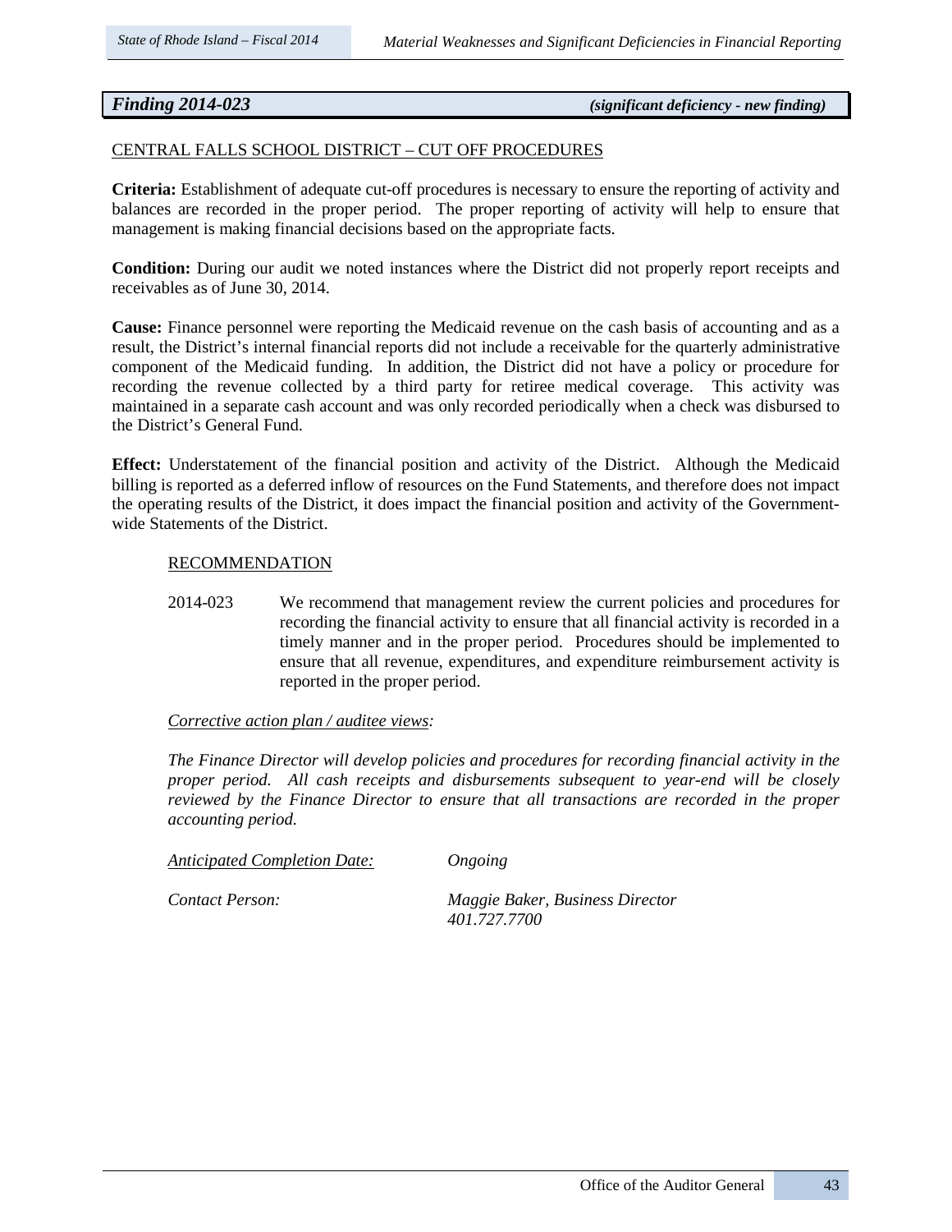## *Finding 2014-023* *(significant deficiency - new finding)*

CENTRAL FALLS SCHOOL DISTRICT – CUT OFF PROCEDURES

**Criteria:** Establishment of adequate cut-off procedures is necessary to ensure the reporting of activity and balances are recorded in the proper period. The proper reporting of activity will help to ensure that management is making financial decisions based on the appropriate facts.

**Condition:** During our audit we noted instances where the District did not properly report receipts and receivables as of June 30, 2014.

**Cause:** Finance personnel were reporting the Medicaid revenue on the cash basis of accounting and as a result, the District's internal financial reports did not include a receivable for the quarterly administrative component of the Medicaid funding. In addition, the District did not have a policy or procedure for recording the revenue collected by a third party for retiree medical coverage. This activity was maintained in a separate cash account and was only recorded periodically when a check was disbursed to the District's General Fund.

**Effect:** Understatement of the financial position and activity of the District. Although the Medicaid billing is reported as a deferred inflow of resources on the Fund Statements, and therefore does not impact the operating results of the District, it does impact the financial position and activity of the Government-wide Statements of the District.

RECOMMENDATION

2014-023 We recommend that management review the current policies and procedures for recording the financial activity to ensure that all financial activity is recorded in a timely manner and in the proper period. Procedures should be implemented to ensure that all revenue, expenditures, and expenditure reimbursement activity is reported in the proper period.

*Corrective action plan / auditee views:*

*The Finance Director will develop policies and procedures for recording financial activity in the proper period. All cash receipts and disbursements subsequent to year-end will be closely reviewed by the Finance Director to ensure that all transactions are recorded in the proper accounting period.*

*Anticipated Completion Date:* *Ongoing*

*Contact Person:* *Maggie Baker, Business Director*
*401.727.7700*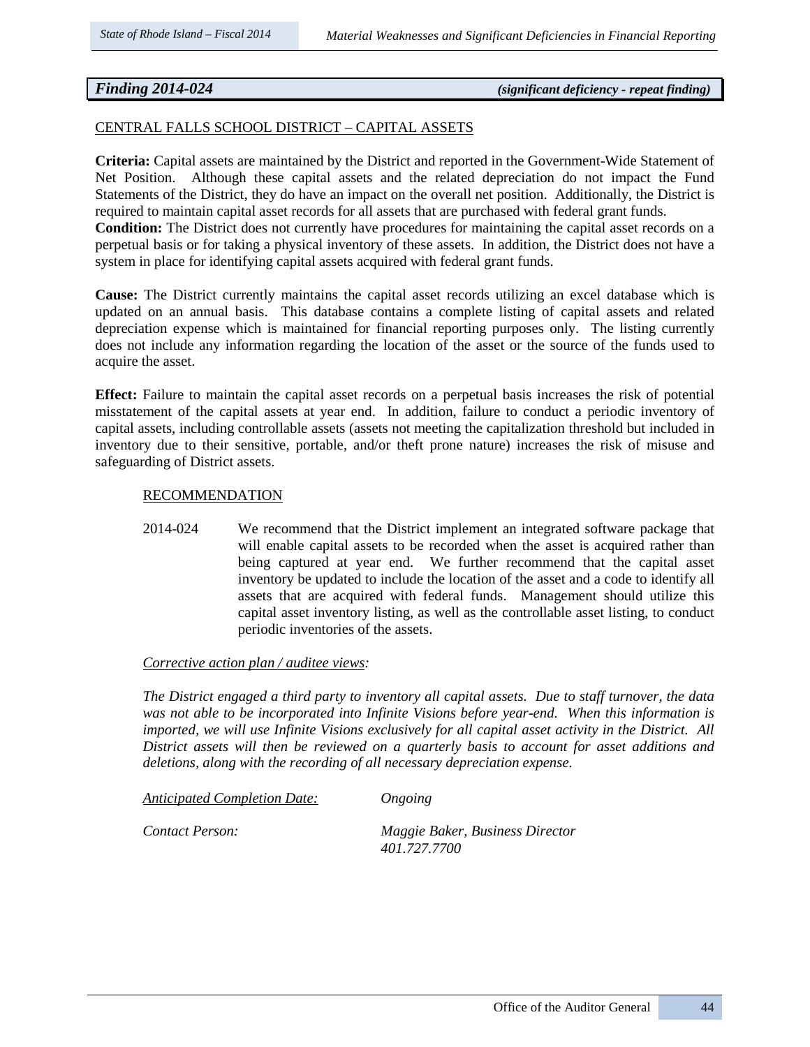## *Finding 2014-024* ***(significant deficiency - repeat finding)***

CENTRAL FALLS SCHOOL DISTRICT – CAPITAL ASSETS

**Criteria:** Capital assets are maintained by the District and reported in the Government-Wide Statement of Net Position. Although these capital assets and the related depreciation do not impact the Fund Statements of the District, they do have an impact on the overall net position. Additionally, the District is required to maintain capital asset records for all assets that are purchased with federal grant funds.

**Condition:** The District does not currently have procedures for maintaining the capital asset records on a perpetual basis or for taking a physical inventory of these assets. In addition, the District does not have a system in place for identifying capital assets acquired with federal grant funds.

**Cause:** The District currently maintains the capital asset records utilizing an excel database which is updated on an annual basis. This database contains a complete listing of capital assets and related depreciation expense which is maintained for financial reporting purposes only. The listing currently does not include any information regarding the location of the asset or the source of the funds used to acquire the asset.

**Effect:** Failure to maintain the capital asset records on a perpetual basis increases the risk of potential misstatement of the capital assets at year end. In addition, failure to conduct a periodic inventory of capital assets, including controllable assets (assets not meeting the capitalization threshold but included in inventory due to their sensitive, portable, and/or theft prone nature) increases the risk of misuse and safeguarding of District assets.

RECOMMENDATION

2014-024 We recommend that the District implement an integrated software package that will enable capital assets to be recorded when the asset is acquired rather than being captured at year end. We further recommend that the capital asset inventory be updated to include the location of the asset and a code to identify all assets that are acquired with federal funds. Management should utilize this capital asset inventory listing, as well as the controllable asset listing, to conduct periodic inventories of the assets.

*Corrective action plan / auditee views:*

*The District engaged a third party to inventory all capital assets. Due to staff turnover, the data was not able to be incorporated into Infinite Visions before year-end. When this information is imported, we will use Infinite Visions exclusively for all capital asset activity in the District. All District assets will then be reviewed on a quarterly basis to account for asset additions and deletions, along with the recording of all necessary depreciation expense.*

*Anticipated Completion Date:* *Ongoing*

*Contact Person:* *Maggie Baker, Business Director*
*401.727.7700*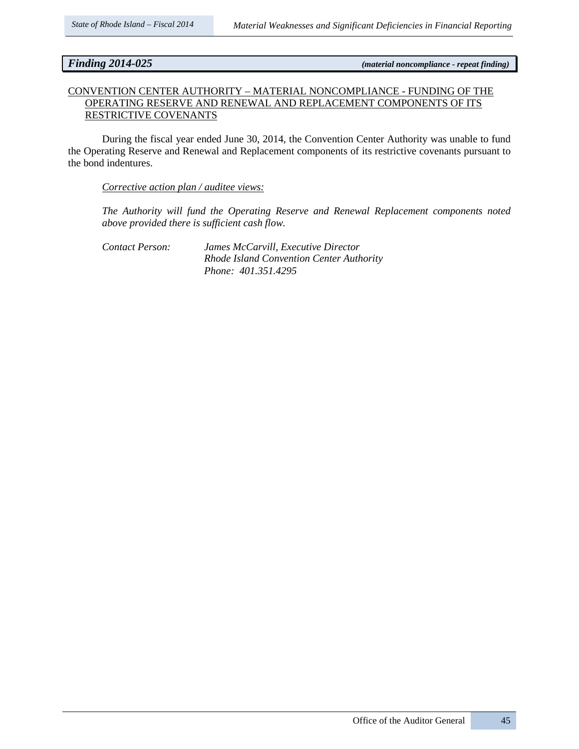***Finding 2014-025*** ***(material noncompliance - repeat finding)***

CONVENTION CENTER AUTHORITY – MATERIAL NONCOMPLIANCE - FUNDING OF THE OPERATING RESERVE AND RENEWAL AND REPLACEMENT COMPONENTS OF ITS RESTRICTIVE COVENANTS

During the fiscal year ended June 30, 2014, the Convention Center Authority was unable to fund the Operating Reserve and Renewal and Replacement components of its restrictive covenants pursuant to the bond indentures.

*Corrective action plan / auditee views:*

*The Authority will fund the Operating Reserve and Renewal Replacement components noted above provided there is sufficient cash flow.*

*Contact Person:* *James McCarvill, Executive Director*
*Rhode Island Convention Center Authority*
*Phone: 401.351.4295*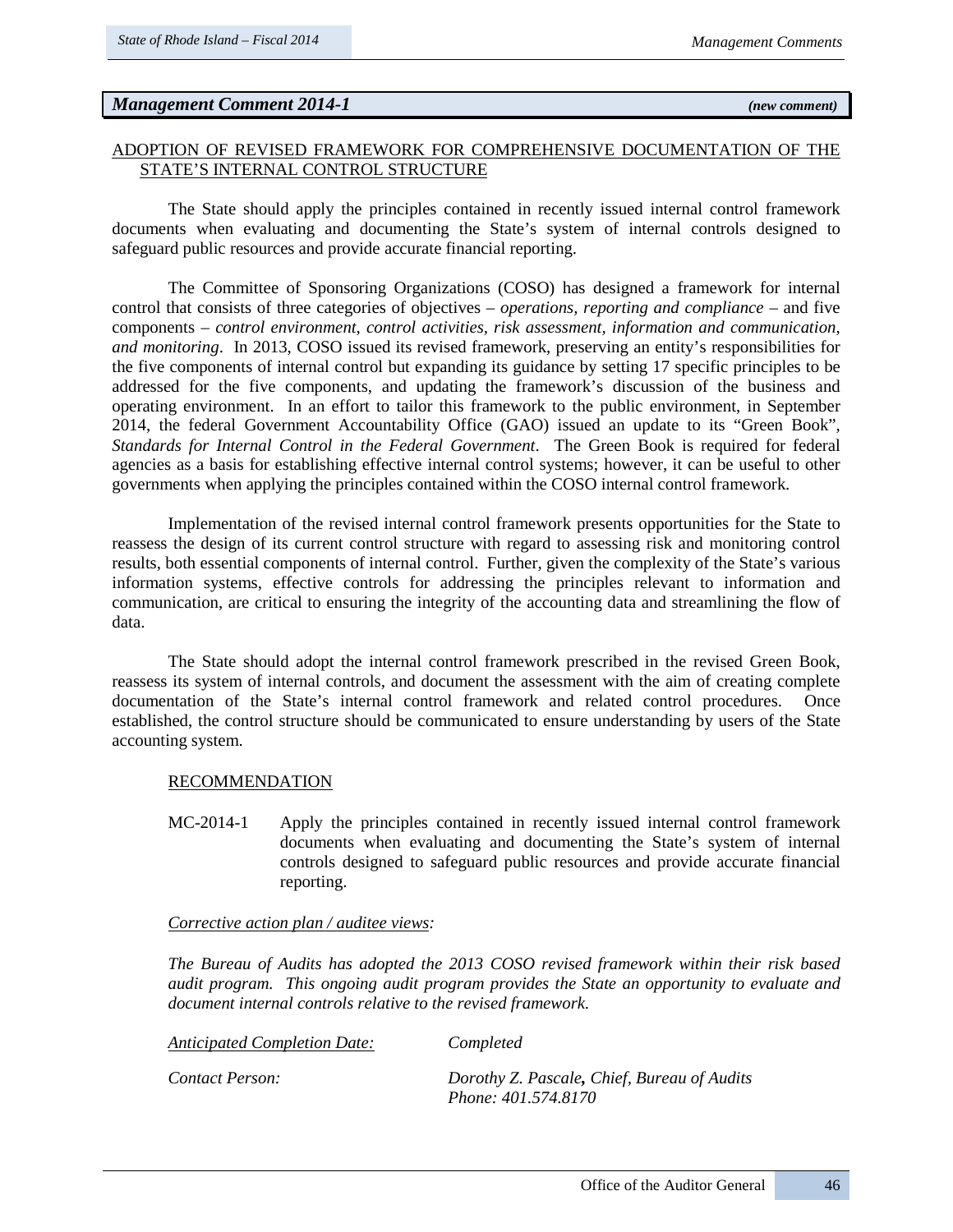## *Management Comment 2014-1* *(new comment)*

ADOPTION OF REVISED FRAMEWORK FOR COMPREHENSIVE DOCUMENTATION OF THE STATE'S INTERNAL CONTROL STRUCTURE

The State should apply the principles contained in recently issued internal control framework documents when evaluating and documenting the State's system of internal controls designed to safeguard public resources and provide accurate financial reporting.

The Committee of Sponsoring Organizations (COSO) has designed a framework for internal control that consists of three categories of objectives – *operations, reporting and compliance* – and five components – *control environment, control activities, risk assessment, information and communication, and monitoring*. In 2013, COSO issued its revised framework, preserving an entity's responsibilities for the five components of internal control but expanding its guidance by setting 17 specific principles to be addressed for the five components, and updating the framework's discussion of the business and operating environment. In an effort to tailor this framework to the public environment, in September 2014, the federal Government Accountability Office (GAO) issued an update to its "Green Book", *Standards for Internal Control in the Federal Government*. The Green Book is required for federal agencies as a basis for establishing effective internal control systems; however, it can be useful to other governments when applying the principles contained within the COSO internal control framework.

Implementation of the revised internal control framework presents opportunities for the State to reassess the design of its current control structure with regard to assessing risk and monitoring control results, both essential components of internal control. Further, given the complexity of the State's various information systems, effective controls for addressing the principles relevant to information and communication, are critical to ensuring the integrity of the accounting data and streamlining the flow of data.

The State should adopt the internal control framework prescribed in the revised Green Book, reassess its system of internal controls, and document the assessment with the aim of creating complete documentation of the State's internal control framework and related control procedures. Once established, the control structure should be communicated to ensure understanding by users of the State accounting system.

RECOMMENDATION

MC-2014-1 Apply the principles contained in recently issued internal control framework documents when evaluating and documenting the State's system of internal controls designed to safeguard public resources and provide accurate financial reporting.

*Corrective action plan / auditee views:*

*The Bureau of Audits has adopted the 2013 COSO revised framework within their risk based audit program. This ongoing audit program provides the State an opportunity to evaluate and document internal controls relative to the revised framework.*

*Anticipated Completion Date:* *Completed*

*Contact Person:* *Dorothy Z. Pascale, Chief, Bureau of Audits*
*Phone: 401.574.8170*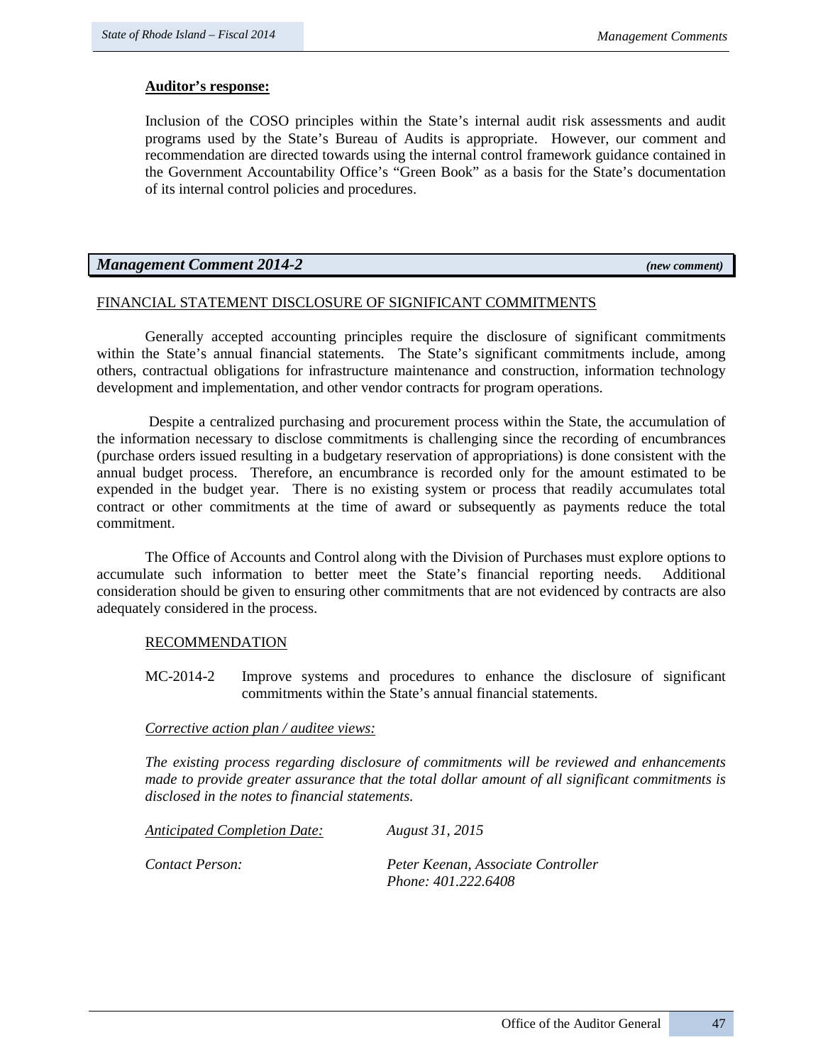**Auditor's response:**

Inclusion of the COSO principles within the State's internal audit risk assessments and audit programs used by the State's Bureau of Audits is appropriate. However, our comment and recommendation are directed towards using the internal control framework guidance contained in the Government Accountability Office's "Green Book" as a basis for the State's documentation of its internal control policies and procedures.

## *Management Comment 2014-2* *(new comment)*

FINANCIAL STATEMENT DISCLOSURE OF SIGNIFICANT COMMITMENTS

Generally accepted accounting principles require the disclosure of significant commitments within the State's annual financial statements. The State's significant commitments include, among others, contractual obligations for infrastructure maintenance and construction, information technology development and implementation, and other vendor contracts for program operations.

Despite a centralized purchasing and procurement process within the State, the accumulation of the information necessary to disclose commitments is challenging since the recording of encumbrances (purchase orders issued resulting in a budgetary reservation of appropriations) is done consistent with the annual budget process. Therefore, an encumbrance is recorded only for the amount estimated to be expended in the budget year. There is no existing system or process that readily accumulates total contract or other commitments at the time of award or subsequently as payments reduce the total commitment.

The Office of Accounts and Control along with the Division of Purchases must explore options to accumulate such information to better meet the State's financial reporting needs. Additional consideration should be given to ensuring other commitments that are not evidenced by contracts are also adequately considered in the process.

RECOMMENDATION

MC-2014-2 Improve systems and procedures to enhance the disclosure of significant commitments within the State's annual financial statements.

*Corrective action plan / auditee views:*

*The existing process regarding disclosure of commitments will be reviewed and enhancements made to provide greater assurance that the total dollar amount of all significant commitments is disclosed in the notes to financial statements.*

*Anticipated Completion Date:* *August 31, 2015*

*Contact Person:* *Peter Keenan, Associate Controller*
*Phone: 401.222.6408*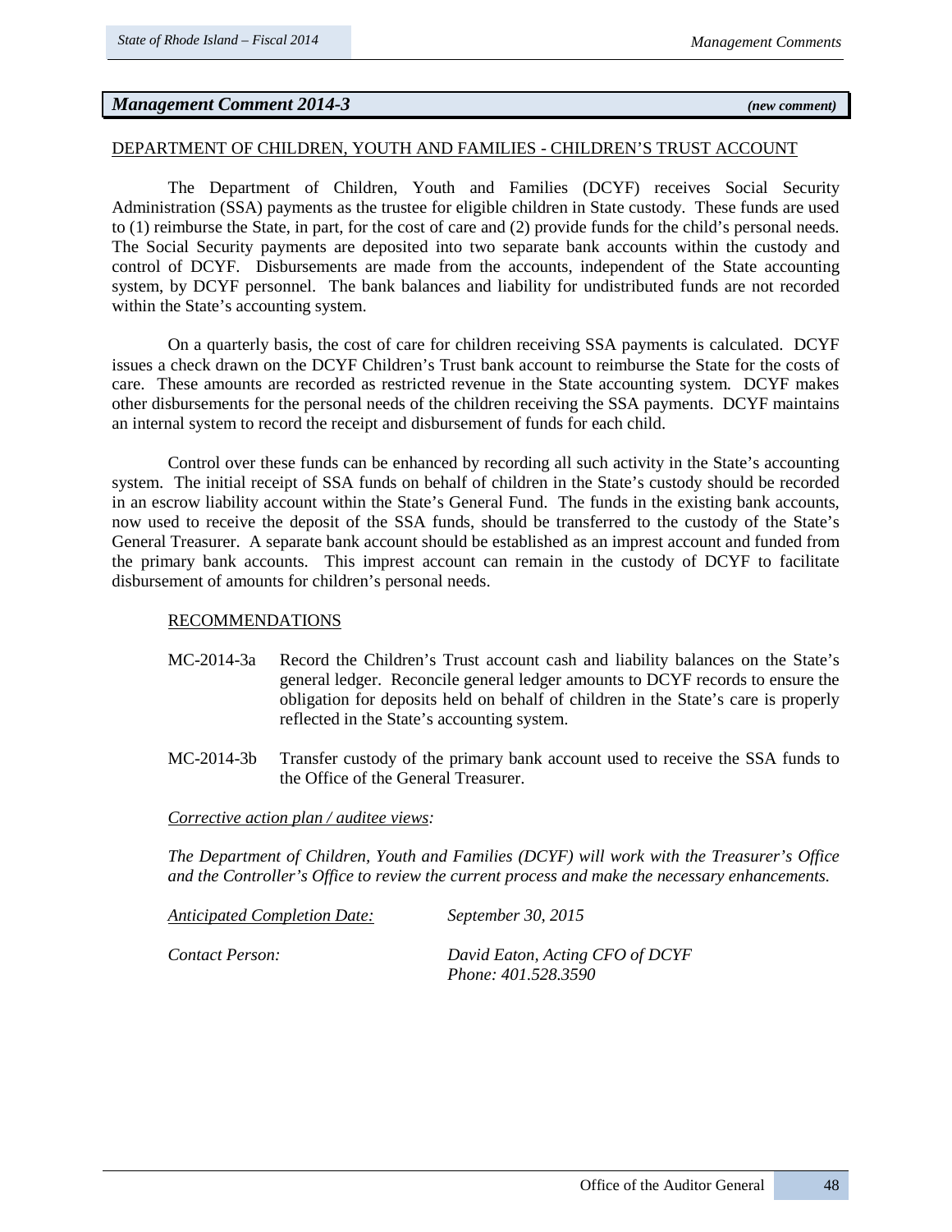## *Management Comment 2014-3* ***(new comment)***

DEPARTMENT OF CHILDREN, YOUTH AND FAMILIES - CHILDREN'S TRUST ACCOUNT

The Department of Children, Youth and Families (DCYF) receives Social Security Administration (SSA) payments as the trustee for eligible children in State custody. These funds are used to (1) reimburse the State, in part, for the cost of care and (2) provide funds for the child's personal needs. The Social Security payments are deposited into two separate bank accounts within the custody and control of DCYF. Disbursements are made from the accounts, independent of the State accounting system, by DCYF personnel. The bank balances and liability for undistributed funds are not recorded within the State's accounting system.

On a quarterly basis, the cost of care for children receiving SSA payments is calculated. DCYF issues a check drawn on the DCYF Children's Trust bank account to reimburse the State for the costs of care. These amounts are recorded as restricted revenue in the State accounting system. DCYF makes other disbursements for the personal needs of the children receiving the SSA payments. DCYF maintains an internal system to record the receipt and disbursement of funds for each child.

Control over these funds can be enhanced by recording all such activity in the State's accounting system. The initial receipt of SSA funds on behalf of children in the State's custody should be recorded in an escrow liability account within the State's General Fund. The funds in the existing bank accounts, now used to receive the deposit of the SSA funds, should be transferred to the custody of the State's General Treasurer. A separate bank account should be established as an imprest account and funded from the primary bank accounts. This imprest account can remain in the custody of DCYF to facilitate disbursement of amounts for children's personal needs.

RECOMMENDATIONS

MC-2014-3a Record the Children's Trust account cash and liability balances on the State's general ledger. Reconcile general ledger amounts to DCYF records to ensure the obligation for deposits held on behalf of children in the State's care is properly reflected in the State's accounting system.

MC-2014-3b Transfer custody of the primary bank account used to receive the SSA funds to the Office of the General Treasurer.

*Corrective action plan / auditee views:*

*The Department of Children, Youth and Families (DCYF) will work with the Treasurer's Office and the Controller's Office to review the current process and make the necessary enhancements.*

*Anticipated Completion Date:* *September 30, 2015*

*Contact Person:* *David Eaton, Acting CFO of DCYF*
*Phone: 401.528.3590*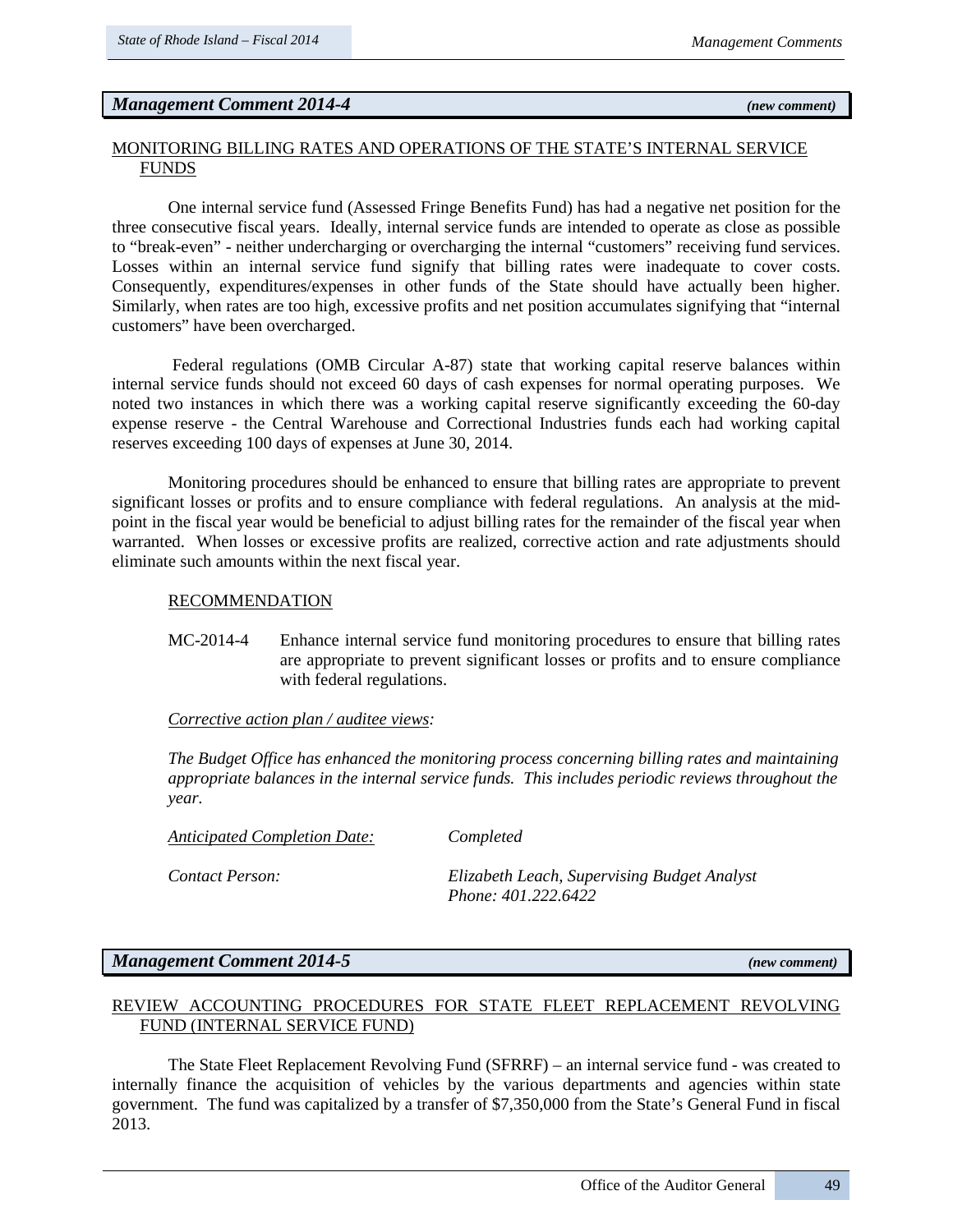## *Management Comment 2014-4* *(new comment)*

MONITORING BILLING RATES AND OPERATIONS OF THE STATE'S INTERNAL SERVICE FUNDS

One internal service fund (Assessed Fringe Benefits Fund) has had a negative net position for the three consecutive fiscal years. Ideally, internal service funds are intended to operate as close as possible to "break-even" - neither undercharging or overcharging the internal "customers" receiving fund services. Losses within an internal service fund signify that billing rates were inadequate to cover costs. Consequently, expenditures/expenses in other funds of the State should have actually been higher. Similarly, when rates are too high, excessive profits and net position accumulates signifying that "internal customers" have been overcharged.

Federal regulations (OMB Circular A-87) state that working capital reserve balances within internal service funds should not exceed 60 days of cash expenses for normal operating purposes. We noted two instances in which there was a working capital reserve significantly exceeding the 60-day expense reserve - the Central Warehouse and Correctional Industries funds each had working capital reserves exceeding 100 days of expenses at June 30, 2014.

Monitoring procedures should be enhanced to ensure that billing rates are appropriate to prevent significant losses or profits and to ensure compliance with federal regulations. An analysis at the mid-point in the fiscal year would be beneficial to adjust billing rates for the remainder of the fiscal year when warranted. When losses or excessive profits are realized, corrective action and rate adjustments should eliminate such amounts within the next fiscal year.

RECOMMENDATION

MC-2014-4 Enhance internal service fund monitoring procedures to ensure that billing rates are appropriate to prevent significant losses or profits and to ensure compliance with federal regulations.

*Corrective action plan / auditee views:*

*The Budget Office has enhanced the monitoring process concerning billing rates and maintaining appropriate balances in the internal service funds. This includes periodic reviews throughout the year.*

*Anticipated Completion Date:* *Completed*

*Contact Person:* *Elizabeth Leach, Supervising Budget Analyst*
*Phone: 401.222.6422*

## *Management Comment 2014-5* *(new comment)*

REVIEW ACCOUNTING PROCEDURES FOR STATE FLEET REPLACEMENT REVOLVING FUND (INTERNAL SERVICE FUND)

The State Fleet Replacement Revolving Fund (SFRRF) – an internal service fund - was created to internally finance the acquisition of vehicles by the various departments and agencies within state government. The fund was capitalized by a transfer of $7,350,000 from the State's General Fund in fiscal 2013.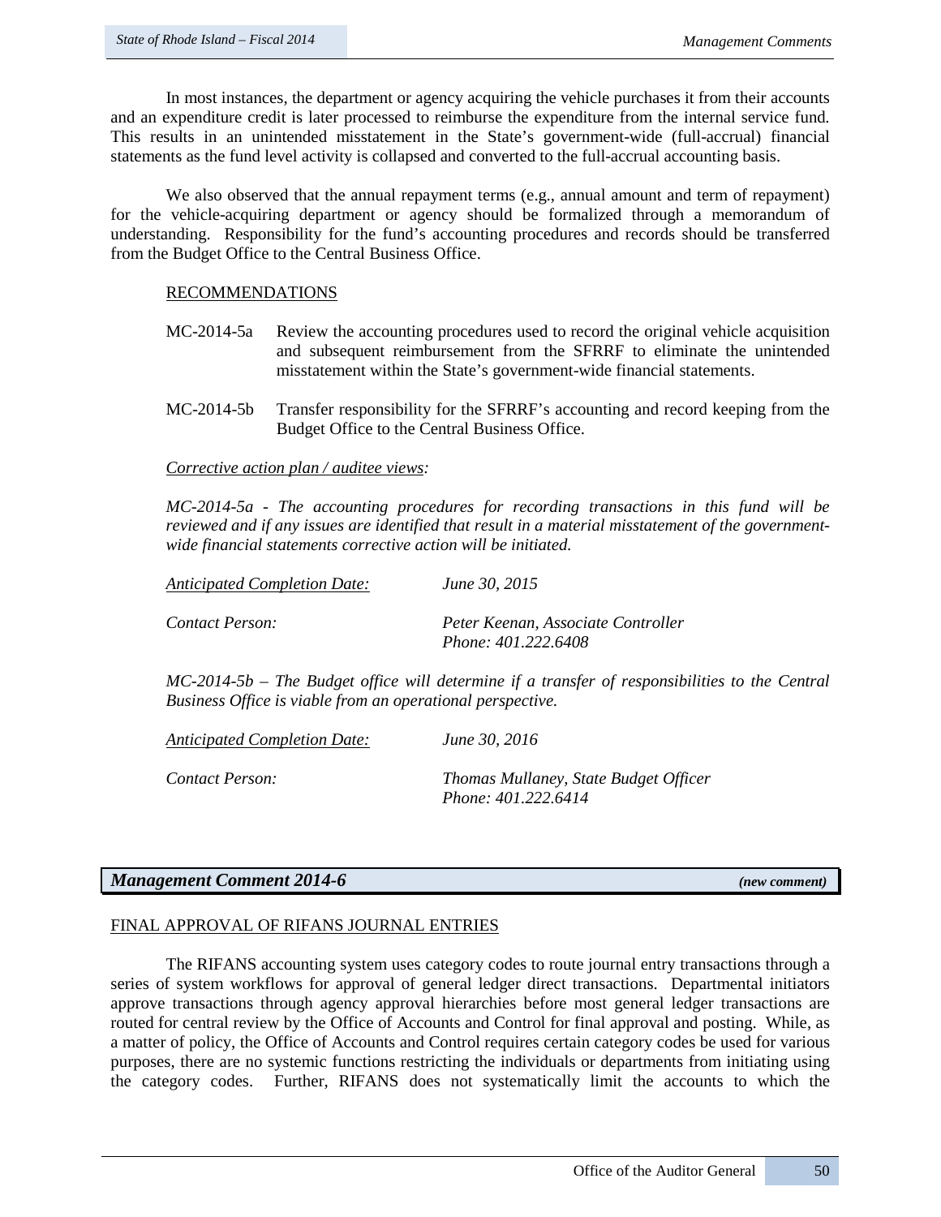In most instances, the department or agency acquiring the vehicle purchases it from their accounts and an expenditure credit is later processed to reimburse the expenditure from the internal service fund. This results in an unintended misstatement in the State's government-wide (full-accrual) financial statements as the fund level activity is collapsed and converted to the full-accrual accounting basis.

We also observed that the annual repayment terms (e.g., annual amount and term of repayment) for the vehicle-acquiring department or agency should be formalized through a memorandum of understanding. Responsibility for the fund's accounting procedures and records should be transferred from the Budget Office to the Central Business Office.

RECOMMENDATIONS

MC-2014-5a Review the accounting procedures used to record the original vehicle acquisition and subsequent reimbursement from the SFRRF to eliminate the unintended misstatement within the State's government-wide financial statements.

MC-2014-5b Transfer responsibility for the SFRRF's accounting and record keeping from the Budget Office to the Central Business Office.

*Corrective action plan / auditee views:*

*MC-2014-5a - The accounting procedures for recording transactions in this fund will be reviewed and if any issues are identified that result in a material misstatement of the government-wide financial statements corrective action will be initiated.*

*Anticipated Completion Date:* *June 30, 2015*

*Contact Person:* *Peter Keenan, Associate Controller*
*Phone: 401.222.6408*

*MC-2014-5b – The Budget office will determine if a transfer of responsibilities to the Central Business Office is viable from an operational perspective.*

*Anticipated Completion Date:* *June 30, 2016*

*Contact Person:* *Thomas Mullaney, State Budget Officer*
*Phone: 401.222.6414*

## *Management Comment 2014-6* *(new comment)*

FINAL APPROVAL OF RIFANS JOURNAL ENTRIES

The RIFANS accounting system uses category codes to route journal entry transactions through a series of system workflows for approval of general ledger direct transactions. Departmental initiators approve transactions through agency approval hierarchies before most general ledger transactions are routed for central review by the Office of Accounts and Control for final approval and posting. While, as a matter of policy, the Office of Accounts and Control requires certain category codes be used for various purposes, there are no systemic functions restricting the individuals or departments from initiating using the category codes. Further, RIFANS does not systematically limit the accounts to which the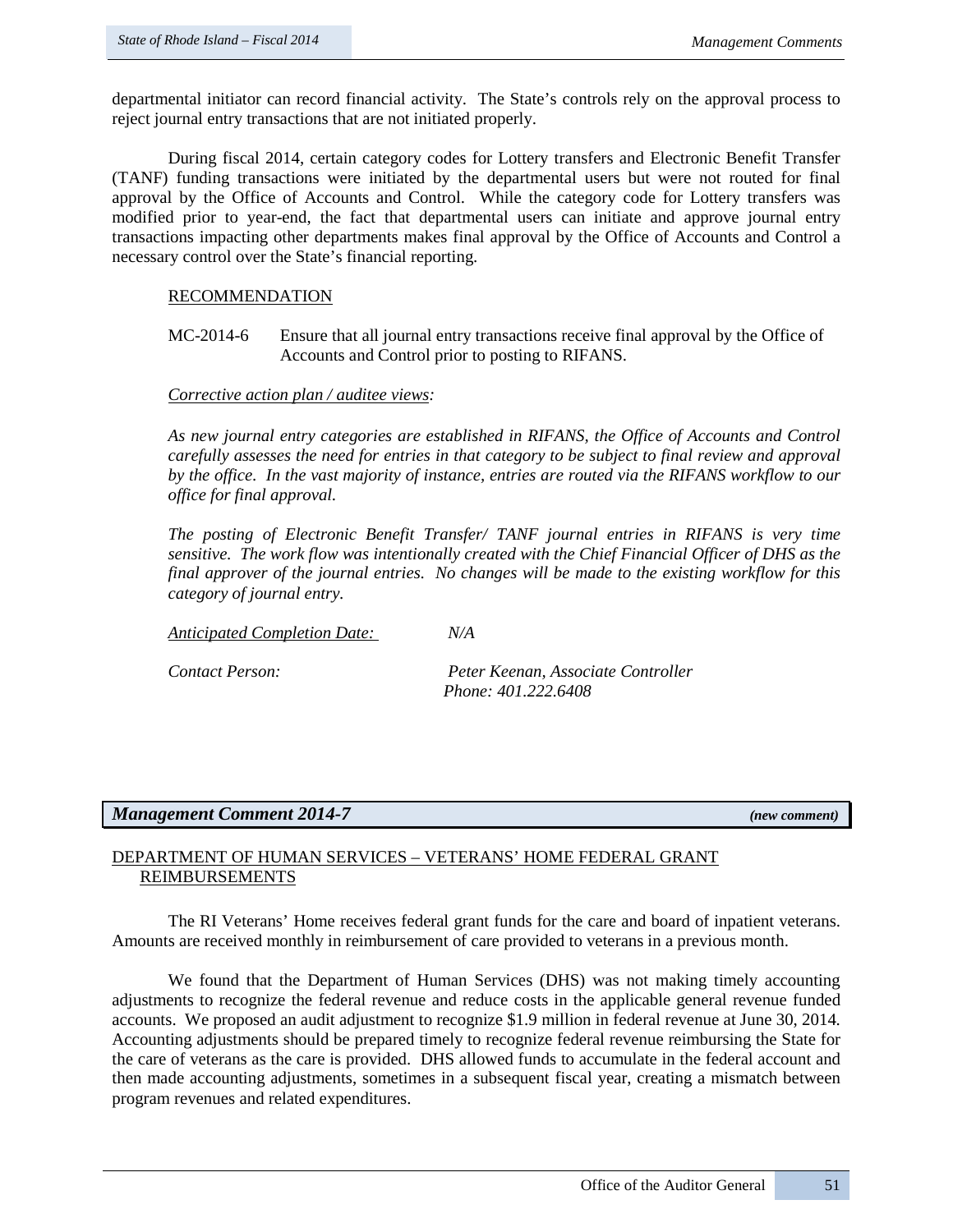departmental initiator can record financial activity. The State's controls rely on the approval process to reject journal entry transactions that are not initiated properly.

During fiscal 2014, certain category codes for Lottery transfers and Electronic Benefit Transfer (TANF) funding transactions were initiated by the departmental users but were not routed for final approval by the Office of Accounts and Control. While the category code for Lottery transfers was modified prior to year-end, the fact that departmental users can initiate and approve journal entry transactions impacting other departments makes final approval by the Office of Accounts and Control a necessary control over the State's financial reporting.

RECOMMENDATION

MC-2014-6 Ensure that all journal entry transactions receive final approval by the Office of Accounts and Control prior to posting to RIFANS.

*Corrective action plan / auditee views:*

*As new journal entry categories are established in RIFANS, the Office of Accounts and Control carefully assesses the need for entries in that category to be subject to final review and approval by the office. In the vast majority of instance, entries are routed via the RIFANS workflow to our office for final approval.*

*The posting of Electronic Benefit Transfer/ TANF journal entries in RIFANS is very time sensitive. The work flow was intentionally created with the Chief Financial Officer of DHS as the final approver of the journal entries. No changes will be made to the existing workflow for this category of journal entry.*

*Anticipated Completion Date:* *N/A*

*Contact Person:* *Peter Keenan, Associate Controller*
*Phone: 401.222.6408*

## *Management Comment 2014-7* ***(new comment)***

DEPARTMENT OF HUMAN SERVICES – VETERANS' HOME FEDERAL GRANT REIMBURSEMENTS

The RI Veterans' Home receives federal grant funds for the care and board of inpatient veterans. Amounts are received monthly in reimbursement of care provided to veterans in a previous month.

We found that the Department of Human Services (DHS) was not making timely accounting adjustments to recognize the federal revenue and reduce costs in the applicable general revenue funded accounts. We proposed an audit adjustment to recognize $1.9 million in federal revenue at June 30, 2014. Accounting adjustments should be prepared timely to recognize federal revenue reimbursing the State for the care of veterans as the care is provided. DHS allowed funds to accumulate in the federal account and then made accounting adjustments, sometimes in a subsequent fiscal year, creating a mismatch between program revenues and related expenditures.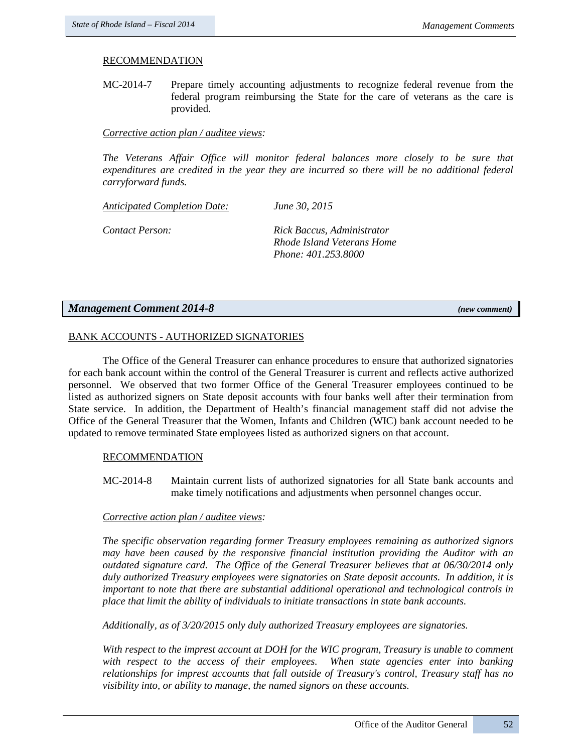RECOMMENDATION

MC-2014-7 Prepare timely accounting adjustments to recognize federal revenue from the federal program reimbursing the State for the care of veterans as the care is provided.

*Corrective action plan / auditee views:*

*The Veterans Affair Office will monitor federal balances more closely to be sure that expenditures are credited in the year they are incurred so there will be no additional federal carryforward funds.*

*Anticipated Completion Date:* *June 30, 2015*

*Contact Person:* *Rick Baccus, Administrator*
*Rhode Island Veterans Home*
*Phone: 401.253.8000*

## *Management Comment 2014-8* *(new comment)*

BANK ACCOUNTS - AUTHORIZED SIGNATORIES

The Office of the General Treasurer can enhance procedures to ensure that authorized signatories for each bank account within the control of the General Treasurer is current and reflects active authorized personnel. We observed that two former Office of the General Treasurer employees continued to be listed as authorized signers on State deposit accounts with four banks well after their termination from State service. In addition, the Department of Health's financial management staff did not advise the Office of the General Treasurer that the Women, Infants and Children (WIC) bank account needed to be updated to remove terminated State employees listed as authorized signers on that account.

RECOMMENDATION

MC-2014-8 Maintain current lists of authorized signatories for all State bank accounts and make timely notifications and adjustments when personnel changes occur.

*Corrective action plan / auditee views:*

*The specific observation regarding former Treasury employees remaining as authorized signors may have been caused by the responsive financial institution providing the Auditor with an outdated signature card. The Office of the General Treasurer believes that at 06/30/2014 only duly authorized Treasury employees were signatories on State deposit accounts. In addition, it is important to note that there are substantial additional operational and technological controls in place that limit the ability of individuals to initiate transactions in state bank accounts.*

*Additionally, as of 3/20/2015 only duly authorized Treasury employees are signatories.*

*With respect to the imprest account at DOH for the WIC program, Treasury is unable to comment with respect to the access of their employees. When state agencies enter into banking relationships for imprest accounts that fall outside of Treasury's control, Treasury staff has no visibility into, or ability to manage, the named signors on these accounts.*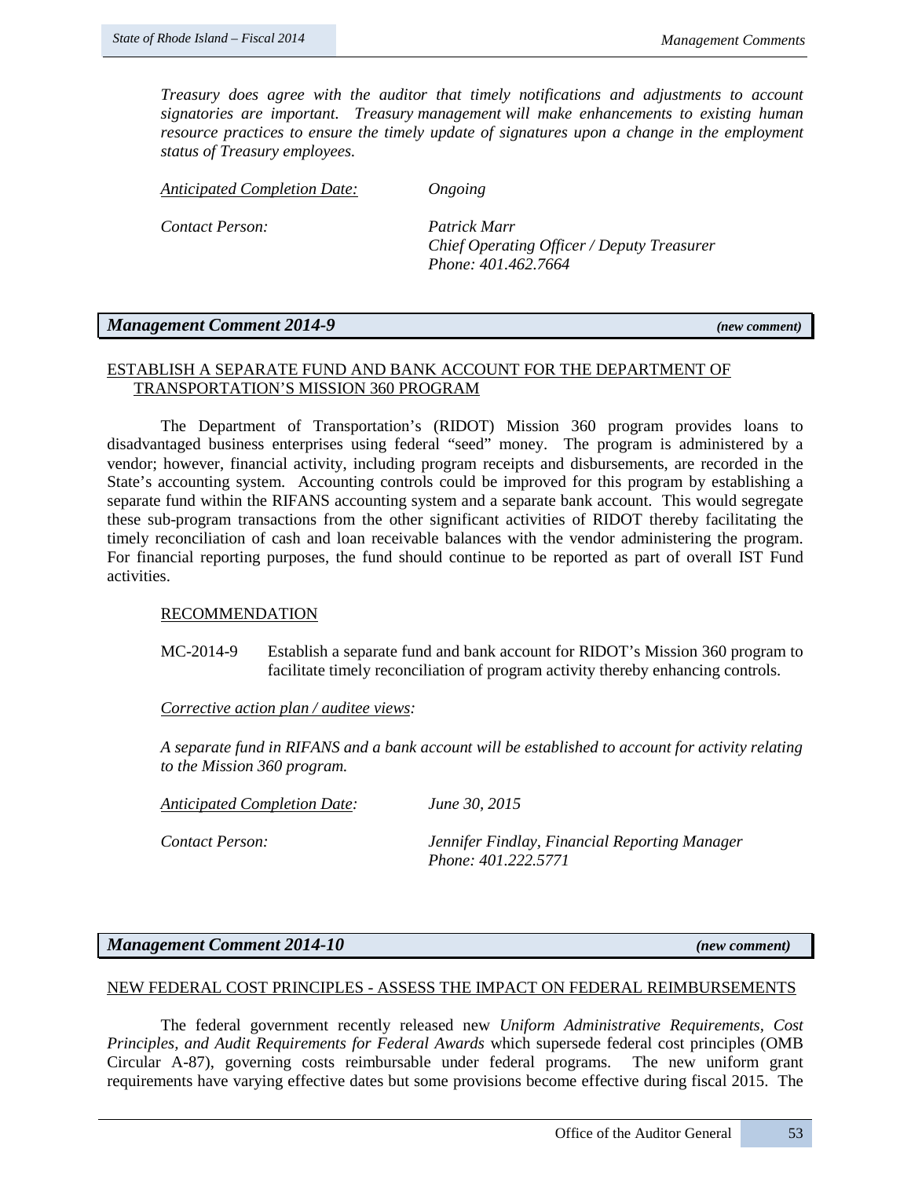*Treasury does agree with the auditor that timely notifications and adjustments to account signatories are important. Treasury management will make enhancements to existing human resource practices to ensure the timely update of signatures upon a change in the employment status of Treasury employees.*

*Anticipated Completion Date:* *Ongoing*

*Contact Person:* *Patrick Marr*
*Chief Operating Officer / Deputy Treasurer*
*Phone: 401.462.7664*

## *Management Comment 2014-9* *(new comment)*

ESTABLISH A SEPARATE FUND AND BANK ACCOUNT FOR THE DEPARTMENT OF TRANSPORTATION'S MISSION 360 PROGRAM

The Department of Transportation's (RIDOT) Mission 360 program provides loans to disadvantaged business enterprises using federal "seed" money. The program is administered by a vendor; however, financial activity, including program receipts and disbursements, are recorded in the State's accounting system. Accounting controls could be improved for this program by establishing a separate fund within the RIFANS accounting system and a separate bank account. This would segregate these sub-program transactions from the other significant activities of RIDOT thereby facilitating the timely reconciliation of cash and loan receivable balances with the vendor administering the program. For financial reporting purposes, the fund should continue to be reported as part of overall IST Fund activities.

RECOMMENDATION

MC-2014-9 Establish a separate fund and bank account for RIDOT's Mission 360 program to facilitate timely reconciliation of program activity thereby enhancing controls.

*Corrective action plan / auditee views:*

*A separate fund in RIFANS and a bank account will be established to account for activity relating to the Mission 360 program.*

*Anticipated Completion Date:* *June 30, 2015*

*Contact Person:* *Jennifer Findlay, Financial Reporting Manager*
*Phone: 401.222.5771*

## *Management Comment 2014-10* *(new comment)*

NEW FEDERAL COST PRINCIPLES - ASSESS THE IMPACT ON FEDERAL REIMBURSEMENTS

The federal government recently released new *Uniform Administrative Requirements, Cost Principles, and Audit Requirements for Federal Awards* which supersede federal cost principles (OMB Circular A-87), governing costs reimbursable under federal programs. The new uniform grant requirements have varying effective dates but some provisions become effective during fiscal 2015. The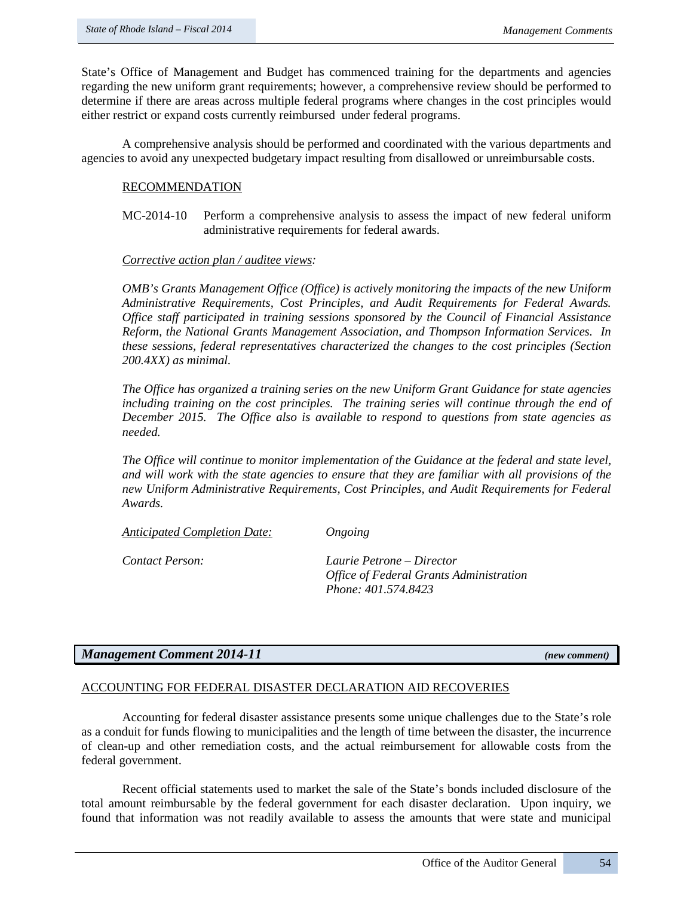State's Office of Management and Budget has commenced training for the departments and agencies regarding the new uniform grant requirements; however, a comprehensive review should be performed to determine if there are areas across multiple federal programs where changes in the cost principles would either restrict or expand costs currently reimbursed under federal programs.

A comprehensive analysis should be performed and coordinated with the various departments and agencies to avoid any unexpected budgetary impact resulting from disallowed or unreimbursable costs.

RECOMMENDATION

MC-2014-10 Perform a comprehensive analysis to assess the impact of new federal uniform administrative requirements for federal awards.

*Corrective action plan / auditee views:*

*OMB's Grants Management Office (Office) is actively monitoring the impacts of the new Uniform Administrative Requirements, Cost Principles, and Audit Requirements for Federal Awards. Office staff participated in training sessions sponsored by the Council of Financial Assistance Reform, the National Grants Management Association, and Thompson Information Services. In these sessions, federal representatives characterized the changes to the cost principles (Section 200.4XX) as minimal.*

*The Office has organized a training series on the new Uniform Grant Guidance for state agencies including training on the cost principles. The training series will continue through the end of December 2015. The Office also is available to respond to questions from state agencies as needed.*

*The Office will continue to monitor implementation of the Guidance at the federal and state level, and will work with the state agencies to ensure that they are familiar with all provisions of the new Uniform Administrative Requirements, Cost Principles, and Audit Requirements for Federal Awards.*

*Anticipated Completion Date:* *Ongoing*

*Contact Person:* *Laurie Petrone – Director*
*Office of Federal Grants Administration*
*Phone: 401.574.8423*

## Management Comment 2014-11 *(new comment)*

ACCOUNTING FOR FEDERAL DISASTER DECLARATION AID RECOVERIES

Accounting for federal disaster assistance presents some unique challenges due to the State's role as a conduit for funds flowing to municipalities and the length of time between the disaster, the incurrence of clean-up and other remediation costs, and the actual reimbursement for allowable costs from the federal government.

Recent official statements used to market the sale of the State's bonds included disclosure of the total amount reimbursable by the federal government for each disaster declaration. Upon inquiry, we found that information was not readily available to assess the amounts that were state and municipal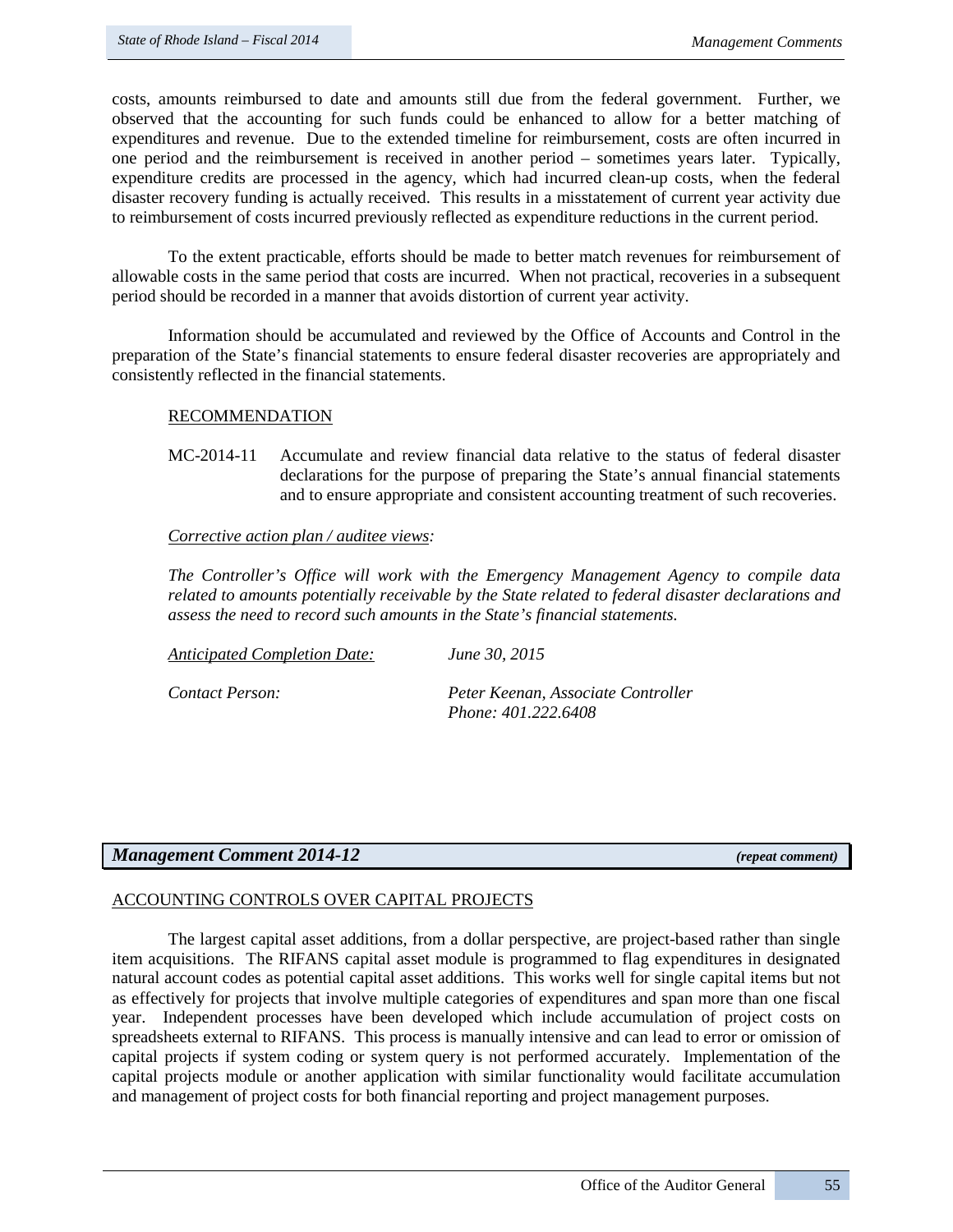costs, amounts reimbursed to date and amounts still due from the federal government. Further, we observed that the accounting for such funds could be enhanced to allow for a better matching of expenditures and revenue. Due to the extended timeline for reimbursement, costs are often incurred in one period and the reimbursement is received in another period – sometimes years later. Typically, expenditure credits are processed in the agency, which had incurred clean-up costs, when the federal disaster recovery funding is actually received. This results in a misstatement of current year activity due to reimbursement of costs incurred previously reflected as expenditure reductions in the current period.

To the extent practicable, efforts should be made to better match revenues for reimbursement of allowable costs in the same period that costs are incurred. When not practical, recoveries in a subsequent period should be recorded in a manner that avoids distortion of current year activity.

Information should be accumulated and reviewed by the Office of Accounts and Control in the preparation of the State's financial statements to ensure federal disaster recoveries are appropriately and consistently reflected in the financial statements.

RECOMMENDATION

MC-2014-11 Accumulate and review financial data relative to the status of federal disaster declarations for the purpose of preparing the State's annual financial statements and to ensure appropriate and consistent accounting treatment of such recoveries.

*Corrective action plan / auditee views:*

*The Controller's Office will work with the Emergency Management Agency to compile data related to amounts potentially receivable by the State related to federal disaster declarations and assess the need to record such amounts in the State's financial statements.*

*Anticipated Completion Date:* *June 30, 2015*

*Contact Person:* *Peter Keenan, Associate Controller*
*Phone: 401.222.6408*

## *Management Comment 2014-12* ***(repeat comment)***

ACCOUNTING CONTROLS OVER CAPITAL PROJECTS

The largest capital asset additions, from a dollar perspective, are project-based rather than single item acquisitions. The RIFANS capital asset module is programmed to flag expenditures in designated natural account codes as potential capital asset additions. This works well for single capital items but not as effectively for projects that involve multiple categories of expenditures and span more than one fiscal year. Independent processes have been developed which include accumulation of project costs on spreadsheets external to RIFANS. This process is manually intensive and can lead to error or omission of capital projects if system coding or system query is not performed accurately. Implementation of the capital projects module or another application with similar functionality would facilitate accumulation and management of project costs for both financial reporting and project management purposes.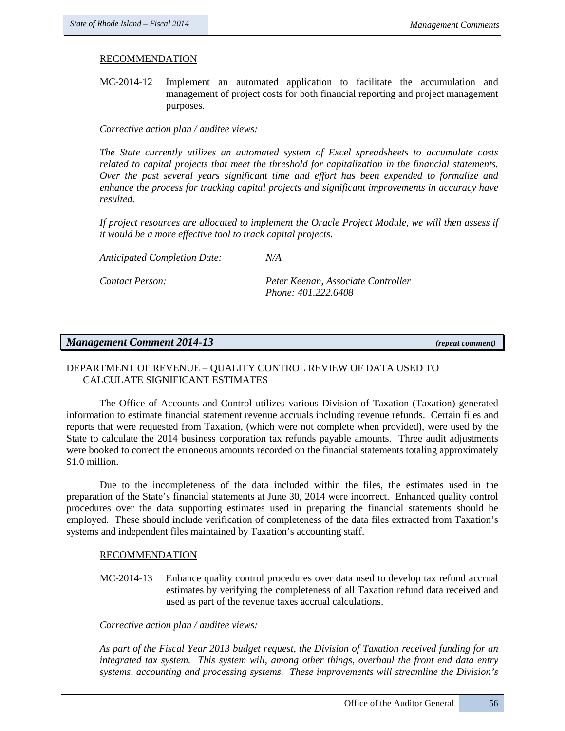RECOMMENDATION

MC-2014-12 Implement an automated application to facilitate the accumulation and management of project costs for both financial reporting and project management purposes.

*Corrective action plan / auditee views:*

*The State currently utilizes an automated system of Excel spreadsheets to accumulate costs related to capital projects that meet the threshold for capitalization in the financial statements. Over the past several years significant time and effort has been expended to formalize and enhance the process for tracking capital projects and significant improvements in accuracy have resulted.*

*If project resources are allocated to implement the Oracle Project Module, we will then assess if it would be a more effective tool to track capital projects.*

*Anticipated Completion Date:* *N/A*

*Contact Person:* *Peter Keenan, Associate Controller*
*Phone: 401.222.6408*

## Management Comment 2014-13 *(repeat comment)*

DEPARTMENT OF REVENUE – QUALITY CONTROL REVIEW OF DATA USED TO CALCULATE SIGNIFICANT ESTIMATES

The Office of Accounts and Control utilizes various Division of Taxation (Taxation) generated information to estimate financial statement revenue accruals including revenue refunds. Certain files and reports that were requested from Taxation, (which were not complete when provided), were used by the State to calculate the 2014 business corporation tax refunds payable amounts. Three audit adjustments were booked to correct the erroneous amounts recorded on the financial statements totaling approximately $1.0 million.

Due to the incompleteness of the data included within the files, the estimates used in the preparation of the State's financial statements at June 30, 2014 were incorrect. Enhanced quality control procedures over the data supporting estimates used in preparing the financial statements should be employed. These should include verification of completeness of the data files extracted from Taxation's systems and independent files maintained by Taxation's accounting staff.

RECOMMENDATION

MC-2014-13 Enhance quality control procedures over data used to develop tax refund accrual estimates by verifying the completeness of all Taxation refund data received and used as part of the revenue taxes accrual calculations.

*Corrective action plan / auditee views:*

*As part of the Fiscal Year 2013 budget request, the Division of Taxation received funding for an integrated tax system. This system will, among other things, overhaul the front end data entry systems, accounting and processing systems. These improvements will streamline the Division's*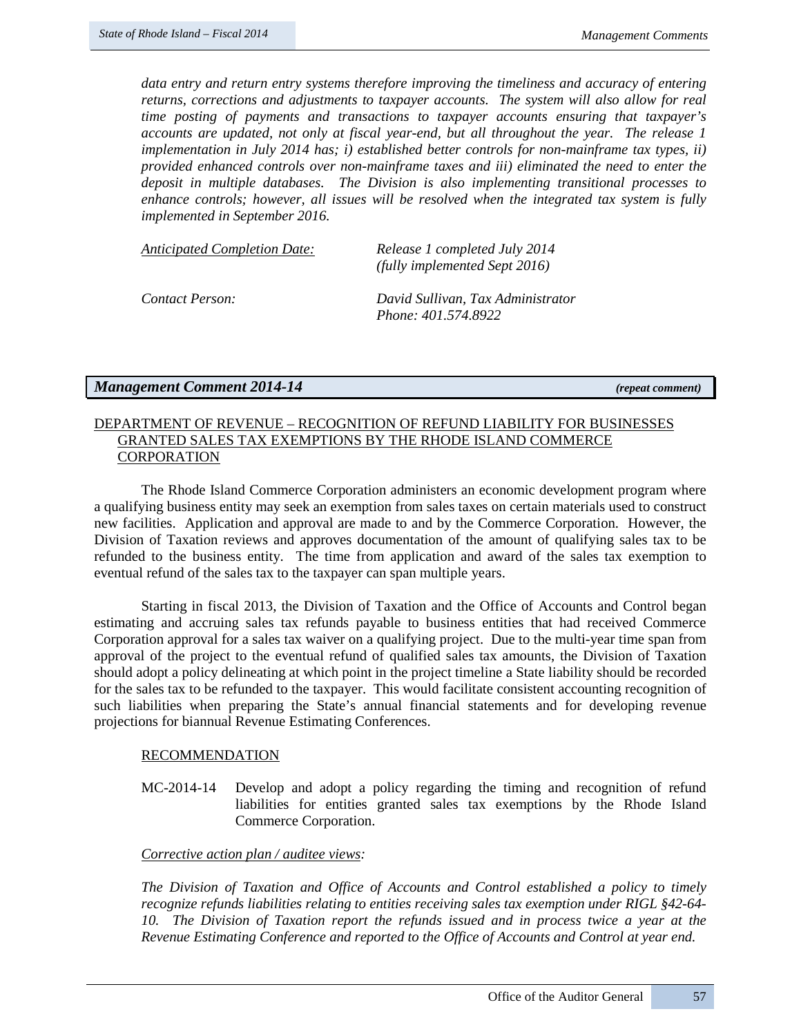*data entry and return entry systems therefore improving the timeliness and accuracy of entering returns, corrections and adjustments to taxpayer accounts. The system will also allow for real time posting of payments and transactions to taxpayer accounts ensuring that taxpayer's accounts are updated, not only at fiscal year-end, but all throughout the year. The release 1 implementation in July 2014 has; i) established better controls for non-mainframe tax types, ii) provided enhanced controls over non-mainframe taxes and iii) eliminated the need to enter the deposit in multiple databases. The Division is also implementing transitional processes to enhance controls; however, all issues will be resolved when the integrated tax system is fully implemented in September 2016.*

| | |
|---|---|
| *Anticipated Completion Date:* | *Release 1 completed July 2014 (fully implemented Sept 2016)* |
| *Contact Person:* | *David Sullivan, Tax Administrator Phone: 401.574.8922* |

## *Management Comment 2014-14* *(repeat comment)*

DEPARTMENT OF REVENUE – RECOGNITION OF REFUND LIABILITY FOR BUSINESSES GRANTED SALES TAX EXEMPTIONS BY THE RHODE ISLAND COMMERCE CORPORATION

The Rhode Island Commerce Corporation administers an economic development program where a qualifying business entity may seek an exemption from sales taxes on certain materials used to construct new facilities. Application and approval are made to and by the Commerce Corporation. However, the Division of Taxation reviews and approves documentation of the amount of qualifying sales tax to be refunded to the business entity. The time from application and award of the sales tax exemption to eventual refund of the sales tax to the taxpayer can span multiple years.

Starting in fiscal 2013, the Division of Taxation and the Office of Accounts and Control began estimating and accruing sales tax refunds payable to business entities that had received Commerce Corporation approval for a sales tax waiver on a qualifying project. Due to the multi-year time span from approval of the project to the eventual refund of qualified sales tax amounts, the Division of Taxation should adopt a policy delineating at which point in the project timeline a State liability should be recorded for the sales tax to be refunded to the taxpayer. This would facilitate consistent accounting recognition of such liabilities when preparing the State's annual financial statements and for developing revenue projections for biannual Revenue Estimating Conferences.

RECOMMENDATION

MC-2014-14 Develop and adopt a policy regarding the timing and recognition of refund liabilities for entities granted sales tax exemptions by the Rhode Island Commerce Corporation.

*Corrective action plan / auditee views:*

*The Division of Taxation and Office of Accounts and Control established a policy to timely recognize refunds liabilities relating to entities receiving sales tax exemption under RIGL §42-64-10. The Division of Taxation report the refunds issued and in process twice a year at the Revenue Estimating Conference and reported to the Office of Accounts and Control at year end.*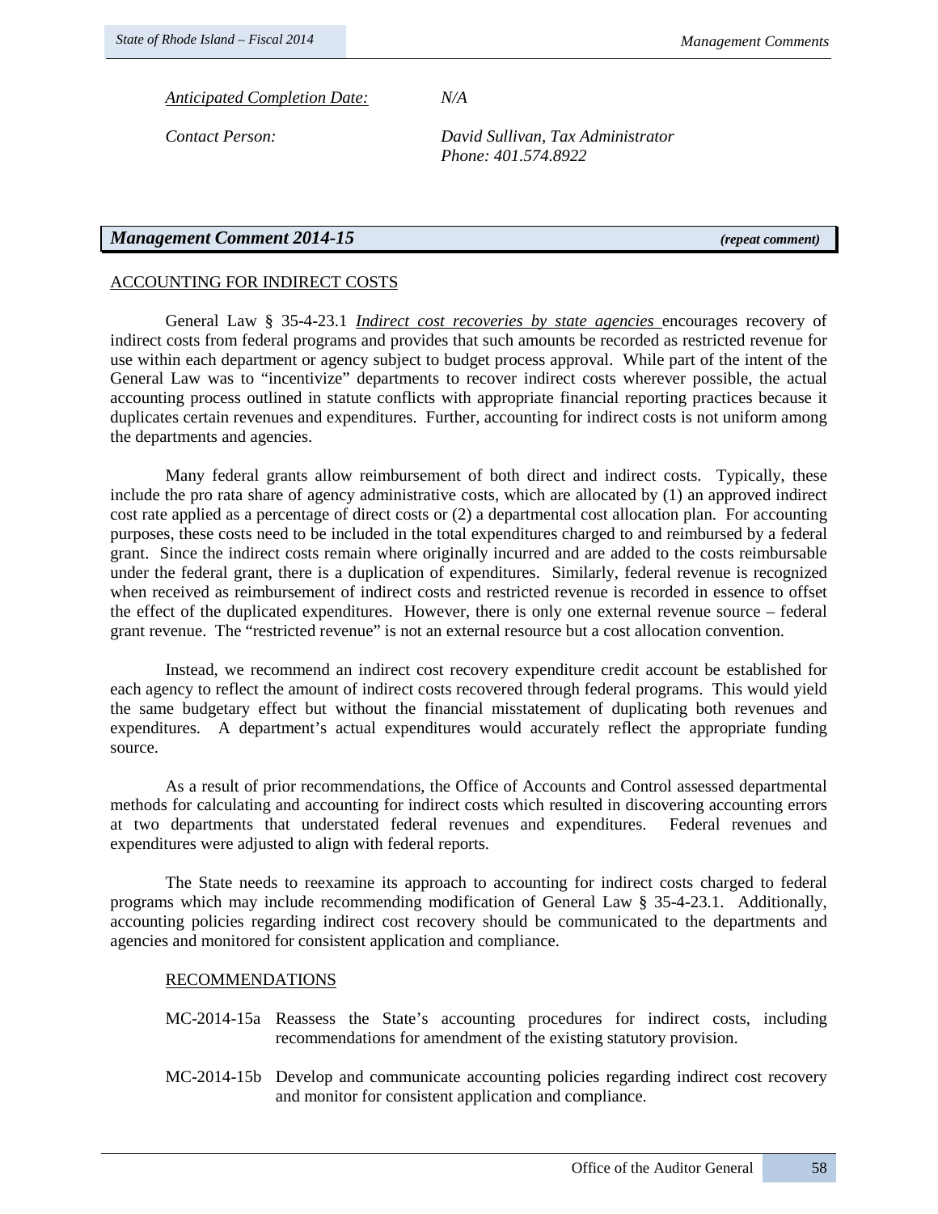*Anticipated Completion Date:* *N/A*

*Contact Person:* *David Sullivan, Tax Administrator*
*Phone: 401.574.8922*

## *Management Comment 2014-15* ***(repeat comment)***

ACCOUNTING FOR INDIRECT COSTS

General Law § 35-4-23.1 *Indirect cost recoveries by state agencies* encourages recovery of indirect costs from federal programs and provides that such amounts be recorded as restricted revenue for use within each department or agency subject to budget process approval. While part of the intent of the General Law was to "incentivize" departments to recover indirect costs wherever possible, the actual accounting process outlined in statute conflicts with appropriate financial reporting practices because it duplicates certain revenues and expenditures. Further, accounting for indirect costs is not uniform among the departments and agencies.

Many federal grants allow reimbursement of both direct and indirect costs. Typically, these include the pro rata share of agency administrative costs, which are allocated by (1) an approved indirect cost rate applied as a percentage of direct costs or (2) a departmental cost allocation plan. For accounting purposes, these costs need to be included in the total expenditures charged to and reimbursed by a federal grant. Since the indirect costs remain where originally incurred and are added to the costs reimbursable under the federal grant, there is a duplication of expenditures. Similarly, federal revenue is recognized when received as reimbursement of indirect costs and restricted revenue is recorded in essence to offset the effect of the duplicated expenditures. However, there is only one external revenue source – federal grant revenue. The "restricted revenue" is not an external resource but a cost allocation convention.

Instead, we recommend an indirect cost recovery expenditure credit account be established for each agency to reflect the amount of indirect costs recovered through federal programs. This would yield the same budgetary effect but without the financial misstatement of duplicating both revenues and expenditures. A department's actual expenditures would accurately reflect the appropriate funding source.

As a result of prior recommendations, the Office of Accounts and Control assessed departmental methods for calculating and accounting for indirect costs which resulted in discovering accounting errors at two departments that understated federal revenues and expenditures. Federal revenues and expenditures were adjusted to align with federal reports.

The State needs to reexamine its approach to accounting for indirect costs charged to federal programs which may include recommending modification of General Law § 35-4-23.1. Additionally, accounting policies regarding indirect cost recovery should be communicated to the departments and agencies and monitored for consistent application and compliance.

RECOMMENDATIONS

MC-2014-15a Reassess the State's accounting procedures for indirect costs, including recommendations for amendment of the existing statutory provision.

MC-2014-15b Develop and communicate accounting policies regarding indirect cost recovery and monitor for consistent application and compliance.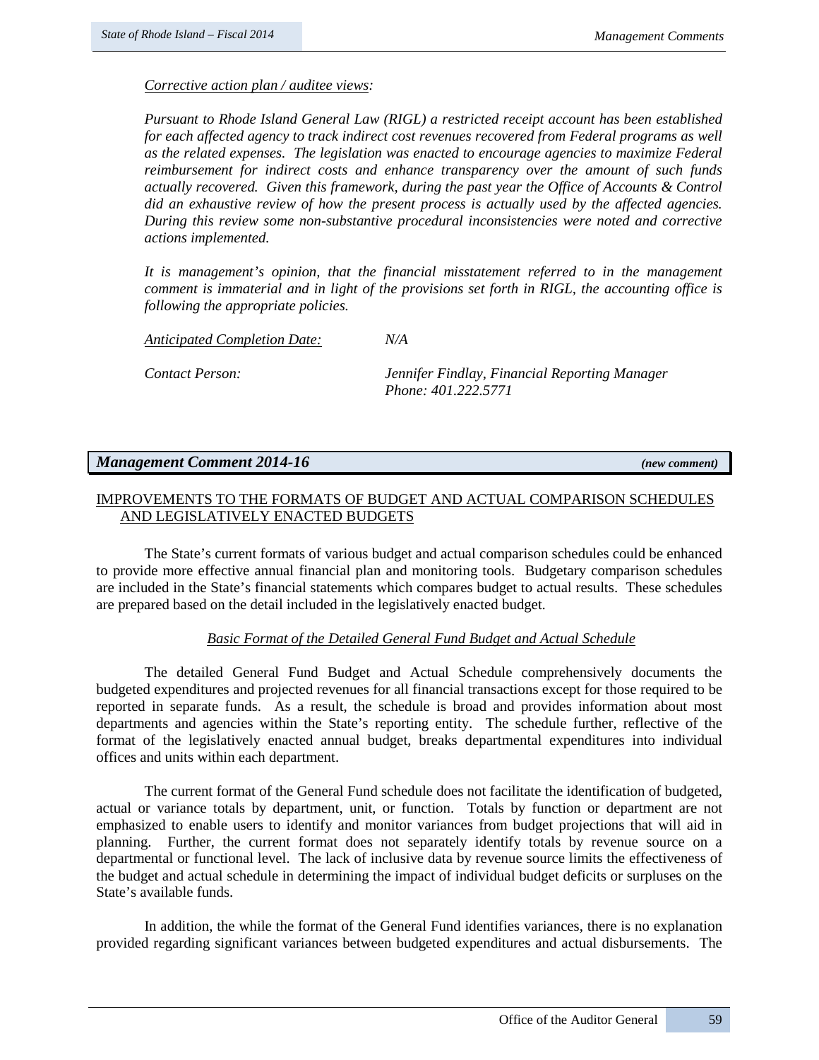*Corrective action plan / auditee views:*

*Pursuant to Rhode Island General Law (RIGL) a restricted receipt account has been established for each affected agency to track indirect cost revenues recovered from Federal programs as well as the related expenses. The legislation was enacted to encourage agencies to maximize Federal reimbursement for indirect costs and enhance transparency over the amount of such funds actually recovered. Given this framework, during the past year the Office of Accounts & Control did an exhaustive review of how the present process is actually used by the affected agencies. During this review some non-substantive procedural inconsistencies were noted and corrective actions implemented.*

*It is management's opinion, that the financial misstatement referred to in the management comment is immaterial and in light of the provisions set forth in RIGL, the accounting office is following the appropriate policies.*

*Anticipated Completion Date:* *N/A*

*Contact Person:* *Jennifer Findlay, Financial Reporting Manager*
*Phone: 401.222.5771*

## *Management Comment 2014-16* ***(new comment)***

### IMPROVEMENTS TO THE FORMATS OF BUDGET AND ACTUAL COMPARISON SCHEDULES AND LEGISLATIVELY ENACTED BUDGETS

The State's current formats of various budget and actual comparison schedules could be enhanced to provide more effective annual financial plan and monitoring tools. Budgetary comparison schedules are included in the State's financial statements which compares budget to actual results. These schedules are prepared based on the detail included in the legislatively enacted budget.

#### *Basic Format of the Detailed General Fund Budget and Actual Schedule*

The detailed General Fund Budget and Actual Schedule comprehensively documents the budgeted expenditures and projected revenues for all financial transactions except for those required to be reported in separate funds. As a result, the schedule is broad and provides information about most departments and agencies within the State's reporting entity. The schedule further, reflective of the format of the legislatively enacted annual budget, breaks departmental expenditures into individual offices and units within each department.

The current format of the General Fund schedule does not facilitate the identification of budgeted, actual or variance totals by department, unit, or function. Totals by function or department are not emphasized to enable users to identify and monitor variances from budget projections that will aid in planning. Further, the current format does not separately identify totals by revenue source on a departmental or functional level. The lack of inclusive data by revenue source limits the effectiveness of the budget and actual schedule in determining the impact of individual budget deficits or surpluses on the State's available funds.

In addition, the while the format of the General Fund identifies variances, there is no explanation provided regarding significant variances between budgeted expenditures and actual disbursements. The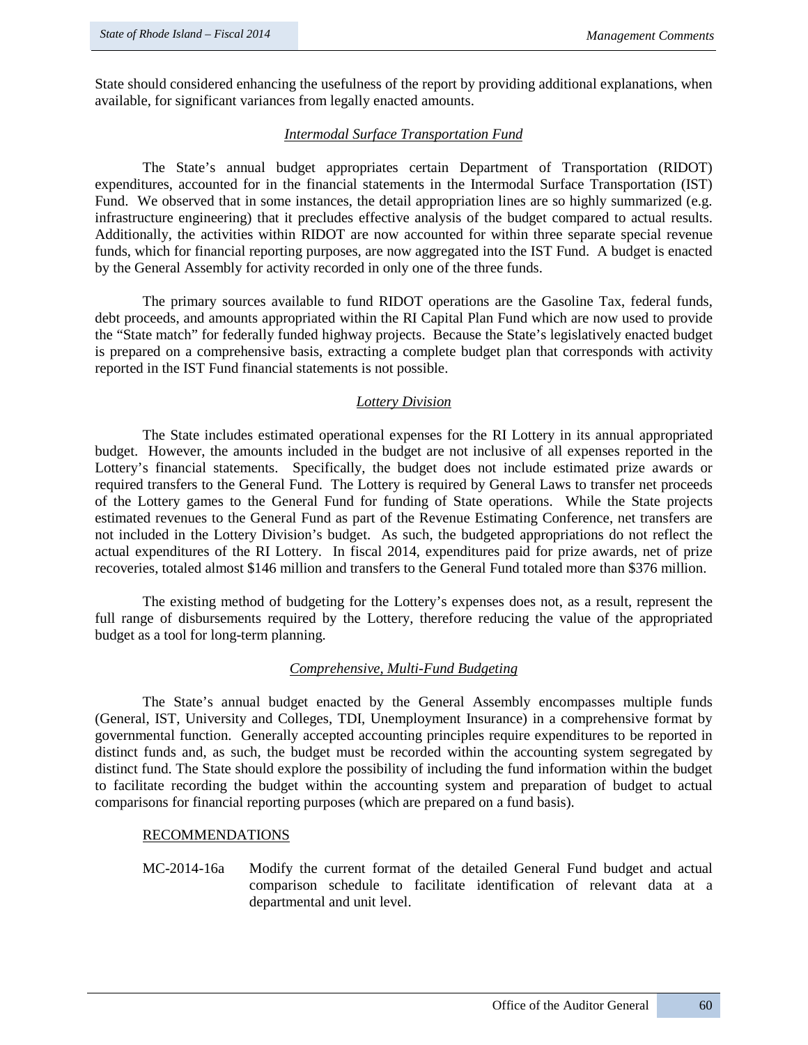State should considered enhancing the usefulness of the report by providing additional explanations, when available, for significant variances from legally enacted amounts.

### *Intermodal Surface Transportation Fund*

The State's annual budget appropriates certain Department of Transportation (RIDOT) expenditures, accounted for in the financial statements in the Intermodal Surface Transportation (IST) Fund. We observed that in some instances, the detail appropriation lines are so highly summarized (e.g. infrastructure engineering) that it precludes effective analysis of the budget compared to actual results. Additionally, the activities within RIDOT are now accounted for within three separate special revenue funds, which for financial reporting purposes, are now aggregated into the IST Fund. A budget is enacted by the General Assembly for activity recorded in only one of the three funds.

The primary sources available to fund RIDOT operations are the Gasoline Tax, federal funds, debt proceeds, and amounts appropriated within the RI Capital Plan Fund which are now used to provide the "State match" for federally funded highway projects. Because the State's legislatively enacted budget is prepared on a comprehensive basis, extracting a complete budget plan that corresponds with activity reported in the IST Fund financial statements is not possible.

### *Lottery Division*

The State includes estimated operational expenses for the RI Lottery in its annual appropriated budget. However, the amounts included in the budget are not inclusive of all expenses reported in the Lottery's financial statements. Specifically, the budget does not include estimated prize awards or required transfers to the General Fund. The Lottery is required by General Laws to transfer net proceeds of the Lottery games to the General Fund for funding of State operations. While the State projects estimated revenues to the General Fund as part of the Revenue Estimating Conference, net transfers are not included in the Lottery Division's budget. As such, the budgeted appropriations do not reflect the actual expenditures of the RI Lottery. In fiscal 2014, expenditures paid for prize awards, net of prize recoveries, totaled almost $146 million and transfers to the General Fund totaled more than $376 million.

The existing method of budgeting for the Lottery's expenses does not, as a result, represent the full range of disbursements required by the Lottery, therefore reducing the value of the appropriated budget as a tool for long-term planning.

### *Comprehensive, Multi-Fund Budgeting*

The State's annual budget enacted by the General Assembly encompasses multiple funds (General, IST, University and Colleges, TDI, Unemployment Insurance) in a comprehensive format by governmental function. Generally accepted accounting principles require expenditures to be reported in distinct funds and, as such, the budget must be recorded within the accounting system segregated by distinct fund. The State should explore the possibility of including the fund information within the budget to facilitate recording the budget within the accounting system and preparation of budget to actual comparisons for financial reporting purposes (which are prepared on a fund basis).

#### RECOMMENDATIONS

MC-2014-16a Modify the current format of the detailed General Fund budget and actual comparison schedule to facilitate identification of relevant data at a departmental and unit level.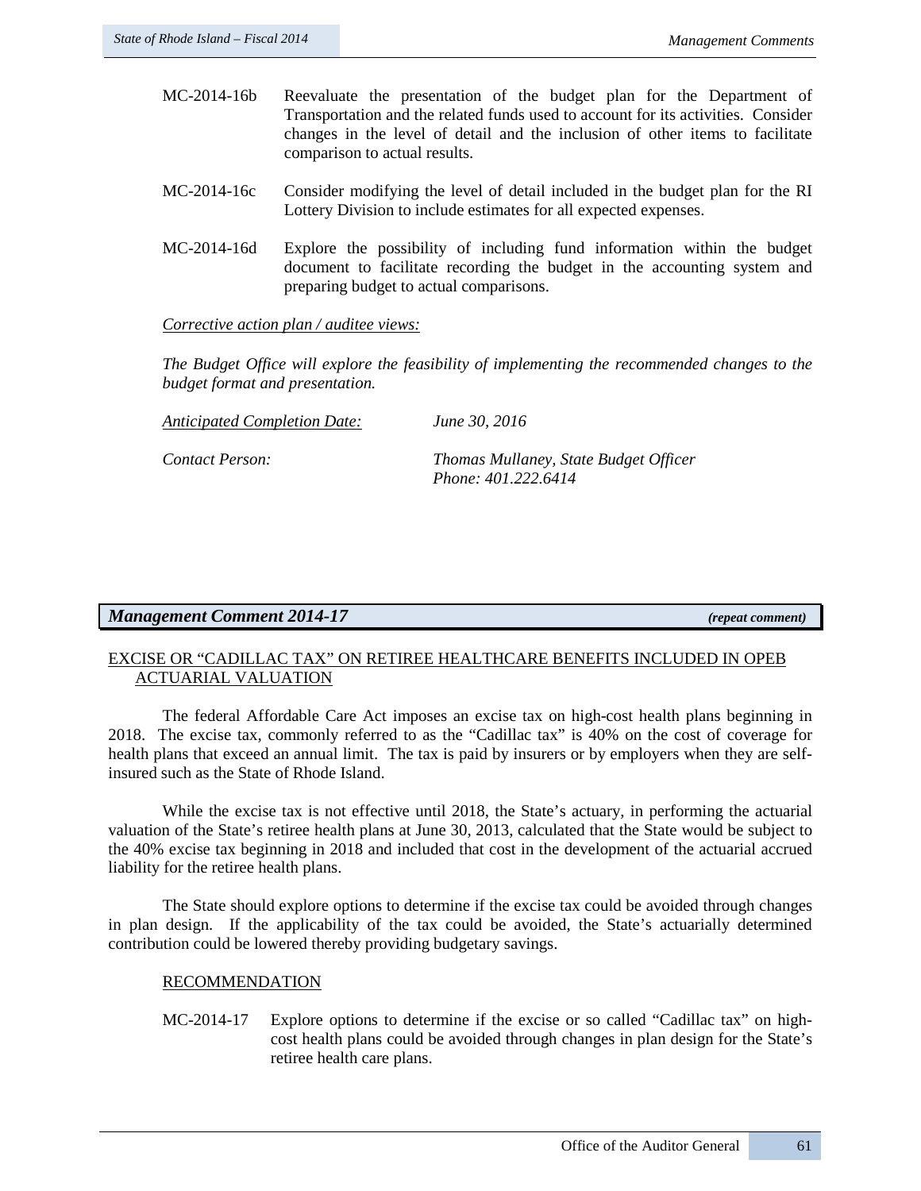MC-2014-16b Reevaluate the presentation of the budget plan for the Department of Transportation and the related funds used to account for its activities. Consider changes in the level of detail and the inclusion of other items to facilitate comparison to actual results.

MC-2014-16c Consider modifying the level of detail included in the budget plan for the RI Lottery Division to include estimates for all expected expenses.

MC-2014-16d Explore the possibility of including fund information within the budget document to facilitate recording the budget in the accounting system and preparing budget to actual comparisons.

*Corrective action plan / auditee views:*

*The Budget Office will explore the feasibility of implementing the recommended changes to the budget format and presentation.*

*Anticipated Completion Date:* *June 30, 2016*

*Contact Person:* *Thomas Mullaney, State Budget Officer*
*Phone: 401.222.6414*

## *Management Comment 2014-17* ***(repeat comment)***

EXCISE OR "CADILLAC TAX" ON RETIREE HEALTHCARE BENEFITS INCLUDED IN OPEB ACTUARIAL VALUATION

The federal Affordable Care Act imposes an excise tax on high-cost health plans beginning in 2018. The excise tax, commonly referred to as the "Cadillac tax" is 40% on the cost of coverage for health plans that exceed an annual limit. The tax is paid by insurers or by employers when they are self-insured such as the State of Rhode Island.

While the excise tax is not effective until 2018, the State's actuary, in performing the actuarial valuation of the State's retiree health plans at June 30, 2013, calculated that the State would be subject to the 40% excise tax beginning in 2018 and included that cost in the development of the actuarial accrued liability for the retiree health plans.

The State should explore options to determine if the excise tax could be avoided through changes in plan design. If the applicability of the tax could be avoided, the State's actuarially determined contribution could be lowered thereby providing budgetary savings.

RECOMMENDATION

MC-2014-17 Explore options to determine if the excise or so called "Cadillac tax" on high-cost health plans could be avoided through changes in plan design for the State's retiree health care plans.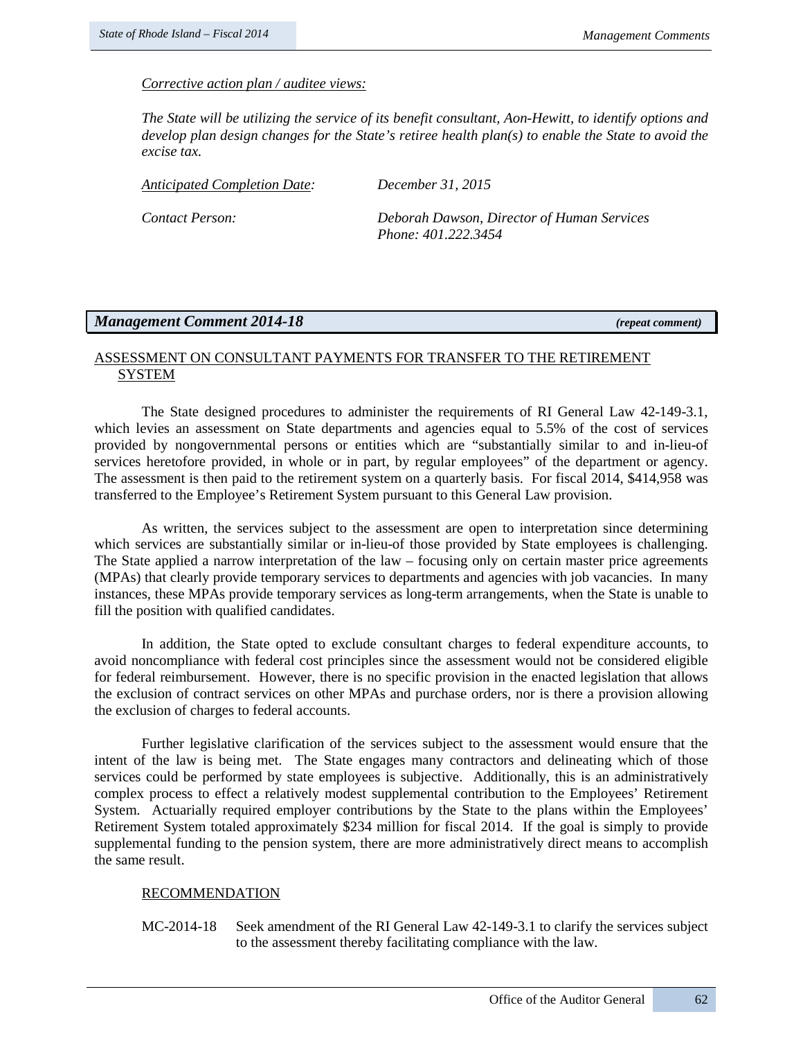*Corrective action plan / auditee views:*

*The State will be utilizing the service of its benefit consultant, Aon-Hewitt, to identify options and develop plan design changes for the State's retiree health plan(s) to enable the State to avoid the excise tax.*

*Anticipated Completion Date:* *December 31, 2015*

*Contact Person:* *Deborah Dawson, Director of Human Services*
*Phone: 401.222.3454*

## *Management Comment 2014-18* *(repeat comment)*

ASSESSMENT ON CONSULTANT PAYMENTS FOR TRANSFER TO THE RETIREMENT SYSTEM

The State designed procedures to administer the requirements of RI General Law 42-149-3.1, which levies an assessment on State departments and agencies equal to 5.5% of the cost of services provided by nongovernmental persons or entities which are "substantially similar to and in-lieu-of services heretofore provided, in whole or in part, by regular employees" of the department or agency. The assessment is then paid to the retirement system on a quarterly basis. For fiscal 2014, $414,958 was transferred to the Employee's Retirement System pursuant to this General Law provision.

As written, the services subject to the assessment are open to interpretation since determining which services are substantially similar or in-lieu-of those provided by State employees is challenging. The State applied a narrow interpretation of the law – focusing only on certain master price agreements (MPAs) that clearly provide temporary services to departments and agencies with job vacancies. In many instances, these MPAs provide temporary services as long-term arrangements, when the State is unable to fill the position with qualified candidates.

In addition, the State opted to exclude consultant charges to federal expenditure accounts, to avoid noncompliance with federal cost principles since the assessment would not be considered eligible for federal reimbursement. However, there is no specific provision in the enacted legislation that allows the exclusion of contract services on other MPAs and purchase orders, nor is there a provision allowing the exclusion of charges to federal accounts.

Further legislative clarification of the services subject to the assessment would ensure that the intent of the law is being met. The State engages many contractors and delineating which of those services could be performed by state employees is subjective. Additionally, this is an administratively complex process to effect a relatively modest supplemental contribution to the Employees' Retirement System. Actuarially required employer contributions by the State to the plans within the Employees' Retirement System totaled approximately $234 million for fiscal 2014. If the goal is simply to provide supplemental funding to the pension system, there are more administratively direct means to accomplish the same result.

RECOMMENDATION

MC-2014-18 Seek amendment of the RI General Law 42-149-3.1 to clarify the services subject to the assessment thereby facilitating compliance with the law.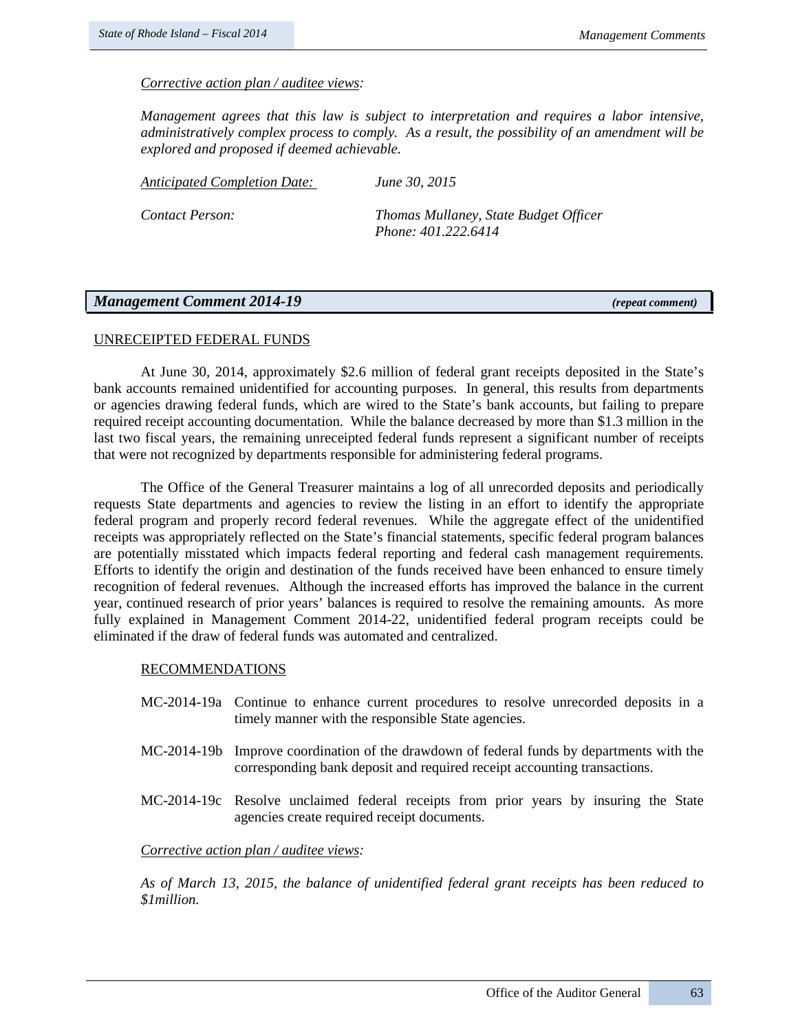*Corrective action plan / auditee views:*

*Management agrees that this law is subject to interpretation and requires a labor intensive, administratively complex process to comply. As a result, the possibility of an amendment will be explored and proposed if deemed achievable.*

*Anticipated Completion Date:* *June 30, 2015*

*Contact Person:* *Thomas Mullaney, State Budget Officer*
*Phone: 401.222.6414*

## *Management Comment 2014-19* ***(repeat comment)***

UNRECEIPTED FEDERAL FUNDS

At June 30, 2014, approximately $2.6 million of federal grant receipts deposited in the State's bank accounts remained unidentified for accounting purposes. In general, this results from departments or agencies drawing federal funds, which are wired to the State's bank accounts, but failing to prepare required receipt accounting documentation. While the balance decreased by more than $1.3 million in the last two fiscal years, the remaining unreceipted federal funds represent a significant number of receipts that were not recognized by departments responsible for administering federal programs.

The Office of the General Treasurer maintains a log of all unrecorded deposits and periodically requests State departments and agencies to review the listing in an effort to identify the appropriate federal program and properly record federal revenues. While the aggregate effect of the unidentified receipts was appropriately reflected on the State's financial statements, specific federal program balances are potentially misstated which impacts federal reporting and federal cash management requirements. Efforts to identify the origin and destination of the funds received have been enhanced to ensure timely recognition of federal revenues. Although the increased efforts has improved the balance in the current year, continued research of prior years' balances is required to resolve the remaining amounts. As more fully explained in Management Comment 2014-22, unidentified federal program receipts could be eliminated if the draw of federal funds was automated and centralized.

RECOMMENDATIONS

MC-2014-19a Continue to enhance current procedures to resolve unrecorded deposits in a timely manner with the responsible State agencies.

MC-2014-19b Improve coordination of the drawdown of federal funds by departments with the corresponding bank deposit and required receipt accounting transactions.

MC-2014-19c Resolve unclaimed federal receipts from prior years by insuring the State agencies create required receipt documents.

*Corrective action plan / auditee views:*

*As of March 13, 2015, the balance of unidentified federal grant receipts has been reduced to $1million.*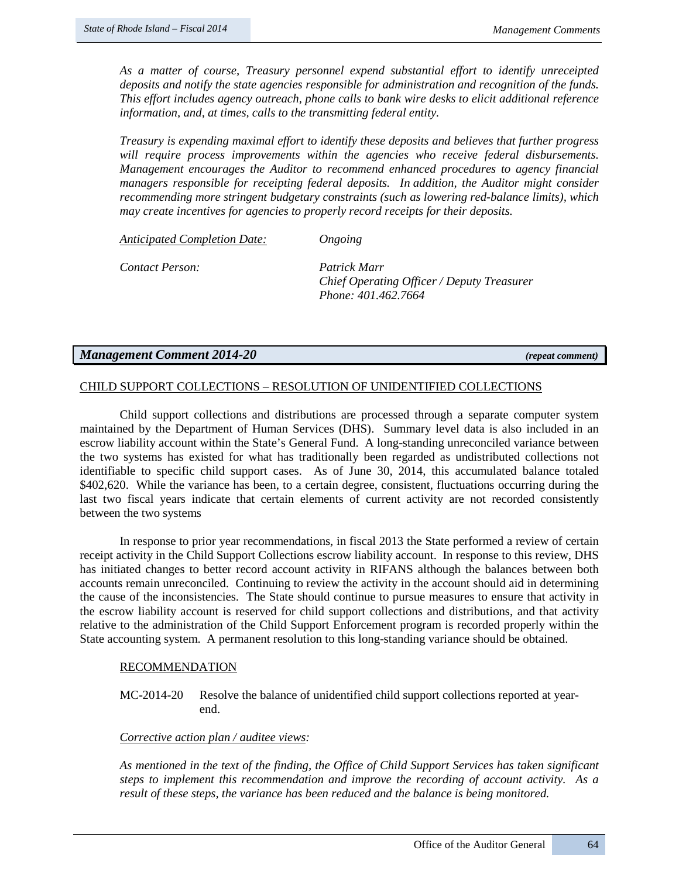*As a matter of course, Treasury personnel expend substantial effort to identify unreceipted deposits and notify the state agencies responsible for administration and recognition of the funds. This effort includes agency outreach, phone calls to bank wire desks to elicit additional reference information, and, at times, calls to the transmitting federal entity.*

*Treasury is expending maximal effort to identify these deposits and believes that further progress will require process improvements within the agencies who receive federal disbursements. Management encourages the Auditor to recommend enhanced procedures to agency financial managers responsible for receipting federal deposits. In addition, the Auditor might consider recommending more stringent budgetary constraints (such as lowering red-balance limits), which may create incentives for agencies to properly record receipts for their deposits.*

*Anticipated Completion Date:* *Ongoing*

*Contact Person:* *Patrick Marr*
*Chief Operating Officer / Deputy Treasurer*
*Phone: 401.462.7664*

## *Management Comment 2014-20* ***(repeat comment)***

CHILD SUPPORT COLLECTIONS – RESOLUTION OF UNIDENTIFIED COLLECTIONS

Child support collections and distributions are processed through a separate computer system maintained by the Department of Human Services (DHS). Summary level data is also included in an escrow liability account within the State's General Fund. A long-standing unreconciled variance between the two systems has existed for what has traditionally been regarded as undistributed collections not identifiable to specific child support cases. As of June 30, 2014, this accumulated balance totaled $402,620. While the variance has been, to a certain degree, consistent, fluctuations occurring during the last two fiscal years indicate that certain elements of current activity are not recorded consistently between the two systems

In response to prior year recommendations, in fiscal 2013 the State performed a review of certain receipt activity in the Child Support Collections escrow liability account. In response to this review, DHS has initiated changes to better record account activity in RIFANS although the balances between both accounts remain unreconciled. Continuing to review the activity in the account should aid in determining the cause of the inconsistencies. The State should continue to pursue measures to ensure that activity in the escrow liability account is reserved for child support collections and distributions, and that activity relative to the administration of the Child Support Enforcement program is recorded properly within the State accounting system. A permanent resolution to this long-standing variance should be obtained.

RECOMMENDATION

MC-2014-20 Resolve the balance of unidentified child support collections reported at year-end.

*Corrective action plan / auditee views:*

*As mentioned in the text of the finding, the Office of Child Support Services has taken significant steps to implement this recommendation and improve the recording of account activity. As a result of these steps, the variance has been reduced and the balance is being monitored.*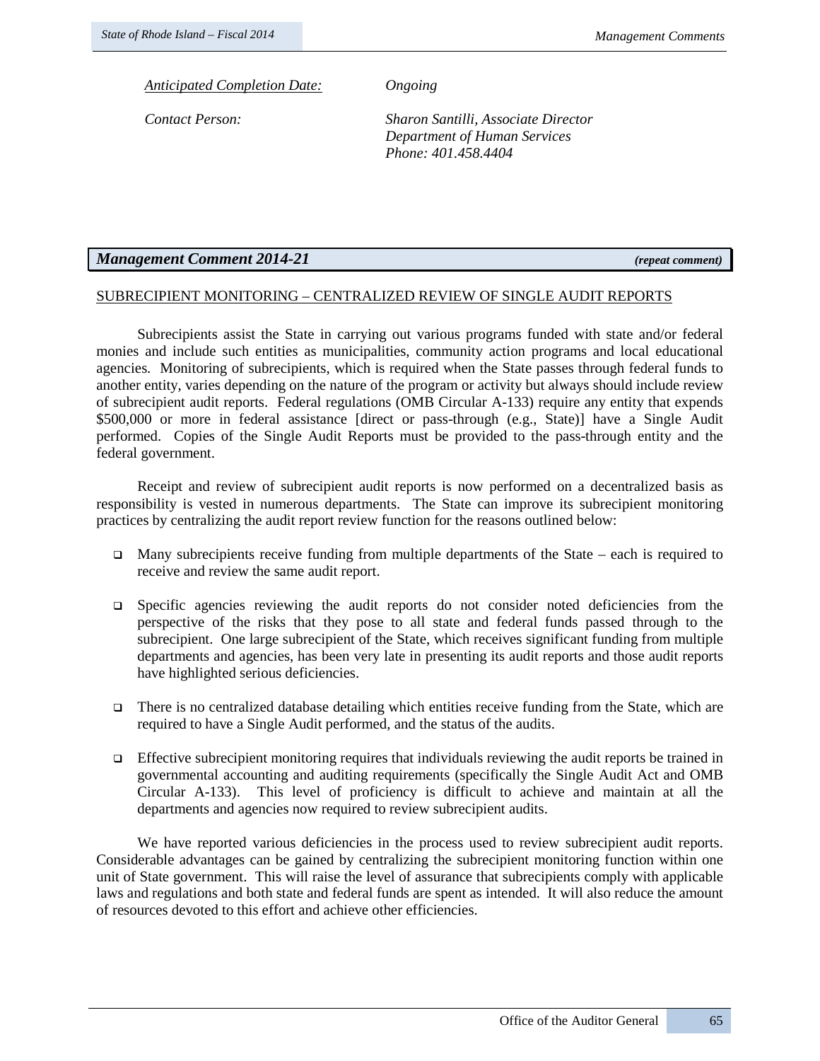*Anticipated Completion Date:* *Ongoing*

*Contact Person:* *Sharon Santilli, Associate Director*
*Department of Human Services*
*Phone: 401.458.4404*

## *Management Comment 2014-21* ***(repeat comment)***

SUBRECIPIENT MONITORING – CENTRALIZED REVIEW OF SINGLE AUDIT REPORTS

Subrecipients assist the State in carrying out various programs funded with state and/or federal monies and include such entities as municipalities, community action programs and local educational agencies. Monitoring of subrecipients, which is required when the State passes through federal funds to another entity, varies depending on the nature of the program or activity but always should include review of subrecipient audit reports. Federal regulations (OMB Circular A-133) require any entity that expends $500,000 or more in federal assistance [direct or pass-through (e.g., State)] have a Single Audit performed. Copies of the Single Audit Reports must be provided to the pass-through entity and the federal government.

Receipt and review of subrecipient audit reports is now performed on a decentralized basis as responsibility is vested in numerous departments. The State can improve its subrecipient monitoring practices by centralizing the audit report review function for the reasons outlined below:

- Many subrecipients receive funding from multiple departments of the State – each is required to receive and review the same audit report.
- Specific agencies reviewing the audit reports do not consider noted deficiencies from the perspective of the risks that they pose to all state and federal funds passed through to the subrecipient. One large subrecipient of the State, which receives significant funding from multiple departments and agencies, has been very late in presenting its audit reports and those audit reports have highlighted serious deficiencies.
- There is no centralized database detailing which entities receive funding from the State, which are required to have a Single Audit performed, and the status of the audits.
- Effective subrecipient monitoring requires that individuals reviewing the audit reports be trained in governmental accounting and auditing requirements (specifically the Single Audit Act and OMB Circular A-133). This level of proficiency is difficult to achieve and maintain at all the departments and agencies now required to review subrecipient audits.

We have reported various deficiencies in the process used to review subrecipient audit reports. Considerable advantages can be gained by centralizing the subrecipient monitoring function within one unit of State government. This will raise the level of assurance that subrecipients comply with applicable laws and regulations and both state and federal funds are spent as intended. It will also reduce the amount of resources devoted to this effort and achieve other efficiencies.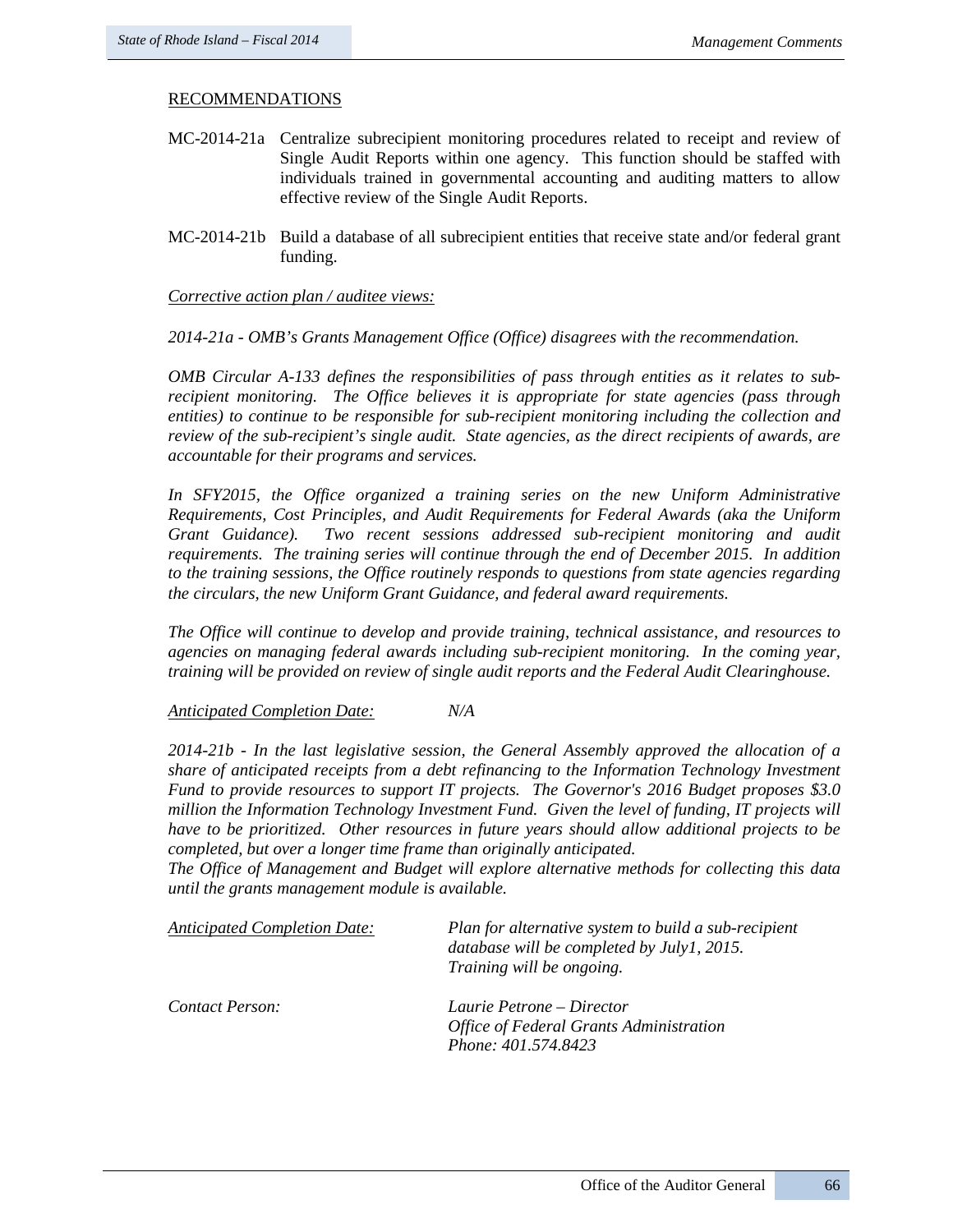RECOMMENDATIONS

MC-2014-21a Centralize subrecipient monitoring procedures related to receipt and review of Single Audit Reports within one agency. This function should be staffed with individuals trained in governmental accounting and auditing matters to allow effective review of the Single Audit Reports.

MC-2014-21b Build a database of all subrecipient entities that receive state and/or federal grant funding.

*Corrective action plan / auditee views:*

*2014-21a - OMB's Grants Management Office (Office) disagrees with the recommendation.*

*OMB Circular A-133 defines the responsibilities of pass through entities as it relates to sub-recipient monitoring. The Office believes it is appropriate for state agencies (pass through entities) to continue to be responsible for sub-recipient monitoring including the collection and review of the sub-recipient's single audit. State agencies, as the direct recipients of awards, are accountable for their programs and services.*

*In SFY2015, the Office organized a training series on the new Uniform Administrative Requirements, Cost Principles, and Audit Requirements for Federal Awards (aka the Uniform Grant Guidance). Two recent sessions addressed sub-recipient monitoring and audit requirements. The training series will continue through the end of December 2015. In addition to the training sessions, the Office routinely responds to questions from state agencies regarding the circulars, the new Uniform Grant Guidance, and federal award requirements.*

*The Office will continue to develop and provide training, technical assistance, and resources to agencies on managing federal awards including sub-recipient monitoring. In the coming year, training will be provided on review of single audit reports and the Federal Audit Clearinghouse.*

*Anticipated Completion Date:* *N/A*

*2014-21b - In the last legislative session, the General Assembly approved the allocation of a share of anticipated receipts from a debt refinancing to the Information Technology Investment Fund to provide resources to support IT projects. The Governor's 2016 Budget proposes $3.0 million the Information Technology Investment Fund. Given the level of funding, IT projects will have to be prioritized. Other resources in future years should allow additional projects to be completed, but over a longer time frame than originally anticipated.*
*The Office of Management and Budget will explore alternative methods for collecting this data until the grants management module is available.*

*Anticipated Completion Date:* *Plan for alternative system to build a sub-recipient database will be completed by July1, 2015. Training will be ongoing.*

*Contact Person:* *Laurie Petrone – Director*
*Office of Federal Grants Administration*
*Phone: 401.574.8423*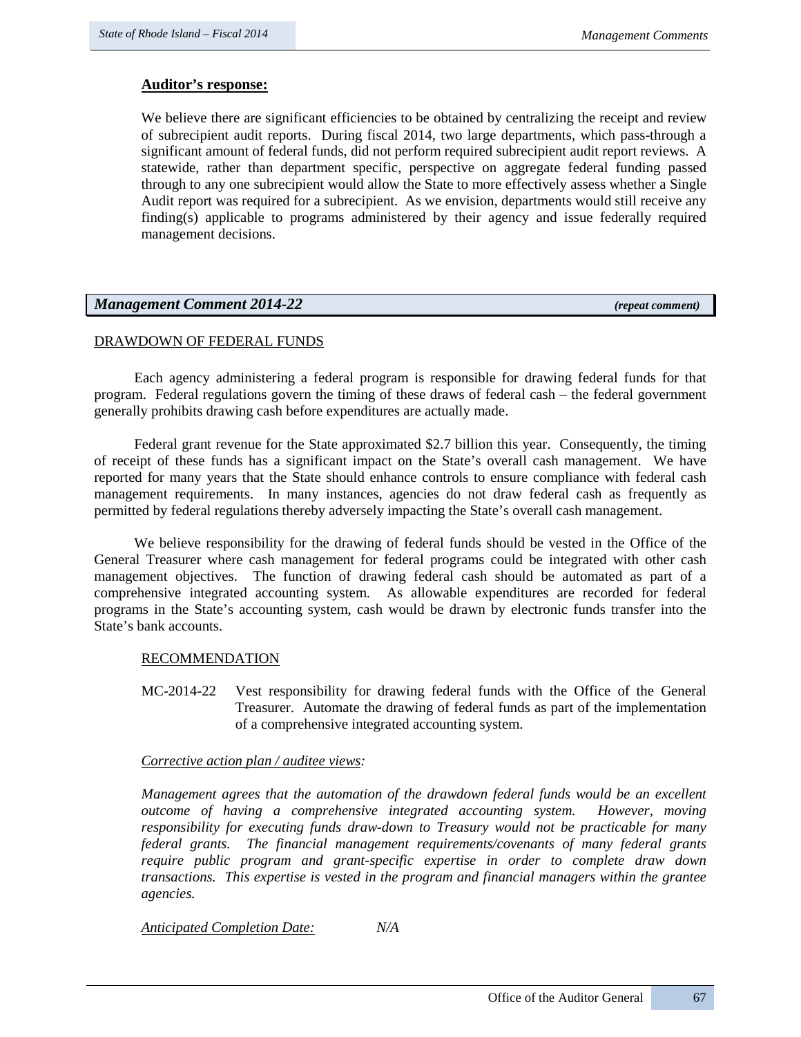**Auditor's response:**

We believe there are significant efficiencies to be obtained by centralizing the receipt and review of subrecipient audit reports. During fiscal 2014, two large departments, which pass-through a significant amount of federal funds, did not perform required subrecipient audit report reviews. A statewide, rather than department specific, perspective on aggregate federal funding passed through to any one subrecipient would allow the State to more effectively assess whether a Single Audit report was required for a subrecipient. As we envision, departments would still receive any finding(s) applicable to programs administered by their agency and issue federally required management decisions.

## *Management Comment 2014-22* ***(repeat comment)***

DRAWDOWN OF FEDERAL FUNDS

Each agency administering a federal program is responsible for drawing federal funds for that program. Federal regulations govern the timing of these draws of federal cash – the federal government generally prohibits drawing cash before expenditures are actually made.

Federal grant revenue for the State approximated $2.7 billion this year. Consequently, the timing of receipt of these funds has a significant impact on the State's overall cash management. We have reported for many years that the State should enhance controls to ensure compliance with federal cash management requirements. In many instances, agencies do not draw federal cash as frequently as permitted by federal regulations thereby adversely impacting the State's overall cash management.

We believe responsibility for the drawing of federal funds should be vested in the Office of the General Treasurer where cash management for federal programs could be integrated with other cash management objectives. The function of drawing federal cash should be automated as part of a comprehensive integrated accounting system. As allowable expenditures are recorded for federal programs in the State's accounting system, cash would be drawn by electronic funds transfer into the State's bank accounts.

RECOMMENDATION

MC-2014-22 Vest responsibility for drawing federal funds with the Office of the General Treasurer. Automate the drawing of federal funds as part of the implementation of a comprehensive integrated accounting system.

*Corrective action plan / auditee views:*

*Management agrees that the automation of the drawdown federal funds would be an excellent outcome of having a comprehensive integrated accounting system. However, moving responsibility for executing funds draw-down to Treasury would not be practicable for many federal grants. The financial management requirements/covenants of many federal grants require public program and grant-specific expertise in order to complete draw down transactions. This expertise is vested in the program and financial managers within the grantee agencies.*

*Anticipated Completion Date:* *N/A*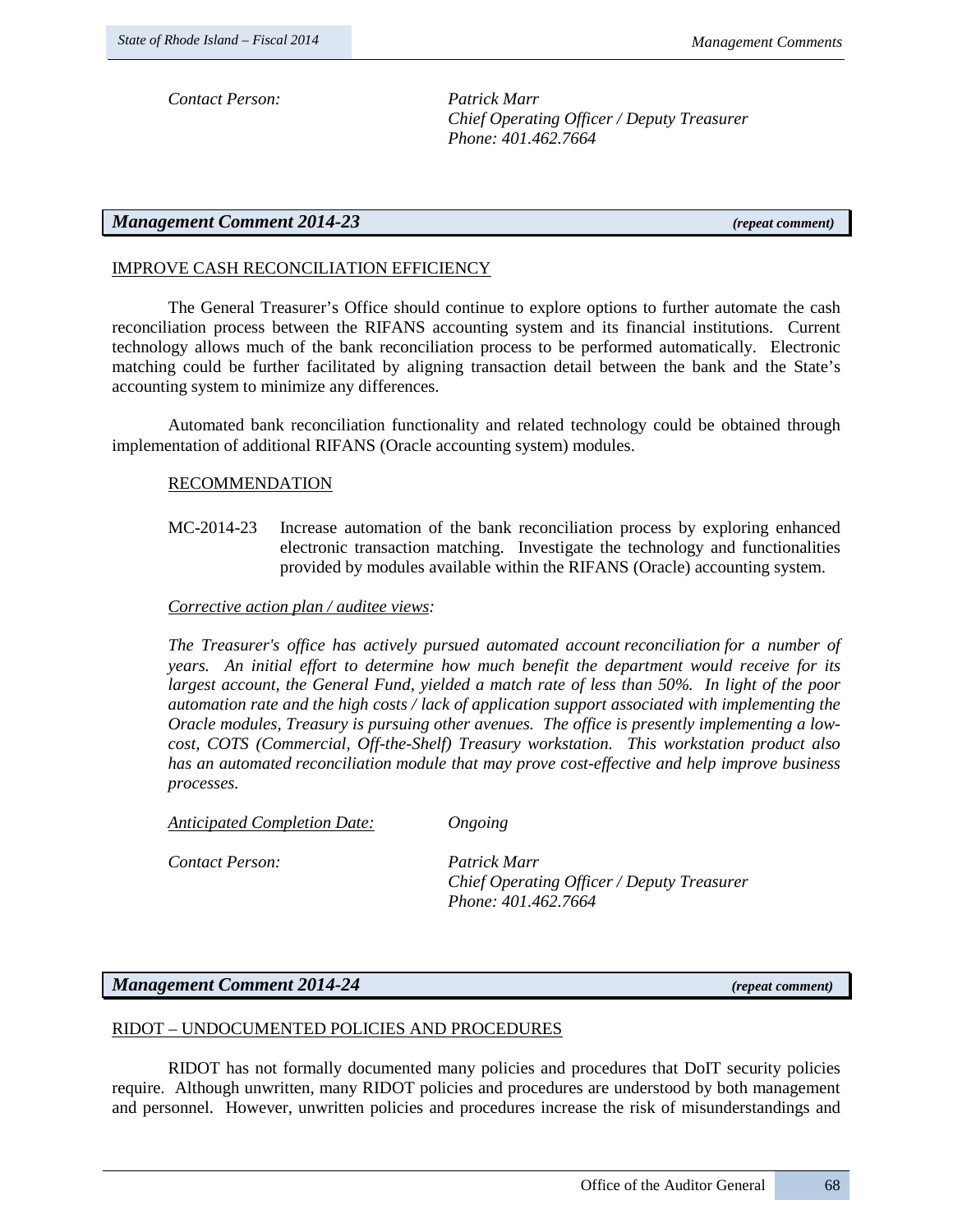*Contact Person:* *Patrick Marr*
*Chief Operating Officer / Deputy Treasurer*
*Phone: 401.462.7664*

## *Management Comment 2014-23* ***(repeat comment)***

IMPROVE CASH RECONCILIATION EFFICIENCY

The General Treasurer's Office should continue to explore options to further automate the cash reconciliation process between the RIFANS accounting system and its financial institutions. Current technology allows much of the bank reconciliation process to be performed automatically. Electronic matching could be further facilitated by aligning transaction detail between the bank and the State's accounting system to minimize any differences.

Automated bank reconciliation functionality and related technology could be obtained through implementation of additional RIFANS (Oracle accounting system) modules.

RECOMMENDATION

MC-2014-23 Increase automation of the bank reconciliation process by exploring enhanced electronic transaction matching. Investigate the technology and functionalities provided by modules available within the RIFANS (Oracle) accounting system.

*Corrective action plan / auditee views:*

*The Treasurer's office has actively pursued automated account reconciliation for a number of years. An initial effort to determine how much benefit the department would receive for its largest account, the General Fund, yielded a match rate of less than 50%. In light of the poor automation rate and the high costs / lack of application support associated with implementing the Oracle modules, Treasury is pursuing other avenues. The office is presently implementing a low-cost, COTS (Commercial, Off-the-Shelf) Treasury workstation. This workstation product also has an automated reconciliation module that may prove cost-effective and help improve business processes.*

*Anticipated Completion Date:* *Ongoing*

*Contact Person:* *Patrick Marr*
*Chief Operating Officer / Deputy Treasurer*
*Phone: 401.462.7664*

## *Management Comment 2014-24* ***(repeat comment)***

RIDOT – UNDOCUMENTED POLICIES AND PROCEDURES

RIDOT has not formally documented many policies and procedures that DoIT security policies require. Although unwritten, many RIDOT policies and procedures are understood by both management and personnel. However, unwritten policies and procedures increase the risk of misunderstandings and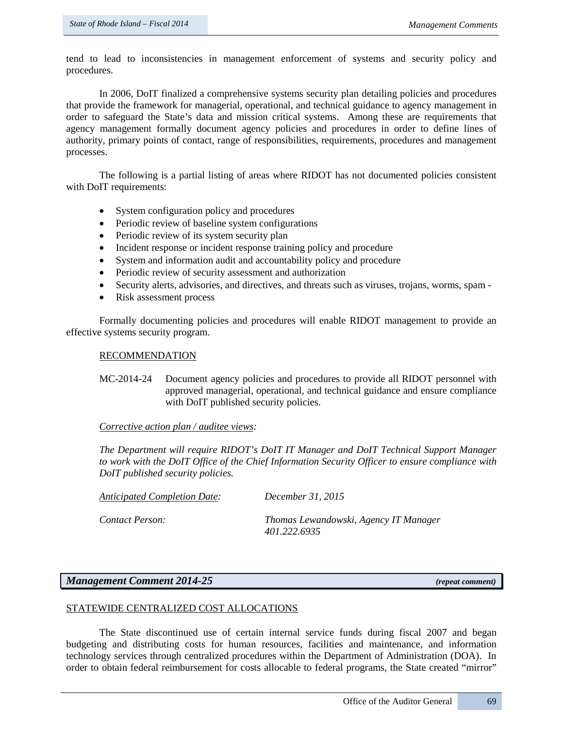tend to lead to inconsistencies in management enforcement of systems and security policy and procedures.

In 2006, DoIT finalized a comprehensive systems security plan detailing policies and procedures that provide the framework for managerial, operational, and technical guidance to agency management in order to safeguard the State's data and mission critical systems. Among these are requirements that agency management formally document agency policies and procedures in order to define lines of authority, primary points of contact, range of responsibilities, requirements, procedures and management processes.

The following is a partial listing of areas where RIDOT has not documented policies consistent with DoIT requirements:

- System configuration policy and procedures
- Periodic review of baseline system configurations
- Periodic review of its system security plan
- Incident response or incident response training policy and procedure
- System and information audit and accountability policy and procedure
- Periodic review of security assessment and authorization
- Security alerts, advisories, and directives, and threats such as viruses, trojans, worms, spam -
- Risk assessment process

Formally documenting policies and procedures will enable RIDOT management to provide an effective systems security program.

RECOMMENDATION

MC-2014-24 Document agency policies and procedures to provide all RIDOT personnel with approved managerial, operational, and technical guidance and ensure compliance with DoIT published security policies.

*Corrective action plan / auditee views:*

*The Department will require RIDOT's DoIT IT Manager and DoIT Technical Support Manager to work with the DoIT Office of the Chief Information Security Officer to ensure compliance with DoIT published security policies.*

*Anticipated Completion Date:* *December 31, 2015*

*Contact Person:* *Thomas Lewandowski, Agency IT Manager 401.222.6935*

## *Management Comment 2014-25* *(repeat comment)*

STATEWIDE CENTRALIZED COST ALLOCATIONS

The State discontinued use of certain internal service funds during fiscal 2007 and began budgeting and distributing costs for human resources, facilities and maintenance, and information technology services through centralized procedures within the Department of Administration (DOA). In order to obtain federal reimbursement for costs allocable to federal programs, the State created "mirror"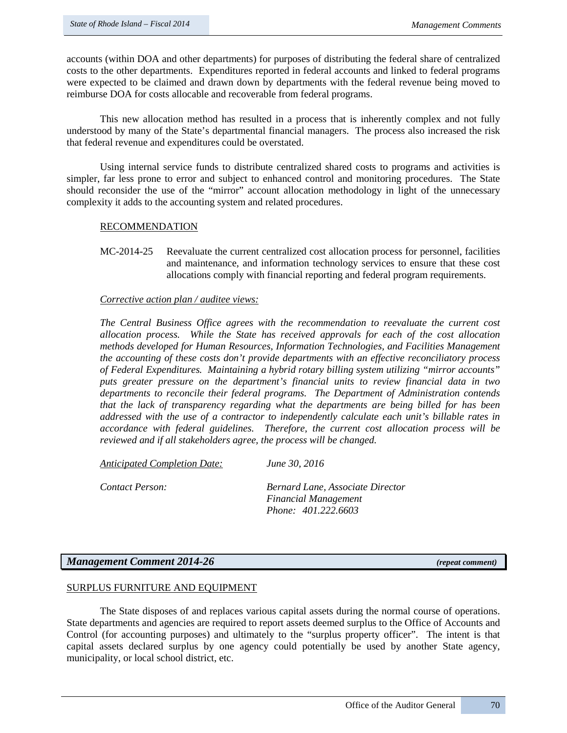accounts (within DOA and other departments) for purposes of distributing the federal share of centralized costs to the other departments. Expenditures reported in federal accounts and linked to federal programs were expected to be claimed and drawn down by departments with the federal revenue being moved to reimburse DOA for costs allocable and recoverable from federal programs.

This new allocation method has resulted in a process that is inherently complex and not fully understood by many of the State's departmental financial managers. The process also increased the risk that federal revenue and expenditures could be overstated.

Using internal service funds to distribute centralized shared costs to programs and activities is simpler, far less prone to error and subject to enhanced control and monitoring procedures. The State should reconsider the use of the "mirror" account allocation methodology in light of the unnecessary complexity it adds to the accounting system and related procedures.

RECOMMENDATION

MC-2014-25 Reevaluate the current centralized cost allocation process for personnel, facilities and maintenance, and information technology services to ensure that these cost allocations comply with financial reporting and federal program requirements.

*Corrective action plan / auditee views:*

*The Central Business Office agrees with the recommendation to reevaluate the current cost allocation process. While the State has received approvals for each of the cost allocation methods developed for Human Resources, Information Technologies, and Facilities Management the accounting of these costs don't provide departments with an effective reconciliatory process of Federal Expenditures. Maintaining a hybrid rotary billing system utilizing "mirror accounts" puts greater pressure on the department's financial units to review financial data in two departments to reconcile their federal programs. The Department of Administration contends that the lack of transparency regarding what the departments are being billed for has been addressed with the use of a contractor to independently calculate each unit's billable rates in accordance with federal guidelines. Therefore, the current cost allocation process will be reviewed and if all stakeholders agree, the process will be changed.*

*Anticipated Completion Date:* *June 30, 2016*

*Contact Person:* *Bernard Lane, Associate Director*
*Financial Management*
*Phone: 401.222.6603*

## Management Comment 2014-26 *(repeat comment)*

SURPLUS FURNITURE AND EQUIPMENT

The State disposes of and replaces various capital assets during the normal course of operations. State departments and agencies are required to report assets deemed surplus to the Office of Accounts and Control (for accounting purposes) and ultimately to the "surplus property officer". The intent is that capital assets declared surplus by one agency could potentially be used by another State agency, municipality, or local school district, etc.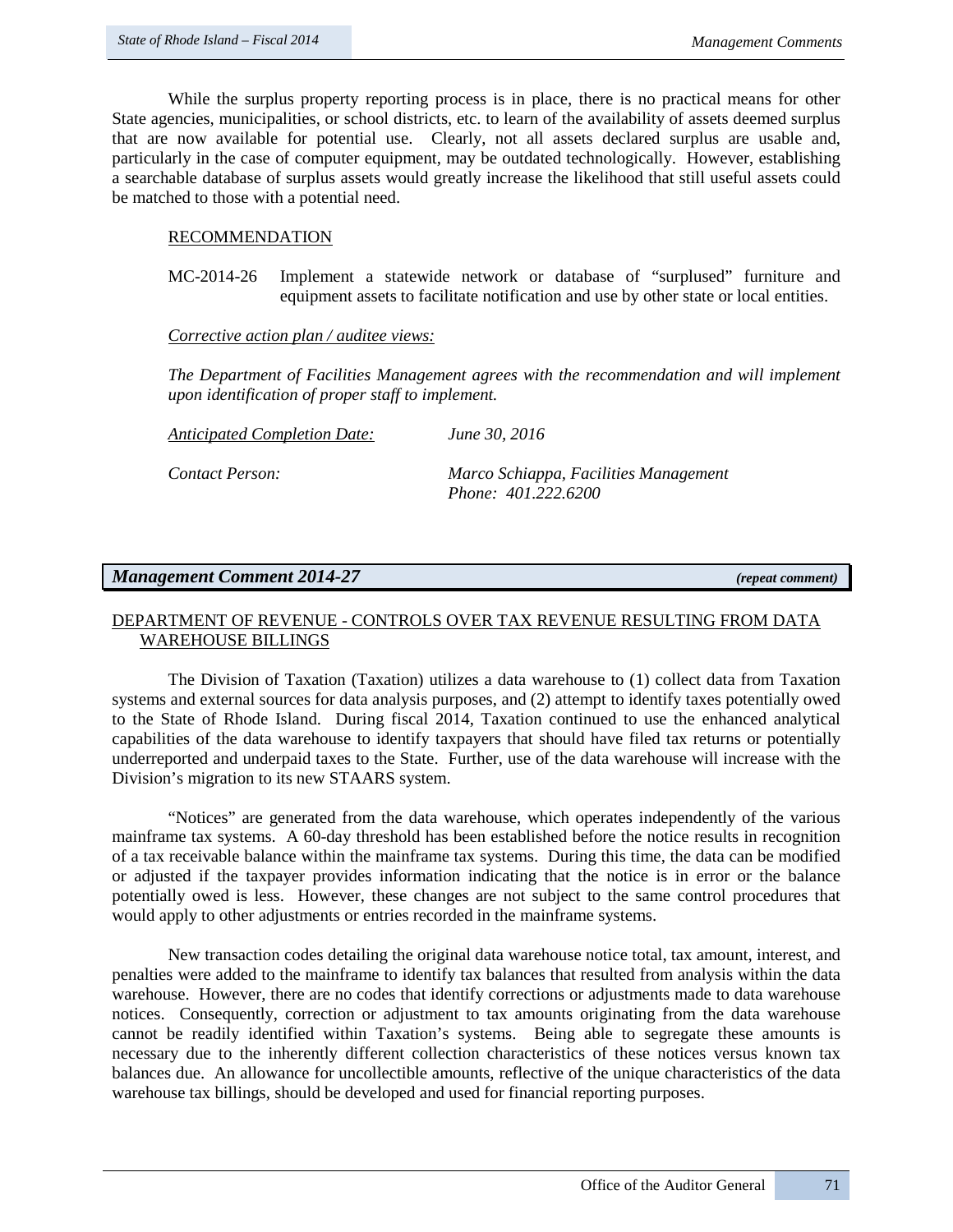While the surplus property reporting process is in place, there is no practical means for other State agencies, municipalities, or school districts, etc. to learn of the availability of assets deemed surplus that are now available for potential use. Clearly, not all assets declared surplus are usable and, particularly in the case of computer equipment, may be outdated technologically. However, establishing a searchable database of surplus assets would greatly increase the likelihood that still useful assets could be matched to those with a potential need.

RECOMMENDATION

MC-2014-26 Implement a statewide network or database of "surplused" furniture and equipment assets to facilitate notification and use by other state or local entities.

*Corrective action plan / auditee views:*

*The Department of Facilities Management agrees with the recommendation and will implement upon identification of proper staff to implement.*

*Anticipated Completion Date:* *June 30, 2016*

*Contact Person:* *Marco Schiappa, Facilities Management*
*Phone: 401.222.6200*

## *Management Comment 2014-27* ***(repeat comment)***

DEPARTMENT OF REVENUE - CONTROLS OVER TAX REVENUE RESULTING FROM DATA WAREHOUSE BILLINGS

The Division of Taxation (Taxation) utilizes a data warehouse to (1) collect data from Taxation systems and external sources for data analysis purposes, and (2) attempt to identify taxes potentially owed to the State of Rhode Island. During fiscal 2014, Taxation continued to use the enhanced analytical capabilities of the data warehouse to identify taxpayers that should have filed tax returns or potentially underreported and underpaid taxes to the State. Further, use of the data warehouse will increase with the Division's migration to its new STAARS system.

"Notices" are generated from the data warehouse, which operates independently of the various mainframe tax systems. A 60-day threshold has been established before the notice results in recognition of a tax receivable balance within the mainframe tax systems. During this time, the data can be modified or adjusted if the taxpayer provides information indicating that the notice is in error or the balance potentially owed is less. However, these changes are not subject to the same control procedures that would apply to other adjustments or entries recorded in the mainframe systems.

New transaction codes detailing the original data warehouse notice total, tax amount, interest, and penalties were added to the mainframe to identify tax balances that resulted from analysis within the data warehouse. However, there are no codes that identify corrections or adjustments made to data warehouse notices. Consequently, correction or adjustment to tax amounts originating from the data warehouse cannot be readily identified within Taxation's systems. Being able to segregate these amounts is necessary due to the inherently different collection characteristics of these notices versus known tax balances due. An allowance for uncollectible amounts, reflective of the unique characteristics of the data warehouse tax billings, should be developed and used for financial reporting purposes.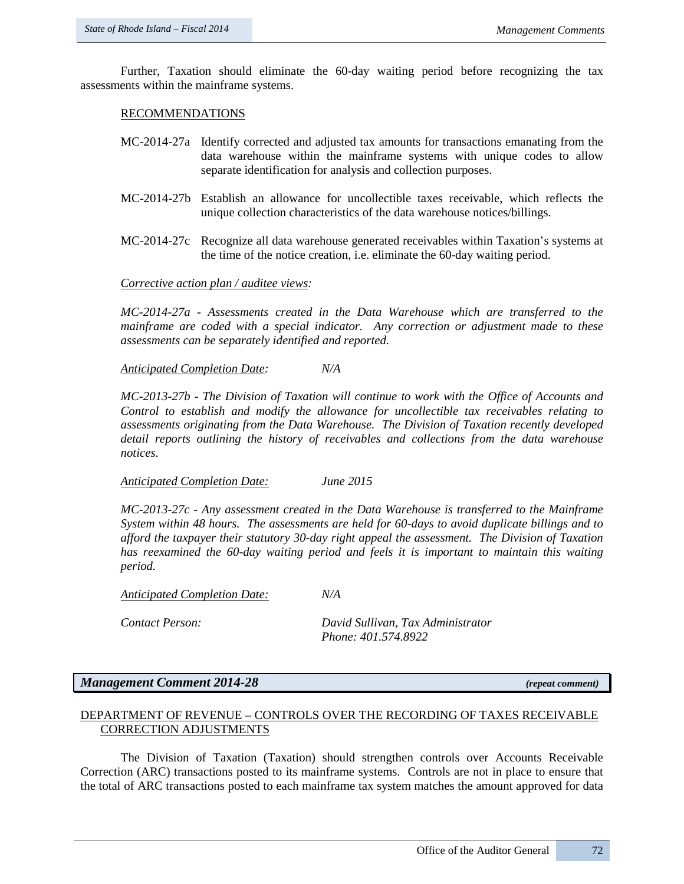Further, Taxation should eliminate the 60-day waiting period before recognizing the tax assessments within the mainframe systems.

RECOMMENDATIONS

MC-2014-27a Identify corrected and adjusted tax amounts for transactions emanating from the data warehouse within the mainframe systems with unique codes to allow separate identification for analysis and collection purposes.

MC-2014-27b Establish an allowance for uncollectible taxes receivable, which reflects the unique collection characteristics of the data warehouse notices/billings.

MC-2014-27c Recognize all data warehouse generated receivables within Taxation's systems at the time of the notice creation, i.e. eliminate the 60-day waiting period.

*Corrective action plan / auditee views:*

*MC-2014-27a - Assessments created in the Data Warehouse which are transferred to the mainframe are coded with a special indicator. Any correction or adjustment made to these assessments can be separately identified and reported.*

*Anticipated Completion Date:* *N/A*

*MC-2013-27b - The Division of Taxation will continue to work with the Office of Accounts and Control to establish and modify the allowance for uncollectible tax receivables relating to assessments originating from the Data Warehouse. The Division of Taxation recently developed detail reports outlining the history of receivables and collections from the data warehouse notices.*

*Anticipated Completion Date:* *June 2015*

*MC-2013-27c - Any assessment created in the Data Warehouse is transferred to the Mainframe System within 48 hours. The assessments are held for 60-days to avoid duplicate billings and to afford the taxpayer their statutory 30-day right appeal the assessment. The Division of Taxation has reexamined the 60-day waiting period and feels it is important to maintain this waiting period.*

*Anticipated Completion Date:* *N/A*

*Contact Person:* *David Sullivan, Tax Administrator*
*Phone: 401.574.8922*

## *Management Comment 2014-28* *(repeat comment)*

DEPARTMENT OF REVENUE – CONTROLS OVER THE RECORDING OF TAXES RECEIVABLE CORRECTION ADJUSTMENTS

The Division of Taxation (Taxation) should strengthen controls over Accounts Receivable Correction (ARC) transactions posted to its mainframe systems. Controls are not in place to ensure that the total of ARC transactions posted to each mainframe tax system matches the amount approved for data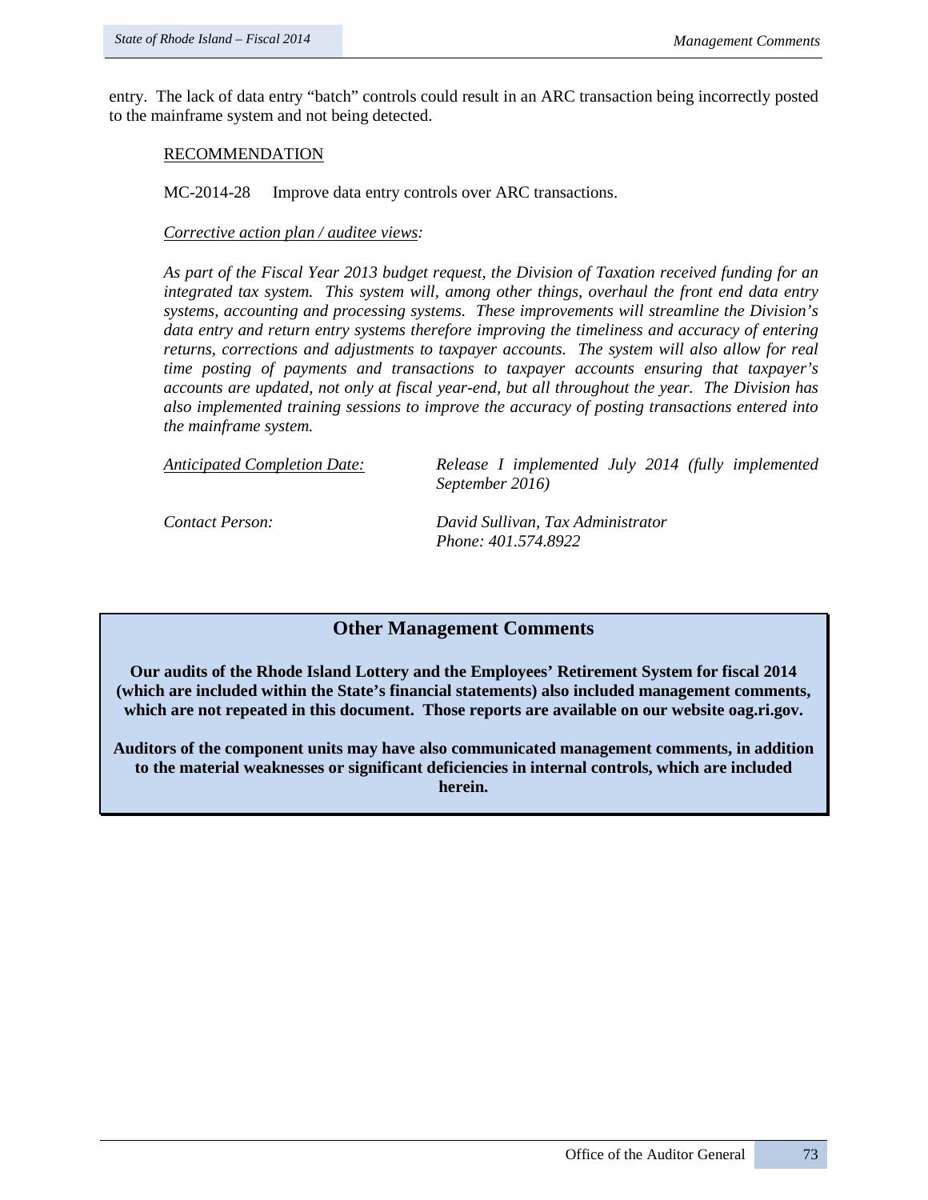entry. The lack of data entry "batch" controls could result in an ARC transaction being incorrectly posted to the mainframe system and not being detected.

RECOMMENDATION

MC-2014-28 Improve data entry controls over ARC transactions.

*Corrective action plan / auditee views:*

*As part of the Fiscal Year 2013 budget request, the Division of Taxation received funding for an integrated tax system. This system will, among other things, overhaul the front end data entry systems, accounting and processing systems. These improvements will streamline the Division's data entry and return entry systems therefore improving the timeliness and accuracy of entering returns, corrections and adjustments to taxpayer accounts. The system will also allow for real time posting of payments and transactions to taxpayer accounts ensuring that taxpayer's accounts are updated, not only at fiscal year-end, but all throughout the year. The Division has also implemented training sessions to improve the accuracy of posting transactions entered into the mainframe system.*

*Anticipated Completion Date:* *Release I implemented July 2014 (fully implemented September 2016)*

*Contact Person:* *David Sullivan, Tax Administrator*
*Phone: 401.574.8922*

## Other Management Comments

**Our audits of the Rhode Island Lottery and the Employees' Retirement System for fiscal 2014 (which are included within the State's financial statements) also included management comments, which are not repeated in this document. Those reports are available on our website oag.ri.gov.**

**Auditors of the component units may have also communicated management comments, in addition to the material weaknesses or significant deficiencies in internal controls, which are included herein.**